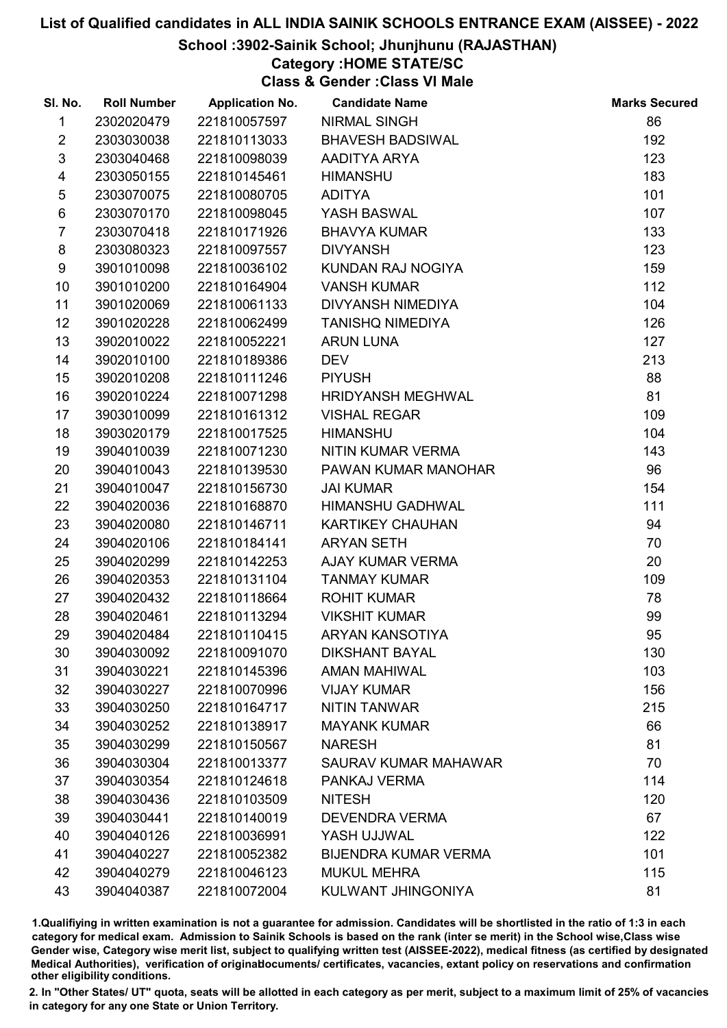# List of Qualified candidates in ALL INDIA SAINIK SCHOOLS ENTRANCE EXAM (AISSEE) - 2022

## School :3902-Sainik School; Jhunjhunu (RAJASTHAN)

### Category :HOME STATE/SC

### Class & Gender :Class VI Male

| Sl. No. | Roll Number | Application No. | Candidate Name | Marks Secured |
|---|---|---|---|---|
| 1 | 2302020479 | 221810057597 | NIRMAL SINGH | 86 |
| 2 | 2303030038 | 221810113033 | BHAVESH BADSIWAL | 192 |
| 3 | 2303040468 | 221810098039 | AADITYA ARYA | 123 |
| 4 | 2303050155 | 221810145461 | HIMANSHU | 183 |
| 5 | 2303070075 | 221810080705 | ADITYA | 101 |
| 6 | 2303070170 | 221810098045 | YASH BASWAL | 107 |
| 7 | 2303070418 | 221810171926 | BHAVYA KUMAR | 133 |
| 8 | 2303080323 | 221810097557 | DIVYANSH | 123 |
| 9 | 3901010098 | 221810036102 | KUNDAN RAJ NOGIYA | 159 |
| 10 | 3901010200 | 221810164904 | VANSH KUMAR | 112 |
| 11 | 3901020069 | 221810061133 | DIVYANSH NIMEDIYA | 104 |
| 12 | 3901020228 | 221810062499 | TANISHQ NIMEDIYA | 126 |
| 13 | 3902010022 | 221810052221 | ARUN LUNA | 127 |
| 14 | 3902010100 | 221810189386 | DEV | 213 |
| 15 | 3902010208 | 221810111246 | PIYUSH | 88 |
| 16 | 3902010224 | 221810071298 | HRIDYANSH MEGHWAL | 81 |
| 17 | 3903010099 | 221810161312 | VISHAL REGAR | 109 |
| 18 | 3903020179 | 221810017525 | HIMANSHU | 104 |
| 19 | 3904010039 | 221810071230 | NITIN KUMAR VERMA | 143 |
| 20 | 3904010043 | 221810139530 | PAWAN KUMAR MANOHAR | 96 |
| 21 | 3904010047 | 221810156730 | JAI KUMAR | 154 |
| 22 | 3904020036 | 221810168870 | HIMANSHU GADHWAL | 111 |
| 23 | 3904020080 | 221810146711 | KARTIKEY CHAUHAN | 94 |
| 24 | 3904020106 | 221810184141 | ARYAN SETH | 70 |
| 25 | 3904020299 | 221810142253 | AJAY KUMAR VERMA | 20 |
| 26 | 3904020353 | 221810131104 | TANMAY KUMAR | 109 |
| 27 | 3904020432 | 221810118664 | ROHIT KUMAR | 78 |
| 28 | 3904020461 | 221810113294 | VIKSHIT KUMAR | 99 |
| 29 | 3904020484 | 221810110415 | ARYAN KANSOTIYA | 95 |
| 30 | 3904030092 | 221810091070 | DIKSHANT BAYAL | 130 |
| 31 | 3904030221 | 221810145396 | AMAN MAHIWAL | 103 |
| 32 | 3904030227 | 221810070996 | VIJAY KUMAR | 156 |
| 33 | 3904030250 | 221810164717 | NITIN TANWAR | 215 |
| 34 | 3904030252 | 221810138917 | MAYANK KUMAR | 66 |
| 35 | 3904030299 | 221810150567 | NARESH | 81 |
| 36 | 3904030304 | 221810013377 | SAURAV KUMAR MAHAWAR | 70 |
| 37 | 3904030354 | 221810124618 | PANKAJ VERMA | 114 |
| 38 | 3904030436 | 221810103509 | NITESH | 120 |
| 39 | 3904030441 | 221810140019 | DEVENDRA VERMA | 67 |
| 40 | 3904040126 | 221810036991 | YASH UJJWAL | 122 |
| 41 | 3904040227 | 221810052382 | BIJENDRA KUMAR VERMA | 101 |
| 42 | 3904040279 | 221810046123 | MUKUL MEHRA | 115 |
| 43 | 3904040387 | 221810072004 | KULWANT JHINGONIYA | 81 |

1.Qualifying in written examination is not a guarantee for admission. Candidates will be shortlisted in the ratio of 1:3 in each category for medical exam. Admission to Sainik Schools is based on the rank (inter se merit) in the School wise,Class wise Gender wise, Category wise merit list, subject to qualifying written test (AISSEE-2022), medical fitness (as certified by designated Medical Authorities), verification of originaldocuments/ certificates, vacancies, extant policy on reservations and confirmation other eligibility conditions.

2. In "Other States/ UT" quota, seats will be allotted in each category as per merit, subject to a maximum limit of 25% of vacancies in category for any one State or Union Territory.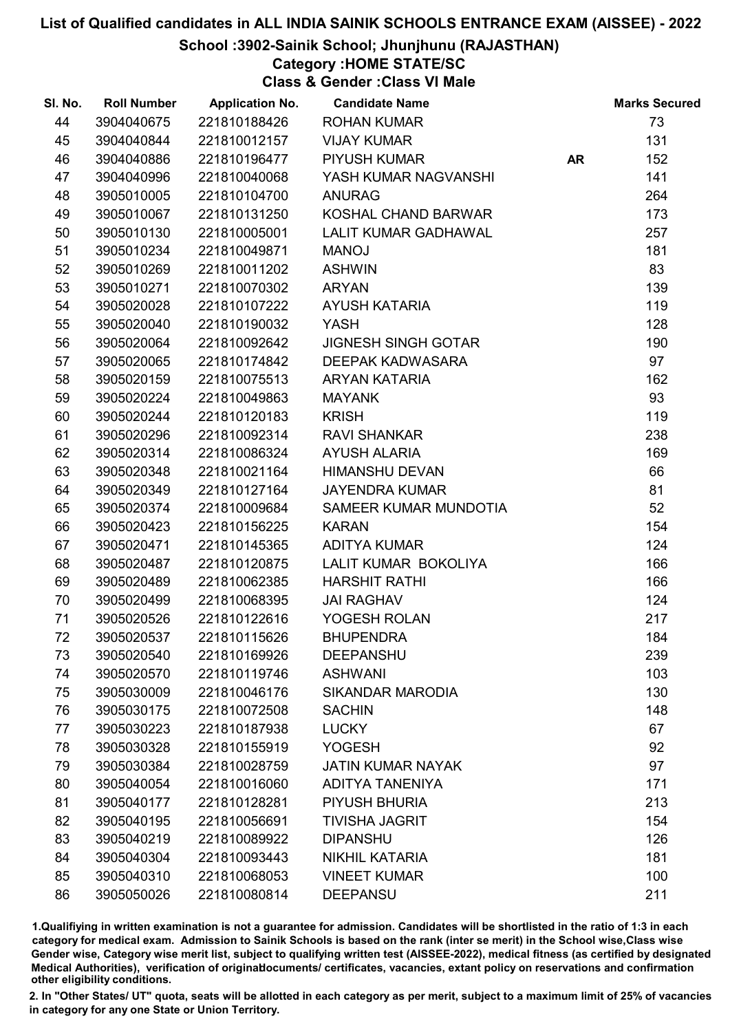# List of Qualified candidates in ALL INDIA SAINIK SCHOOLS ENTRANCE EXAM (AISSEE) - 2022

## School :3902-Sainik School; Jhunjhunu (RAJASTHAN)

### Category :HOME STATE/SC

### Class & Gender :Class VI Male

| Sl. No. | Roll Number | Application No. | Candidate Name | | Marks Secured |
|---|---|---|---|---|---|
| 44 | 3904040675 | 221810188426 | ROHAN KUMAR | | 73 |
| 45 | 3904040844 | 221810012157 | VIJAY KUMAR | | 131 |
| 46 | 3904040886 | 221810196477 | PIYUSH KUMAR | AR | 152 |
| 47 | 3904040996 | 221810040068 | YASH KUMAR NAGVANSHI | | 141 |
| 48 | 3905010005 | 221810104700 | ANURAG | | 264 |
| 49 | 3905010067 | 221810131250 | KOSHAL CHAND BARWAR | | 173 |
| 50 | 3905010130 | 221810005001 | LALIT KUMAR GADHAWAL | | 257 |
| 51 | 3905010234 | 221810049871 | MANOJ | | 181 |
| 52 | 3905010269 | 221810011202 | ASHWIN | | 83 |
| 53 | 3905010271 | 221810070302 | ARYAN | | 139 |
| 54 | 3905020028 | 221810107222 | AYUSH KATARIA | | 119 |
| 55 | 3905020040 | 221810190032 | YASH | | 128 |
| 56 | 3905020064 | 221810092642 | JIGNESH SINGH GOTAR | | 190 |
| 57 | 3905020065 | 221810174842 | DEEPAK KADWASARA | | 97 |
| 58 | 3905020159 | 221810075513 | ARYAN KATARIA | | 162 |
| 59 | 3905020224 | 221810049863 | MAYANK | | 93 |
| 60 | 3905020244 | 221810120183 | KRISH | | 119 |
| 61 | 3905020296 | 221810092314 | RAVI SHANKAR | | 238 |
| 62 | 3905020314 | 221810086324 | AYUSH ALARIA | | 169 |
| 63 | 3905020348 | 221810021164 | HIMANSHU DEVAN | | 66 |
| 64 | 3905020349 | 221810127164 | JAYENDRA KUMAR | | 81 |
| 65 | 3905020374 | 221810009684 | SAMEER KUMAR MUNDOTIA | | 52 |
| 66 | 3905020423 | 221810156225 | KARAN | | 154 |
| 67 | 3905020471 | 221810145365 | ADITYA KUMAR | | 124 |
| 68 | 3905020487 | 221810120875 | LALIT KUMAR BOKOLIYA | | 166 |
| 69 | 3905020489 | 221810062385 | HARSHIT RATHI | | 166 |
| 70 | 3905020499 | 221810068395 | JAI RAGHAV | | 124 |
| 71 | 3905020526 | 221810122616 | YOGESH ROLAN | | 217 |
| 72 | 3905020537 | 221810115626 | BHUPENDRA | | 184 |
| 73 | 3905020540 | 221810169926 | DEEPANSHU | | 239 |
| 74 | 3905020570 | 221810119746 | ASHWANI | | 103 |
| 75 | 3905030009 | 221810046176 | SIKANDAR MARODIA | | 130 |
| 76 | 3905030175 | 221810072508 | SACHIN | | 148 |
| 77 | 3905030223 | 221810187938 | LUCKY | | 67 |
| 78 | 3905030328 | 221810155919 | YOGESH | | 92 |
| 79 | 3905030384 | 221810028759 | JATIN KUMAR NAYAK | | 97 |
| 80 | 3905040054 | 221810016060 | ADITYA TANENIYA | | 171 |
| 81 | 3905040177 | 221810128281 | PIYUSH BHURIA | | 213 |
| 82 | 3905040195 | 221810056691 | TIVISHA JAGRIT | | 154 |
| 83 | 3905040219 | 221810089922 | DIPANSHU | | 126 |
| 84 | 3905040304 | 221810093443 | NIKHIL KATARIA | | 181 |
| 85 | 3905040310 | 221810068053 | VINEET KUMAR | | 100 |
| 86 | 3905050026 | 221810080814 | DEEPANSU | | 211 |

1.Qualifiying in written examination is not a guarantee for admission. Candidates will be shortlisted in the ratio of 1:3 in each category for medical exam. Admission to Sainik Schools is based on the rank (inter se merit) in the School wise,Class wise Gender wise, Category wise merit list, subject to qualifying written test (AISSEE-2022), medical fitness (as certified by designated Medical Authorities), verification of originaldocuments/ certificates, vacancies, extant policy on reservations and confirmation other eligibility conditions.

2. In "Other States/ UT" quota, seats will be allotted in each category as per merit, subject to a maximum limit of 25% of vacancies in category for any one State or Union Territory.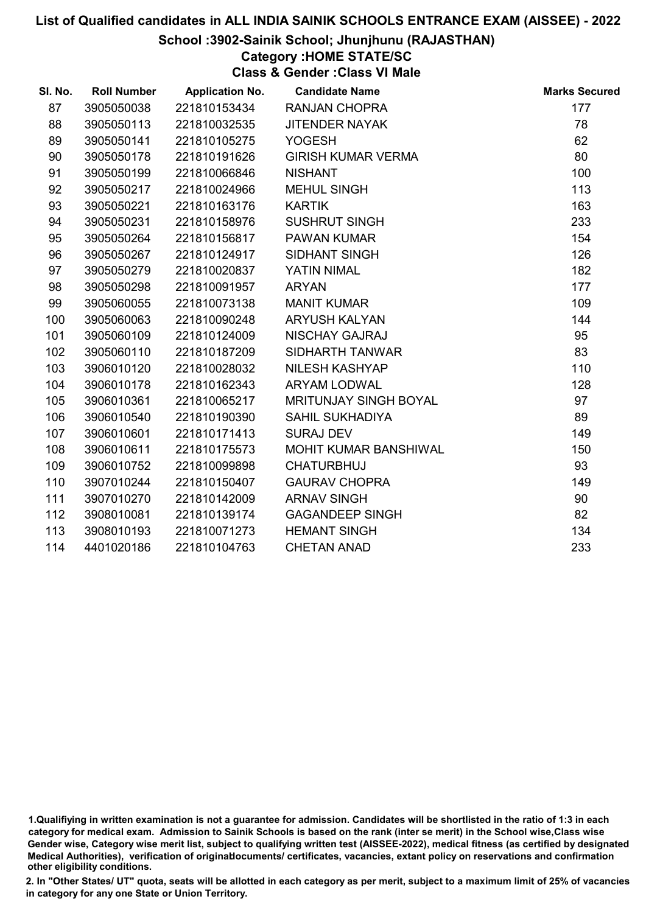# List of Qualified candidates in ALL INDIA SAINIK SCHOOLS ENTRANCE EXAM (AISSEE) - 2022

## School :3902-Sainik School; Jhunjhunu (RAJASTHAN)

### Category :HOME STATE/SC

### Class & Gender :Class VI Male

| Sl. No. | Roll Number | Application No. | Candidate Name | Marks Secured |
|---|---|---|---|---|
| 87 | 3905050038 | 221810153434 | RANJAN CHOPRA | 177 |
| 88 | 3905050113 | 221810032535 | JITENDER NAYAK | 78 |
| 89 | 3905050141 | 221810105275 | YOGESH | 62 |
| 90 | 3905050178 | 221810191626 | GIRISH KUMAR VERMA | 80 |
| 91 | 3905050199 | 221810066846 | NISHANT | 100 |
| 92 | 3905050217 | 221810024966 | MEHUL SINGH | 113 |
| 93 | 3905050221 | 221810163176 | KARTIK | 163 |
| 94 | 3905050231 | 221810158976 | SUSHRUT SINGH | 233 |
| 95 | 3905050264 | 221810156817 | PAWAN KUMAR | 154 |
| 96 | 3905050267 | 221810124917 | SIDHANT SINGH | 126 |
| 97 | 3905050279 | 221810020837 | YATIN NIMAL | 182 |
| 98 | 3905050298 | 221810091957 | ARYAN | 177 |
| 99 | 3905060055 | 221810073138 | MANIT KUMAR | 109 |
| 100 | 3905060063 | 221810090248 | ARYUSH KALYAN | 144 |
| 101 | 3905060109 | 221810124009 | NISCHAY GAJRAJ | 95 |
| 102 | 3905060110 | 221810187209 | SIDHARTH TANWAR | 83 |
| 103 | 3906010120 | 221810028032 | NILESH KASHYAP | 110 |
| 104 | 3906010178 | 221810162343 | ARYAM LODWAL | 128 |
| 105 | 3906010361 | 221810065217 | MRITUNJAY SINGH BOYAL | 97 |
| 106 | 3906010540 | 221810190390 | SAHIL SUKHADIYA | 89 |
| 107 | 3906010601 | 221810171413 | SURAJ DEV | 149 |
| 108 | 3906010611 | 221810175573 | MOHIT KUMAR BANSHIWAL | 150 |
| 109 | 3906010752 | 221810099898 | CHATURBHUJ | 93 |
| 110 | 3907010244 | 221810150407 | GAURAV CHOPRA | 149 |
| 111 | 3907010270 | 221810142009 | ARNAV SINGH | 90 |
| 112 | 3908010081 | 221810139174 | GAGANDEEP SINGH | 82 |
| 113 | 3908010193 | 221810071273 | HEMANT SINGH | 134 |
| 114 | 4401020186 | 221810104763 | CHETAN ANAD | 233 |

1.Qualifiying in written examination is not a guarantee for admission. Candidates will be shortlisted in the ratio of 1:3 in each category for medical exam. Admission to Sainik Schools is based on the rank (inter se merit) in the School wise,Class wise Gender wise, Category wise merit list, subject to qualifying written test (AISSEE-2022), medical fitness (as certified by designated Medical Authorities), verification of originaldocuments/ certificates, vacancies, extant policy on reservations and confirmation other eligibility conditions.

2. In "Other States/ UT" quota, seats will be allotted in each category as per merit, subject to a maximum limit of 25% of vacancies in category for any one State or Union Territory.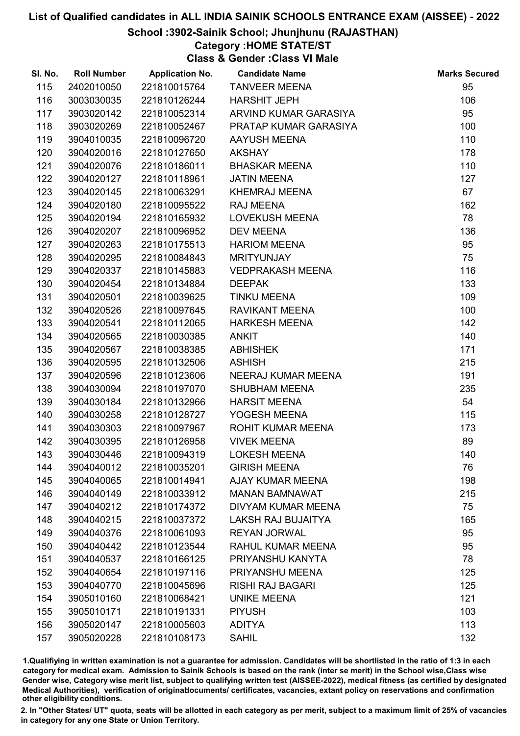# List of Qualified candidates in ALL INDIA SAINIK SCHOOLS ENTRANCE EXAM (AISSEE) - 2022

## School :3902-Sainik School; Jhunjhunu (RAJASTHAN)

### Category :HOME STATE/ST

### Class & Gender :Class VI Male

| Sl. No. | Roll Number | Application No. | Candidate Name | Marks Secured |
|---|---|---|---|---|
| 115 | 2402010050 | 221810015764 | TANVEER MEENA | 95 |
| 116 | 3003030035 | 221810126244 | HARSHIT JEPH | 106 |
| 117 | 3903020142 | 221810052314 | ARVIND KUMAR GARASIYA | 95 |
| 118 | 3903020269 | 221810052467 | PRATAP KUMAR GARASIYA | 100 |
| 119 | 3904010035 | 221810096720 | AAYUSH MEENA | 110 |
| 120 | 3904020016 | 221810127650 | AKSHAY | 178 |
| 121 | 3904020076 | 221810186011 | BHASKAR MEENA | 110 |
| 122 | 3904020127 | 221810118961 | JATIN MEENA | 127 |
| 123 | 3904020145 | 221810063291 | KHEMRAJ MEENA | 67 |
| 124 | 3904020180 | 221810095522 | RAJ MEENA | 162 |
| 125 | 3904020194 | 221810165932 | LOVEKUSH MEENA | 78 |
| 126 | 3904020207 | 221810096952 | DEV MEENA | 136 |
| 127 | 3904020263 | 221810175513 | HARIOM MEENA | 95 |
| 128 | 3904020295 | 221810084843 | MRITYUNJAY | 75 |
| 129 | 3904020337 | 221810145883 | VEDPRAKASH MEENA | 116 |
| 130 | 3904020454 | 221810134884 | DEEPAK | 133 |
| 131 | 3904020501 | 221810039625 | TINKU MEENA | 109 |
| 132 | 3904020526 | 221810097645 | RAVIKANT MEENA | 100 |
| 133 | 3904020541 | 221810112065 | HARKESH MEENA | 142 |
| 134 | 3904020565 | 221810030385 | ANKIT | 140 |
| 135 | 3904020567 | 221810038385 | ABHISHEK | 171 |
| 136 | 3904020595 | 221810132506 | ASHISH | 215 |
| 137 | 3904020596 | 221810123606 | NEERAJ KUMAR MEENA | 191 |
| 138 | 3904030094 | 221810197070 | SHUBHAM MEENA | 235 |
| 139 | 3904030184 | 221810132966 | HARSIT MEENA | 54 |
| 140 | 3904030258 | 221810128727 | YOGESH MEENA | 115 |
| 141 | 3904030303 | 221810097967 | ROHIT KUMAR MEENA | 173 |
| 142 | 3904030395 | 221810126958 | VIVEK MEENA | 89 |
| 143 | 3904030446 | 221810094319 | LOKESH MEENA | 140 |
| 144 | 3904040012 | 221810035201 | GIRISH MEENA | 76 |
| 145 | 3904040065 | 221810014941 | AJAY KUMAR MEENA | 198 |
| 146 | 3904040149 | 221810033912 | MANAN BAMNAWAT | 215 |
| 147 | 3904040212 | 221810174372 | DIVYAM KUMAR MEENA | 75 |
| 148 | 3904040215 | 221810037372 | LAKSH RAJ BUJAITYA | 165 |
| 149 | 3904040376 | 221810061093 | REYAN JORWAL | 95 |
| 150 | 3904040442 | 221810123544 | RAHUL KUMAR MEENA | 95 |
| 151 | 3904040537 | 221810166125 | PRIYANSHU KANYTA | 78 |
| 152 | 3904040654 | 221810197116 | PRIYANSHU MEENA | 125 |
| 153 | 3904040770 | 221810045696 | RISHI RAJ BAGARI | 125 |
| 154 | 3905010160 | 221810068421 | UNIKE MEENA | 121 |
| 155 | 3905010171 | 221810191331 | PIYUSH | 103 |
| 156 | 3905020147 | 221810005603 | ADITYA | 113 |
| 157 | 3905020228 | 221810108173 | SAHIL | 132 |

1.Qualifiying in written examination is not a guarantee for admission. Candidates will be shortlisted in the ratio of 1:3 in each category for medical exam. Admission to Sainik Schools is based on the rank (inter se merit) in the School wise,Class wise Gender wise, Category wise merit list, subject to qualifying written test (AISSEE-2022), medical fitness (as certified by designated Medical Authorities), verification of originaldocuments/ certificates, vacancies, extant policy on reservations and confirmation other eligibility conditions.

2. In "Other States/ UT" quota, seats will be allotted in each category as per merit, subject to a maximum limit of 25% of vacancies in category for any one State or Union Territory.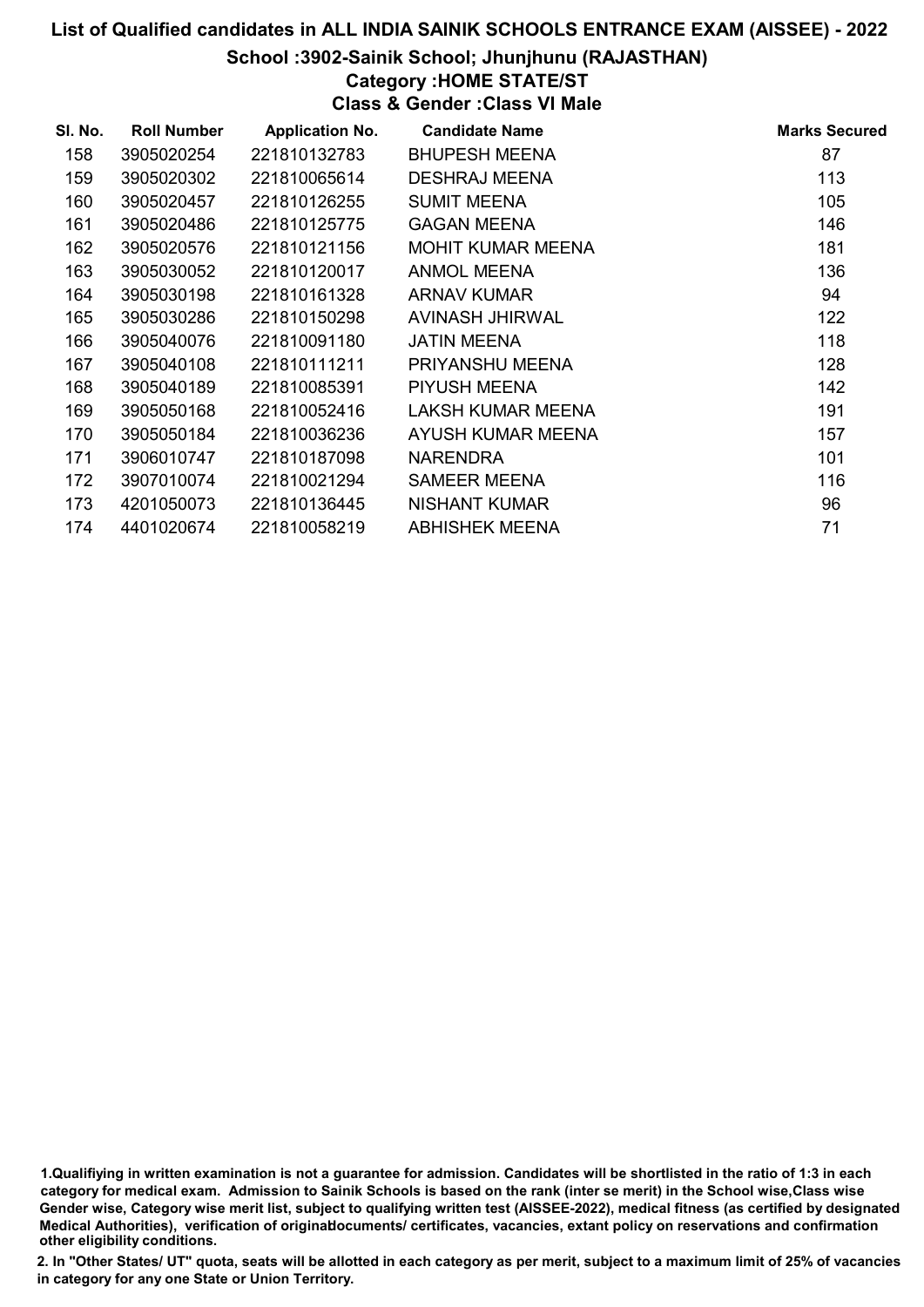# List of Qualified candidates in ALL INDIA SAINIK SCHOOLS ENTRANCE EXAM (AISSEE) - 2022

## School :3902-Sainik School; Jhunjhunu (RAJASTHAN)

### Category :HOME STATE/ST

### Class & Gender :Class VI Male

| Sl. No. | Roll Number | Application No. | Candidate Name | Marks Secured |
|---|---|---|---|---|
| 158 | 3905020254 | 221810132783 | BHUPESH MEENA | 87 |
| 159 | 3905020302 | 221810065614 | DESHRAJ MEENA | 113 |
| 160 | 3905020457 | 221810126255 | SUMIT MEENA | 105 |
| 161 | 3905020486 | 221810125775 | GAGAN MEENA | 146 |
| 162 | 3905020576 | 221810121156 | MOHIT KUMAR MEENA | 181 |
| 163 | 3905030052 | 221810120017 | ANMOL MEENA | 136 |
| 164 | 3905030198 | 221810161328 | ARNAV KUMAR | 94 |
| 165 | 3905030286 | 221810150298 | AVINASH JHIRWAL | 122 |
| 166 | 3905040076 | 221810091180 | JATIN MEENA | 118 |
| 167 | 3905040108 | 221810111211 | PRIYANSHU MEENA | 128 |
| 168 | 3905040189 | 221810085391 | PIYUSH MEENA | 142 |
| 169 | 3905050168 | 221810052416 | LAKSH KUMAR MEENA | 191 |
| 170 | 3905050184 | 221810036236 | AYUSH KUMAR MEENA | 157 |
| 171 | 3906010747 | 221810187098 | NARENDRA | 101 |
| 172 | 3907010074 | 221810021294 | SAMEER MEENA | 116 |
| 173 | 4201050073 | 221810136445 | NISHANT KUMAR | 96 |
| 174 | 4401020674 | 221810058219 | ABHISHEK MEENA | 71 |

1.Qualifiying in written examination is not a guarantee for admission. Candidates will be shortlisted in the ratio of 1:3 in each category for medical exam. Admission to Sainik Schools is based on the rank (inter se merit) in the School wise,Class wise Gender wise, Category wise merit list, subject to qualifying written test (AISSEE-2022), medical fitness (as certified by designated Medical Authorities), verification of originaldocuments/ certificates, vacancies, extant policy on reservations and confirmation other eligibility conditions.

2. In "Other States/ UT" quota, seats will be allotted in each category as per merit, subject to a maximum limit of 25% of vacancies in category for any one State or Union Territory.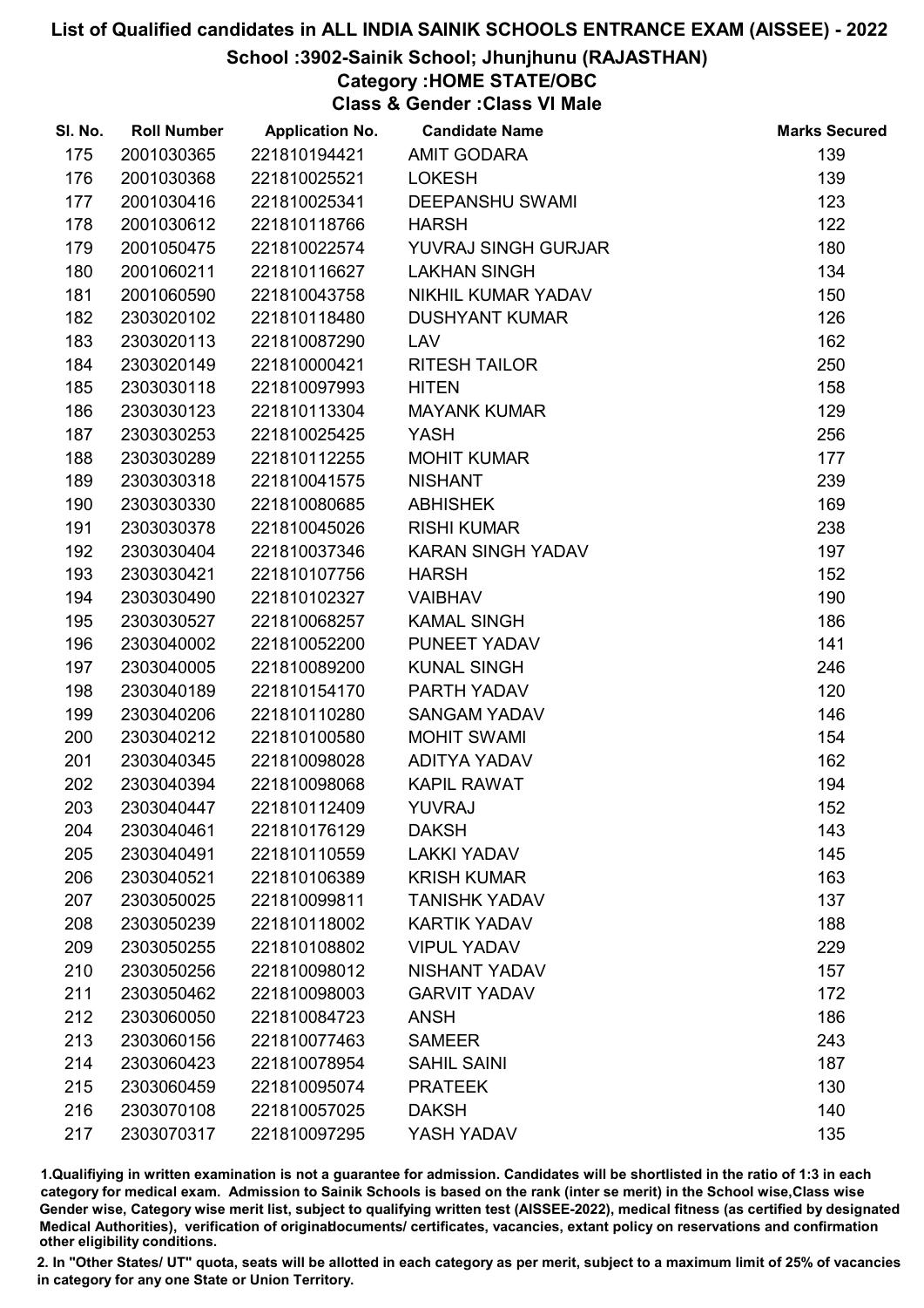# List of Qualified candidates in ALL INDIA SAINIK SCHOOLS ENTRANCE EXAM (AISSEE) - 2022

## School :3902-Sainik School; Jhunjhunu (RAJASTHAN)

### Category :HOME STATE/OBC

### Class & Gender :Class VI Male

| Sl. No. | Roll Number | Application No. | Candidate Name | Marks Secured |
|---|---|---|---|---|
| 175 | 2001030365 | 221810194421 | AMIT GODARA | 139 |
| 176 | 2001030368 | 221810025521 | LOKESH | 139 |
| 177 | 2001030416 | 221810025341 | DEEPANSHU SWAMI | 123 |
| 178 | 2001030612 | 221810118766 | HARSH | 122 |
| 179 | 2001050475 | 221810022574 | YUVRAJ SINGH GURJAR | 180 |
| 180 | 2001060211 | 221810116627 | LAKHAN SINGH | 134 |
| 181 | 2001060590 | 221810043758 | NIKHIL KUMAR YADAV | 150 |
| 182 | 2303020102 | 221810118480 | DUSHYANT KUMAR | 126 |
| 183 | 2303020113 | 221810087290 | LAV | 162 |
| 184 | 2303020149 | 221810000421 | RITESH TAILOR | 250 |
| 185 | 2303030118 | 221810097993 | HITEN | 158 |
| 186 | 2303030123 | 221810113304 | MAYANK KUMAR | 129 |
| 187 | 2303030253 | 221810025425 | YASH | 256 |
| 188 | 2303030289 | 221810112255 | MOHIT KUMAR | 177 |
| 189 | 2303030318 | 221810041575 | NISHANT | 239 |
| 190 | 2303030330 | 221810080685 | ABHISHEK | 169 |
| 191 | 2303030378 | 221810045026 | RISHI KUMAR | 238 |
| 192 | 2303030404 | 221810037346 | KARAN SINGH YADAV | 197 |
| 193 | 2303030421 | 221810107756 | HARSH | 152 |
| 194 | 2303030490 | 221810102327 | VAIBHAV | 190 |
| 195 | 2303030527 | 221810068257 | KAMAL SINGH | 186 |
| 196 | 2303040002 | 221810052200 | PUNEET YADAV | 141 |
| 197 | 2303040005 | 221810089200 | KUNAL SINGH | 246 |
| 198 | 2303040189 | 221810154170 | PARTH YADAV | 120 |
| 199 | 2303040206 | 221810110280 | SANGAM YADAV | 146 |
| 200 | 2303040212 | 221810100580 | MOHIT SWAMI | 154 |
| 201 | 2303040345 | 221810098028 | ADITYA YADAV | 162 |
| 202 | 2303040394 | 221810098068 | KAPIL RAWAT | 194 |
| 203 | 2303040447 | 221810112409 | YUVRAJ | 152 |
| 204 | 2303040461 | 221810176129 | DAKSH | 143 |
| 205 | 2303040491 | 221810110559 | LAKKI YADAV | 145 |
| 206 | 2303040521 | 221810106389 | KRISH KUMAR | 163 |
| 207 | 2303050025 | 221810099811 | TANISHK YADAV | 137 |
| 208 | 2303050239 | 221810118002 | KARTIK YADAV | 188 |
| 209 | 2303050255 | 221810108802 | VIPUL YADAV | 229 |
| 210 | 2303050256 | 221810098012 | NISHANT YADAV | 157 |
| 211 | 2303050462 | 221810098003 | GARVIT YADAV | 172 |
| 212 | 2303060050 | 221810084723 | ANSH | 186 |
| 213 | 2303060156 | 221810077463 | SAMEER | 243 |
| 214 | 2303060423 | 221810078954 | SAHIL SAINI | 187 |
| 215 | 2303060459 | 221810095074 | PRATEEK | 130 |
| 216 | 2303070108 | 221810057025 | DAKSH | 140 |
| 217 | 2303070317 | 221810097295 | YASH YADAV | 135 |

1.Qualifiying in written examination is not a guarantee for admission. Candidates will be shortlisted in the ratio of 1:3 in each category for medical exam. Admission to Sainik Schools is based on the rank (inter se merit) in the School wise,Class wise Gender wise, Category wise merit list, subject to qualifying written test (AISSEE-2022), medical fitness (as certified by designated Medical Authorities), verification of originaldocuments/ certificates, vacancies, extant policy on reservations and confirmation other eligibility conditions.

2. In "Other States/ UT" quota, seats will be allotted in each category as per merit, subject to a maximum limit of 25% of vacancies in category for any one State or Union Territory.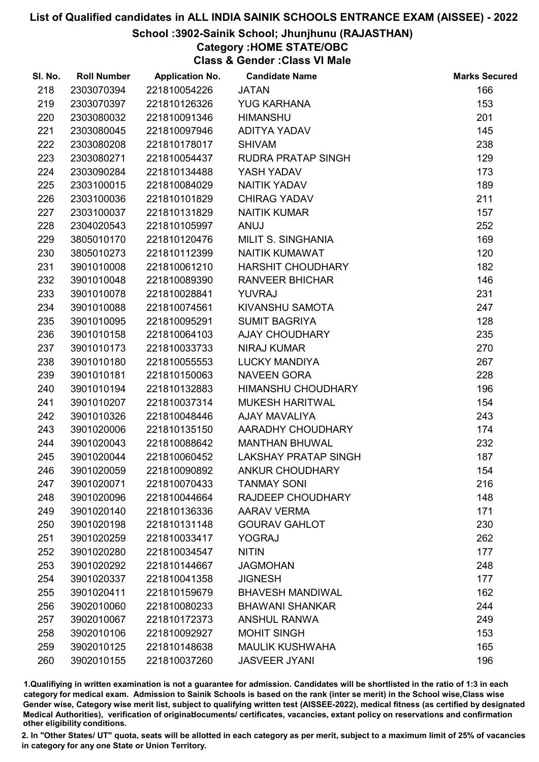# List of Qualified candidates in ALL INDIA SAINIK SCHOOLS ENTRANCE EXAM (AISSEE) - 2022

## School :3902-Sainik School; Jhunjhunu (RAJASTHAN)

### Category :HOME STATE/OBC

### Class & Gender :Class VI Male

| Sl. No. | Roll Number | Application No. | Candidate Name | Marks Secured |
|---|---|---|---|---|
| 218 | 2303070394 | 221810054226 | JATAN | 166 |
| 219 | 2303070397 | 221810126326 | YUG KARHANA | 153 |
| 220 | 2303080032 | 221810091346 | HIMANSHU | 201 |
| 221 | 2303080045 | 221810097946 | ADITYA YADAV | 145 |
| 222 | 2303080208 | 221810178017 | SHIVAM | 238 |
| 223 | 2303080271 | 221810054437 | RUDRA PRATAP SINGH | 129 |
| 224 | 2303090284 | 221810134488 | YASH YADAV | 173 |
| 225 | 2303100015 | 221810084029 | NAITIK YADAV | 189 |
| 226 | 2303100036 | 221810101829 | CHIRAG YADAV | 211 |
| 227 | 2303100037 | 221810131829 | NAITIK KUMAR | 157 |
| 228 | 2304020543 | 221810105997 | ANUJ | 252 |
| 229 | 3805010170 | 221810120476 | MILIT S. SINGHANIA | 169 |
| 230 | 3805010273 | 221810112399 | NAITIK KUMAWAT | 120 |
| 231 | 3901010008 | 221810061210 | HARSHIT CHOUDHARY | 182 |
| 232 | 3901010048 | 221810089390 | RANVEER BHICHAR | 146 |
| 233 | 3901010078 | 221810028841 | YUVRAJ | 231 |
| 234 | 3901010088 | 221810074561 | KIVANSHU SAMOTA | 247 |
| 235 | 3901010095 | 221810095291 | SUMIT BAGRIYA | 128 |
| 236 | 3901010158 | 221810064103 | AJAY CHOUDHARY | 235 |
| 237 | 3901010173 | 221810033733 | NIRAJ KUMAR | 270 |
| 238 | 3901010180 | 221810055553 | LUCKY MANDIYA | 267 |
| 239 | 3901010181 | 221810150063 | NAVEEN GORA | 228 |
| 240 | 3901010194 | 221810132883 | HIMANSHU CHOUDHARY | 196 |
| 241 | 3901010207 | 221810037314 | MUKESH HARITWAL | 154 |
| 242 | 3901010326 | 221810048446 | AJAY MAVALIYA | 243 |
| 243 | 3901020006 | 221810135150 | AARADHY CHOUDHARY | 174 |
| 244 | 3901020043 | 221810088642 | MANTHAN BHUWAL | 232 |
| 245 | 3901020044 | 221810060452 | LAKSHAY PRATAP SINGH | 187 |
| 246 | 3901020059 | 221810090892 | ANKUR CHOUDHARY | 154 |
| 247 | 3901020071 | 221810070433 | TANMAY SONI | 216 |
| 248 | 3901020096 | 221810044664 | RAJDEEP CHOUDHARY | 148 |
| 249 | 3901020140 | 221810136336 | AARAV VERMA | 171 |
| 250 | 3901020198 | 221810131148 | GOURAV GAHLOT | 230 |
| 251 | 3901020259 | 221810033417 | YOGRAJ | 262 |
| 252 | 3901020280 | 221810034547 | NITIN | 177 |
| 253 | 3901020292 | 221810144667 | JAGMOHAN | 248 |
| 254 | 3901020337 | 221810041358 | JIGNESH | 177 |
| 255 | 3901020411 | 221810159679 | BHAVESH MANDIWAL | 162 |
| 256 | 3902010060 | 221810080233 | BHAWANI SHANKAR | 244 |
| 257 | 3902010067 | 221810172373 | ANSHUL RANWA | 249 |
| 258 | 3902010106 | 221810092927 | MOHIT SINGH | 153 |
| 259 | 3902010125 | 221810148638 | MAULIK KUSHWAHA | 165 |
| 260 | 3902010155 | 221810037260 | JASVEER JYANI | 196 |

1.Qualifiying in written examination is not a guarantee for admission. Candidates will be shortlisted in the ratio of 1:3 in each category for medical exam. Admission to Sainik Schools is based on the rank (inter se merit) in the School wise,Class wise Gender wise, Category wise merit list, subject to qualifying written test (AISSEE-2022), medical fitness (as certified by designated Medical Authorities), verification of originaldocuments/ certificates, vacancies, extant policy on reservations and confirmation other eligibility conditions.

2. In "Other States/ UT" quota, seats will be allotted in each category as per merit, subject to a maximum limit of 25% of vacancies in category for any one State or Union Territory.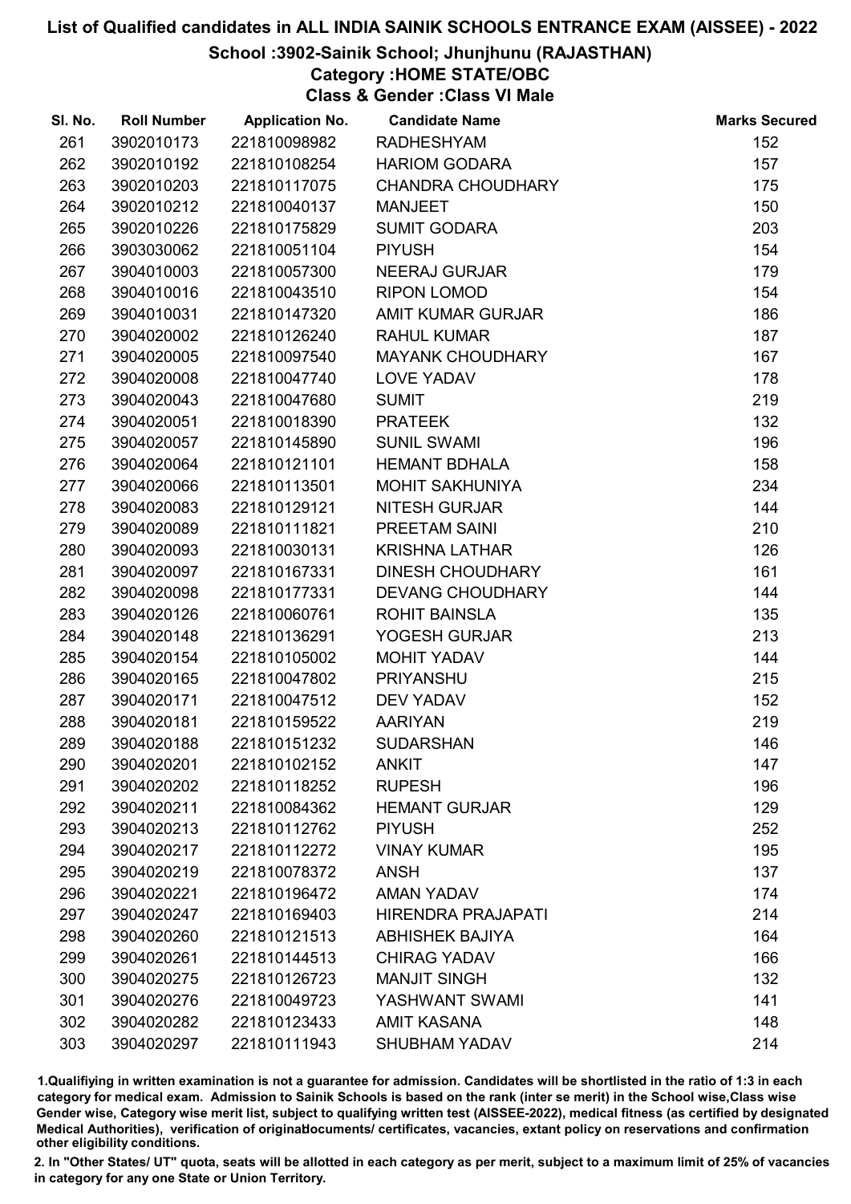# List of Qualified candidates in ALL INDIA SAINIK SCHOOLS ENTRANCE EXAM (AISSEE) - 2022

## School :3902-Sainik School; Jhunjhunu (RAJASTHAN)

### Category :HOME STATE/OBC

### Class & Gender :Class VI Male

| Sl. No. | Roll Number | Application No. | Candidate Name | Marks Secured |
|---|---|---|---|---|
| 261 | 3902010173 | 221810098982 | RADHESHYAM | 152 |
| 262 | 3902010192 | 221810108254 | HARIOM GODARA | 157 |
| 263 | 3902010203 | 221810117075 | CHANDRA CHOUDHARY | 175 |
| 264 | 3902010212 | 221810040137 | MANJEET | 150 |
| 265 | 3902010226 | 221810175829 | SUMIT GODARA | 203 |
| 266 | 3903030062 | 221810051104 | PIYUSH | 154 |
| 267 | 3904010003 | 221810057300 | NEERAJ GURJAR | 179 |
| 268 | 3904010016 | 221810043510 | RIPON LOMOD | 154 |
| 269 | 3904010031 | 221810147320 | AMIT KUMAR GURJAR | 186 |
| 270 | 3904020002 | 221810126240 | RAHUL KUMAR | 187 |
| 271 | 3904020005 | 221810097540 | MAYANK CHOUDHARY | 167 |
| 272 | 3904020008 | 221810047740 | LOVE YADAV | 178 |
| 273 | 3904020043 | 221810047680 | SUMIT | 219 |
| 274 | 3904020051 | 221810018390 | PRATEEK | 132 |
| 275 | 3904020057 | 221810145890 | SUNIL SWAMI | 196 |
| 276 | 3904020064 | 221810121101 | HEMANT BDHALA | 158 |
| 277 | 3904020066 | 221810113501 | MOHIT SAKHUNIYA | 234 |
| 278 | 3904020083 | 221810129121 | NITESH GURJAR | 144 |
| 279 | 3904020089 | 221810111821 | PREETAM SAINI | 210 |
| 280 | 3904020093 | 221810030131 | KRISHNA LATHAR | 126 |
| 281 | 3904020097 | 221810167331 | DINESH CHOUDHARY | 161 |
| 282 | 3904020098 | 221810177331 | DEVANG CHOUDHARY | 144 |
| 283 | 3904020126 | 221810060761 | ROHIT BAINSLA | 135 |
| 284 | 3904020148 | 221810136291 | YOGESH GURJAR | 213 |
| 285 | 3904020154 | 221810105002 | MOHIT YADAV | 144 |
| 286 | 3904020165 | 221810047802 | PRIYANSHU | 215 |
| 287 | 3904020171 | 221810047512 | DEV YADAV | 152 |
| 288 | 3904020181 | 221810159522 | AARIYAN | 219 |
| 289 | 3904020188 | 221810151232 | SUDARSHAN | 146 |
| 290 | 3904020201 | 221810102152 | ANKIT | 147 |
| 291 | 3904020202 | 221810118252 | RUPESH | 196 |
| 292 | 3904020211 | 221810084362 | HEMANT GURJAR | 129 |
| 293 | 3904020213 | 221810112762 | PIYUSH | 252 |
| 294 | 3904020217 | 221810112272 | VINAY KUMAR | 195 |
| 295 | 3904020219 | 221810078372 | ANSH | 137 |
| 296 | 3904020221 | 221810196472 | AMAN YADAV | 174 |
| 297 | 3904020247 | 221810169403 | HIRENDRA PRAJAPATI | 214 |
| 298 | 3904020260 | 221810121513 | ABHISHEK BAJIYA | 164 |
| 299 | 3904020261 | 221810144513 | CHIRAG YADAV | 166 |
| 300 | 3904020275 | 221810126723 | MANJIT SINGH | 132 |
| 301 | 3904020276 | 221810049723 | YASHWANT SWAMI | 141 |
| 302 | 3904020282 | 221810123433 | AMIT KASANA | 148 |
| 303 | 3904020297 | 221810111943 | SHUBHAM YADAV | 214 |

1.Qualifiying in written examination is not a guarantee for admission. Candidates will be shortlisted in the ratio of 1:3 in each category for medical exam. Admission to Sainik Schools is based on the rank (inter se merit) in the School wise,Class wise Gender wise, Category wise merit list, subject to qualifying written test (AISSEE-2022), medical fitness (as certified by designated Medical Authorities), verification of originaldocuments/ certificates, vacancies, extant policy on reservations and confirmation other eligibility conditions.

2. In "Other States/ UT" quota, seats will be allotted in each category as per merit, subject to a maximum limit of 25% of vacancies in category for any one State or Union Territory.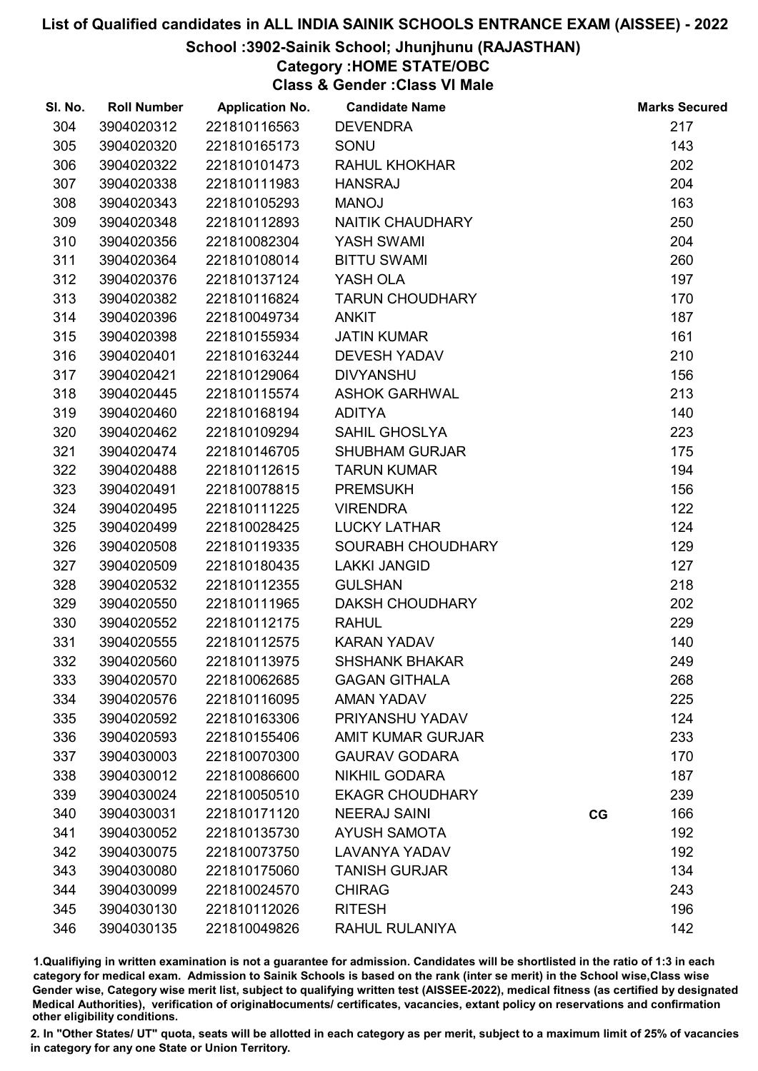# List of Qualified candidates in ALL INDIA SAINIK SCHOOLS ENTRANCE EXAM (AISSEE) - 2022

## School :3902-Sainik School; Jhunjhunu (RAJASTHAN)

### Category :HOME STATE/OBC

### Class & Gender :Class VI Male

| Sl. No. | Roll Number | Application No. | Candidate Name | | Marks Secured |
|---|---|---|---|---|---|
| 304 | 3904020312 | 221810116563 | DEVENDRA | | 217 |
| 305 | 3904020320 | 221810165173 | SONU | | 143 |
| 306 | 3904020322 | 221810101473 | RAHUL KHOKHAR | | 202 |
| 307 | 3904020338 | 221810111983 | HANSRAJ | | 204 |
| 308 | 3904020343 | 221810105293 | MANOJ | | 163 |
| 309 | 3904020348 | 221810112893 | NAITIK CHAUDHARY | | 250 |
| 310 | 3904020356 | 221810082304 | YASH SWAMI | | 204 |
| 311 | 3904020364 | 221810108014 | BITTU SWAMI | | 260 |
| 312 | 3904020376 | 221810137124 | YASH OLA | | 197 |
| 313 | 3904020382 | 221810116824 | TARUN CHOUDHARY | | 170 |
| 314 | 3904020396 | 221810049734 | ANKIT | | 187 |
| 315 | 3904020398 | 221810155934 | JATIN KUMAR | | 161 |
| 316 | 3904020401 | 221810163244 | DEVESH YADAV | | 210 |
| 317 | 3904020421 | 221810129064 | DIVYANSHU | | 156 |
| 318 | 3904020445 | 221810115574 | ASHOK GARHWAL | | 213 |
| 319 | 3904020460 | 221810168194 | ADITYA | | 140 |
| 320 | 3904020462 | 221810109294 | SAHIL GHOSLYA | | 223 |
| 321 | 3904020474 | 221810146705 | SHUBHAM GURJAR | | 175 |
| 322 | 3904020488 | 221810112615 | TARUN KUMAR | | 194 |
| 323 | 3904020491 | 221810078815 | PREMSUKH | | 156 |
| 324 | 3904020495 | 221810111225 | VIRENDRA | | 122 |
| 325 | 3904020499 | 221810028425 | LUCKY LATHAR | | 124 |
| 326 | 3904020508 | 221810119335 | SOURABH CHOUDHARY | | 129 |
| 327 | 3904020509 | 221810180435 | LAKKI JANGID | | 127 |
| 328 | 3904020532 | 221810112355 | GULSHAN | | 218 |
| 329 | 3904020550 | 221810111965 | DAKSH CHOUDHARY | | 202 |
| 330 | 3904020552 | 221810112175 | RAHUL | | 229 |
| 331 | 3904020555 | 221810112575 | KARAN YADAV | | 140 |
| 332 | 3904020560 | 221810113975 | SHSHANK BHAKAR | | 249 |
| 333 | 3904020570 | 221810062685 | GAGAN GITHALA | | 268 |
| 334 | 3904020576 | 221810116095 | AMAN YADAV | | 225 |
| 335 | 3904020592 | 221810163306 | PRIYANSHU YADAV | | 124 |
| 336 | 3904020593 | 221810155406 | AMIT KUMAR GURJAR | | 233 |
| 337 | 3904030003 | 221810070300 | GAURAV GODARA | | 170 |
| 338 | 3904030012 | 221810086600 | NIKHIL GODARA | | 187 |
| 339 | 3904030024 | 221810050510 | EKAGR CHOUDHARY | | 239 |
| 340 | 3904030031 | 221810171120 | NEERAJ SAINI | CG | 166 |
| 341 | 3904030052 | 221810135730 | AYUSH SAMOTA | | 192 |
| 342 | 3904030075 | 221810073750 | LAVANYA YADAV | | 192 |
| 343 | 3904030080 | 221810175060 | TANISH GURJAR | | 134 |
| 344 | 3904030099 | 221810024570 | CHIRAG | | 243 |
| 345 | 3904030130 | 221810112026 | RITESH | | 196 |
| 346 | 3904030135 | 221810049826 | RAHUL RULANIYA | | 142 |

1.Qualifiying in written examination is not a guarantee for admission. Candidates will be shortlisted in the ratio of 1:3 in each category for medical exam. Admission to Sainik Schools is based on the rank (inter se merit) in the School wise,Class wise Gender wise, Category wise merit list, subject to qualifying written test (AISSEE-2022), medical fitness (as certified by designated Medical Authorities), verification of originaldocuments/ certificates, vacancies, extant policy on reservations and confirmation other eligibility conditions.

2. In "Other States/ UT" quota, seats will be allotted in each category as per merit, subject to a maximum limit of 25% of vacancies in category for any one State or Union Territory.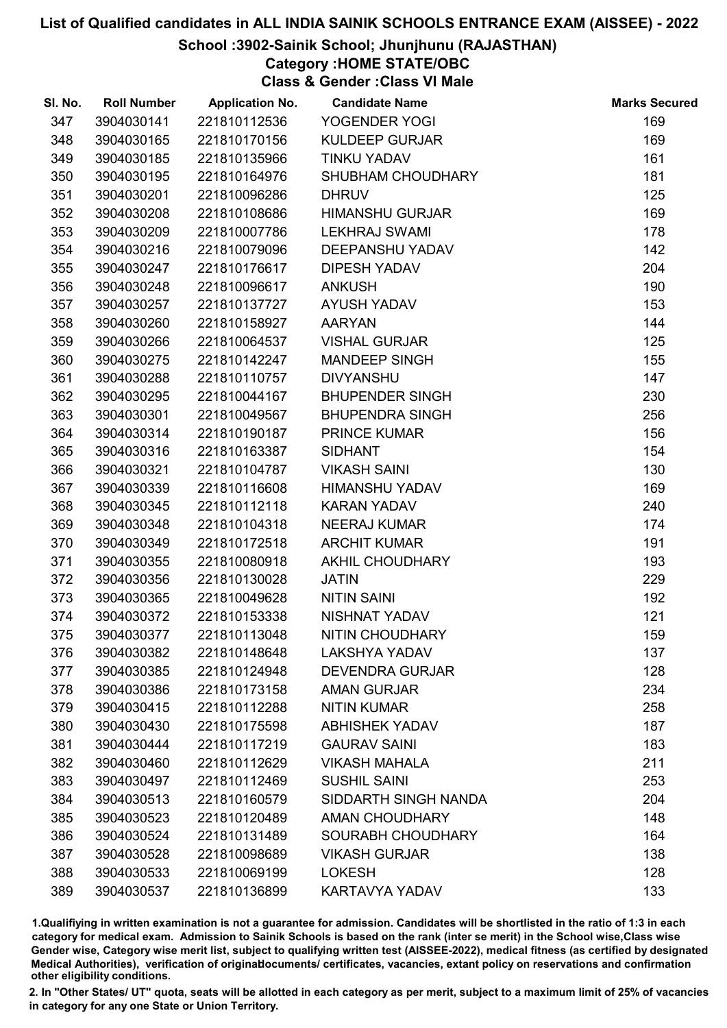# List of Qualified candidates in ALL INDIA SAINIK SCHOOLS ENTRANCE EXAM (AISSEE) - 2022

## School :3902-Sainik School; Jhunjhunu (RAJASTHAN)

### Category :HOME STATE/OBC

### Class & Gender :Class VI Male

| Sl. No. | Roll Number | Application No. | Candidate Name | Marks Secured |
|---|---|---|---|---|
| 347 | 3904030141 | 221810112536 | YOGENDER YOGI | 169 |
| 348 | 3904030165 | 221810170156 | KULDEEP GURJAR | 169 |
| 349 | 3904030185 | 221810135966 | TINKU YADAV | 161 |
| 350 | 3904030195 | 221810164976 | SHUBHAM CHOUDHARY | 181 |
| 351 | 3904030201 | 221810096286 | DHRUV | 125 |
| 352 | 3904030208 | 221810108686 | HIMANSHU GURJAR | 169 |
| 353 | 3904030209 | 221810007786 | LEKHRAJ SWAMI | 178 |
| 354 | 3904030216 | 221810079096 | DEEPANSHU YADAV | 142 |
| 355 | 3904030247 | 221810176617 | DIPESH YADAV | 204 |
| 356 | 3904030248 | 221810096617 | ANKUSH | 190 |
| 357 | 3904030257 | 221810137727 | AYUSH YADAV | 153 |
| 358 | 3904030260 | 221810158927 | AARYAN | 144 |
| 359 | 3904030266 | 221810064537 | VISHAL GURJAR | 125 |
| 360 | 3904030275 | 221810142247 | MANDEEP SINGH | 155 |
| 361 | 3904030288 | 221810110757 | DIVYANSHU | 147 |
| 362 | 3904030295 | 221810044167 | BHUPENDER SINGH | 230 |
| 363 | 3904030301 | 221810049567 | BHUPENDRA SINGH | 256 |
| 364 | 3904030314 | 221810190187 | PRINCE KUMAR | 156 |
| 365 | 3904030316 | 221810163387 | SIDHANT | 154 |
| 366 | 3904030321 | 221810104787 | VIKASH SAINI | 130 |
| 367 | 3904030339 | 221810116608 | HIMANSHU YADAV | 169 |
| 368 | 3904030345 | 221810112118 | KARAN YADAV | 240 |
| 369 | 3904030348 | 221810104318 | NEERAJ KUMAR | 174 |
| 370 | 3904030349 | 221810172518 | ARCHIT KUMAR | 191 |
| 371 | 3904030355 | 221810080918 | AKHIL CHOUDHARY | 193 |
| 372 | 3904030356 | 221810130028 | JATIN | 229 |
| 373 | 3904030365 | 221810049628 | NITIN SAINI | 192 |
| 374 | 3904030372 | 221810153338 | NISHNAT YADAV | 121 |
| 375 | 3904030377 | 221810113048 | NITIN CHOUDHARY | 159 |
| 376 | 3904030382 | 221810148648 | LAKSHYA YADAV | 137 |
| 377 | 3904030385 | 221810124948 | DEVENDRA GURJAR | 128 |
| 378 | 3904030386 | 221810173158 | AMAN GURJAR | 234 |
| 379 | 3904030415 | 221810112288 | NITIN KUMAR | 258 |
| 380 | 3904030430 | 221810175598 | ABHISHEK YADAV | 187 |
| 381 | 3904030444 | 221810117219 | GAURAV SAINI | 183 |
| 382 | 3904030460 | 221810112629 | VIKASH MAHALA | 211 |
| 383 | 3904030497 | 221810112469 | SUSHIL SAINI | 253 |
| 384 | 3904030513 | 221810160579 | SIDDARTH SINGH NANDA | 204 |
| 385 | 3904030523 | 221810120489 | AMAN CHOUDHARY | 148 |
| 386 | 3904030524 | 221810131489 | SOURABH CHOUDHARY | 164 |
| 387 | 3904030528 | 221810098689 | VIKASH GURJAR | 138 |
| 388 | 3904030533 | 221810069199 | LOKESH | 128 |
| 389 | 3904030537 | 221810136899 | KARTAVYA YADAV | 133 |

1.Qualifiying in written examination is not a guarantee for admission. Candidates will be shortlisted in the ratio of 1:3 in each category for medical exam. Admission to Sainik Schools is based on the rank (inter se merit) in the School wise,Class wise Gender wise, Category wise merit list, subject to qualifying written test (AISSEE-2022), medical fitness (as certified by designated Medical Authorities), verification of originaldocuments/ certificates, vacancies, extant policy on reservations and confirmation other eligibility conditions.

2. In "Other States/ UT" quota, seats will be allotted in each category as per merit, subject to a maximum limit of 25% of vacancies in category for any one State or Union Territory.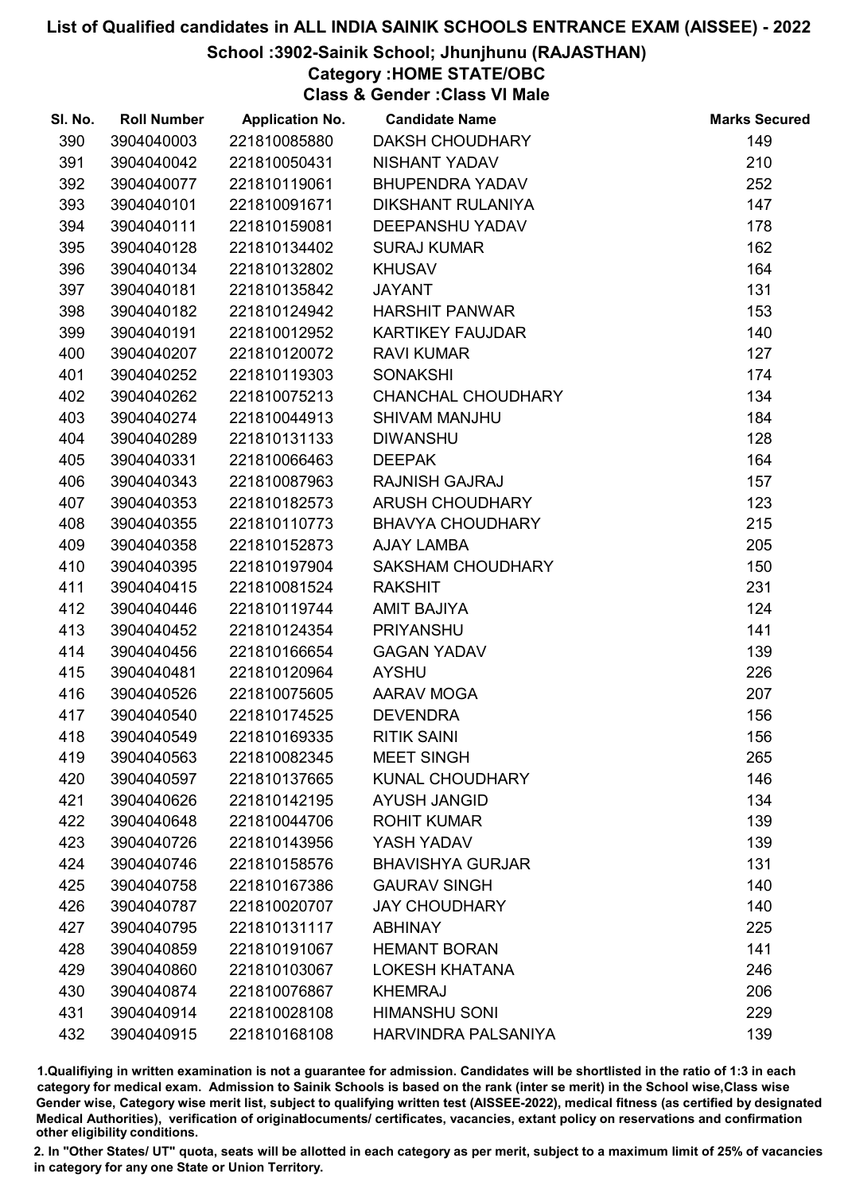# List of Qualified candidates in ALL INDIA SAINIK SCHOOLS ENTRANCE EXAM (AISSEE) - 2022

## School :3902-Sainik School; Jhunjhunu (RAJASTHAN)

### Category :HOME STATE/OBC

### Class & Gender :Class VI Male

| Sl. No. | Roll Number | Application No. | Candidate Name | Marks Secured |
|---|---|---|---|---|
| 390 | 3904040003 | 221810085880 | DAKSH CHOUDHARY | 149 |
| 391 | 3904040042 | 221810050431 | NISHANT YADAV | 210 |
| 392 | 3904040077 | 221810119061 | BHUPENDRA YADAV | 252 |
| 393 | 3904040101 | 221810091671 | DIKSHANT RULANIYA | 147 |
| 394 | 3904040111 | 221810159081 | DEEPANSHU YADAV | 178 |
| 395 | 3904040128 | 221810134402 | SURAJ KUMAR | 162 |
| 396 | 3904040134 | 221810132802 | KHUSAV | 164 |
| 397 | 3904040181 | 221810135842 | JAYANT | 131 |
| 398 | 3904040182 | 221810124942 | HARSHIT PANWAR | 153 |
| 399 | 3904040191 | 221810012952 | KARTIKEY FAUJDAR | 140 |
| 400 | 3904040207 | 221810120072 | RAVI KUMAR | 127 |
| 401 | 3904040252 | 221810119303 | SONAKSHI | 174 |
| 402 | 3904040262 | 221810075213 | CHANCHAL CHOUDHARY | 134 |
| 403 | 3904040274 | 221810044913 | SHIVAM MANJHU | 184 |
| 404 | 3904040289 | 221810131133 | DIWANSHU | 128 |
| 405 | 3904040331 | 221810066463 | DEEPAK | 164 |
| 406 | 3904040343 | 221810087963 | RAJNISH GAJRAJ | 157 |
| 407 | 3904040353 | 221810182573 | ARUSH CHOUDHARY | 123 |
| 408 | 3904040355 | 221810110773 | BHAVYA CHOUDHARY | 215 |
| 409 | 3904040358 | 221810152873 | AJAY LAMBA | 205 |
| 410 | 3904040395 | 221810197904 | SAKSHAM CHOUDHARY | 150 |
| 411 | 3904040415 | 221810081524 | RAKSHIT | 231 |
| 412 | 3904040446 | 221810119744 | AMIT BAJIYA | 124 |
| 413 | 3904040452 | 221810124354 | PRIYANSHU | 141 |
| 414 | 3904040456 | 221810166654 | GAGAN YADAV | 139 |
| 415 | 3904040481 | 221810120964 | AYSHU | 226 |
| 416 | 3904040526 | 221810075605 | AARAV MOGA | 207 |
| 417 | 3904040540 | 221810174525 | DEVENDRA | 156 |
| 418 | 3904040549 | 221810169335 | RITIK SAINI | 156 |
| 419 | 3904040563 | 221810082345 | MEET SINGH | 265 |
| 420 | 3904040597 | 221810137665 | KUNAL CHOUDHARY | 146 |
| 421 | 3904040626 | 221810142195 | AYUSH JANGID | 134 |
| 422 | 3904040648 | 221810044706 | ROHIT KUMAR | 139 |
| 423 | 3904040726 | 221810143956 | YASH YADAV | 139 |
| 424 | 3904040746 | 221810158576 | BHAVISHYA GURJAR | 131 |
| 425 | 3904040758 | 221810167386 | GAURAV SINGH | 140 |
| 426 | 3904040787 | 221810020707 | JAY CHOUDHARY | 140 |
| 427 | 3904040795 | 221810131117 | ABHINAY | 225 |
| 428 | 3904040859 | 221810191067 | HEMANT BORAN | 141 |
| 429 | 3904040860 | 221810103067 | LOKESH KHATANA | 246 |
| 430 | 3904040874 | 221810076867 | KHEMRAJ | 206 |
| 431 | 3904040914 | 221810028108 | HIMANSHU SONI | 229 |
| 432 | 3904040915 | 221810168108 | HARVINDRA PALSANIYA | 139 |

1.Qualifying in written examination is not a guarantee for admission. Candidates will be shortlisted in the ratio of 1:3 in each category for medical exam. Admission to Sainik Schools is based on the rank (inter se merit) in the School wise,Class wise Gender wise, Category wise merit list, subject to qualifying written test (AISSEE-2022), medical fitness (as certified by designated Medical Authorities), verification of originaldocuments/ certificates, vacancies, extant policy on reservations and confirmation other eligibility conditions.

2. In "Other States/ UT" quota, seats will be allotted in each category as per merit, subject to a maximum limit of 25% of vacancies in category for any one State or Union Territory.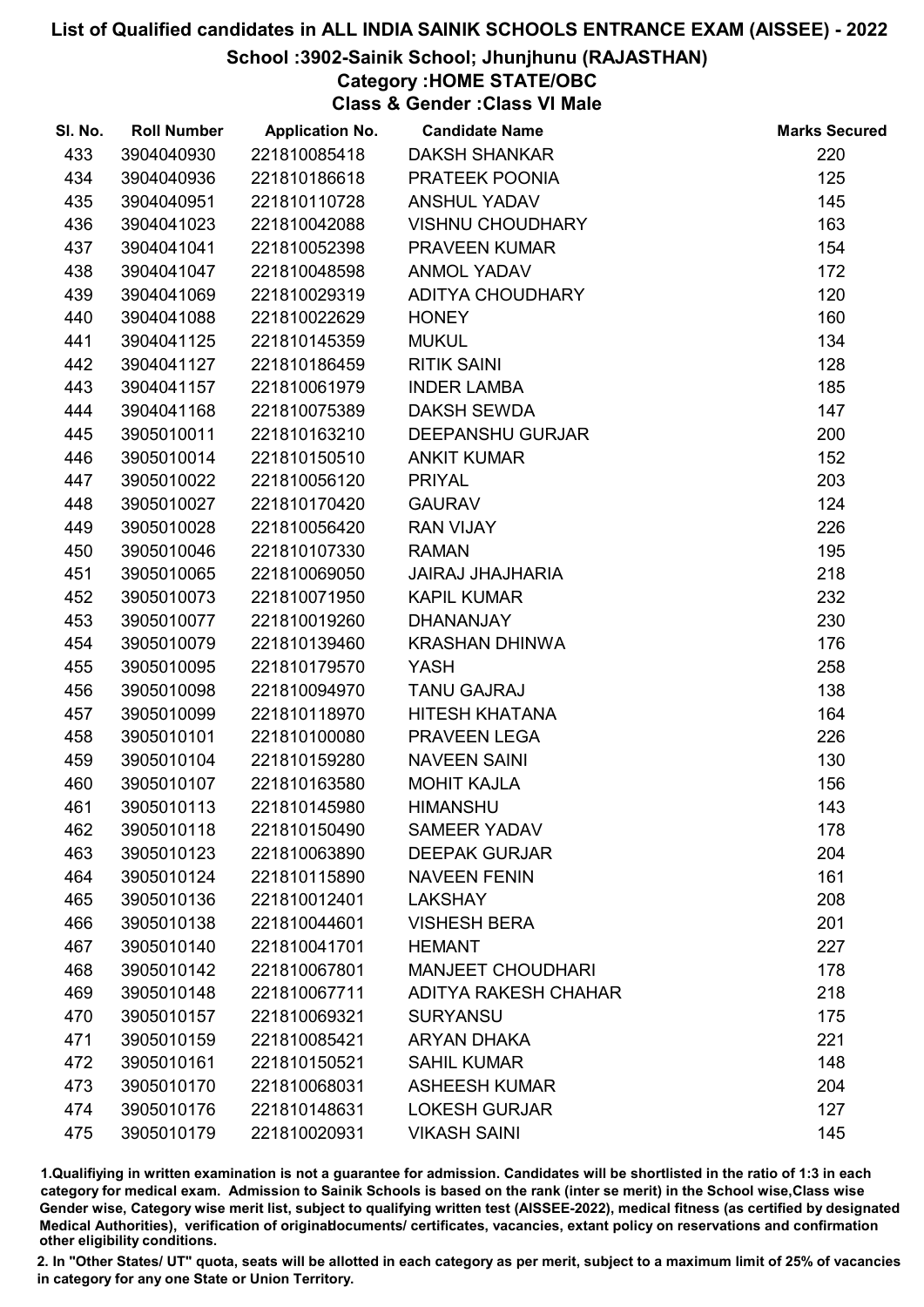# List of Qualified candidates in ALL INDIA SAINIK SCHOOLS ENTRANCE EXAM (AISSEE) - 2022

## School :3902-Sainik School; Jhunjhunu (RAJASTHAN)

### Category :HOME STATE/OBC

### Class & Gender :Class VI Male

| Sl. No. | Roll Number | Application No. | Candidate Name | Marks Secured |
|---|---|---|---|---|
| 433 | 3904040930 | 221810085418 | DAKSH SHANKAR | 220 |
| 434 | 3904040936 | 221810186618 | PRATEEK POONIA | 125 |
| 435 | 3904040951 | 221810110728 | ANSHUL YADAV | 145 |
| 436 | 3904041023 | 221810042088 | VISHNU CHOUDHARY | 163 |
| 437 | 3904041041 | 221810052398 | PRAVEEN KUMAR | 154 |
| 438 | 3904041047 | 221810048598 | ANMOL YADAV | 172 |
| 439 | 3904041069 | 221810029319 | ADITYA CHOUDHARY | 120 |
| 440 | 3904041088 | 221810022629 | HONEY | 160 |
| 441 | 3904041125 | 221810145359 | MUKUL | 134 |
| 442 | 3904041127 | 221810186459 | RITIK SAINI | 128 |
| 443 | 3904041157 | 221810061979 | INDER LAMBA | 185 |
| 444 | 3904041168 | 221810075389 | DAKSH SEWDA | 147 |
| 445 | 3905010011 | 221810163210 | DEEPANSHU GURJAR | 200 |
| 446 | 3905010014 | 221810150510 | ANKIT KUMAR | 152 |
| 447 | 3905010022 | 221810056120 | PRIYAL | 203 |
| 448 | 3905010027 | 221810170420 | GAURAV | 124 |
| 449 | 3905010028 | 221810056420 | RAN VIJAY | 226 |
| 450 | 3905010046 | 221810107330 | RAMAN | 195 |
| 451 | 3905010065 | 221810069050 | JAIRAJ JHAJHARIA | 218 |
| 452 | 3905010073 | 221810071950 | KAPIL KUMAR | 232 |
| 453 | 3905010077 | 221810019260 | DHANANJAY | 230 |
| 454 | 3905010079 | 221810139460 | KRASHAN DHINWA | 176 |
| 455 | 3905010095 | 221810179570 | YASH | 258 |
| 456 | 3905010098 | 221810094970 | TANU GAJRAJ | 138 |
| 457 | 3905010099 | 221810118970 | HITESH KHATANA | 164 |
| 458 | 3905010101 | 221810100080 | PRAVEEN LEGA | 226 |
| 459 | 3905010104 | 221810159280 | NAVEEN SAINI | 130 |
| 460 | 3905010107 | 221810163580 | MOHIT KAJLA | 156 |
| 461 | 3905010113 | 221810145980 | HIMANSHU | 143 |
| 462 | 3905010118 | 221810150490 | SAMEER YADAV | 178 |
| 463 | 3905010123 | 221810063890 | DEEPAK GURJAR | 204 |
| 464 | 3905010124 | 221810115890 | NAVEEN FENIN | 161 |
| 465 | 3905010136 | 221810012401 | LAKSHAY | 208 |
| 466 | 3905010138 | 221810044601 | VISHESH BERA | 201 |
| 467 | 3905010140 | 221810041701 | HEMANT | 227 |
| 468 | 3905010142 | 221810067801 | MANJEET CHOUDHARI | 178 |
| 469 | 3905010148 | 221810067711 | ADITYA RAKESH CHAHAR | 218 |
| 470 | 3905010157 | 221810069321 | SURYANSU | 175 |
| 471 | 3905010159 | 221810085421 | ARYAN DHAKA | 221 |
| 472 | 3905010161 | 221810150521 | SAHIL KUMAR | 148 |
| 473 | 3905010170 | 221810068031 | ASHEESH KUMAR | 204 |
| 474 | 3905010176 | 221810148631 | LOKESH GURJAR | 127 |
| 475 | 3905010179 | 221810020931 | VIKASH SAINI | 145 |

1.Qualifiying in written examination is not a guarantee for admission. Candidates will be shortlisted in the ratio of 1:3 in each category for medical exam. Admission to Sainik Schools is based on the rank (inter se merit) in the School wise,Class wise Gender wise, Category wise merit list, subject to qualifying written test (AISSEE-2022), medical fitness (as certified by designated Medical Authorities), verification of originaldocuments/ certificates, vacancies, extant policy on reservations and confirmation other eligibility conditions.

2. In "Other States/ UT" quota, seats will be allotted in each category as per merit, subject to a maximum limit of 25% of vacancies in category for any one State or Union Territory.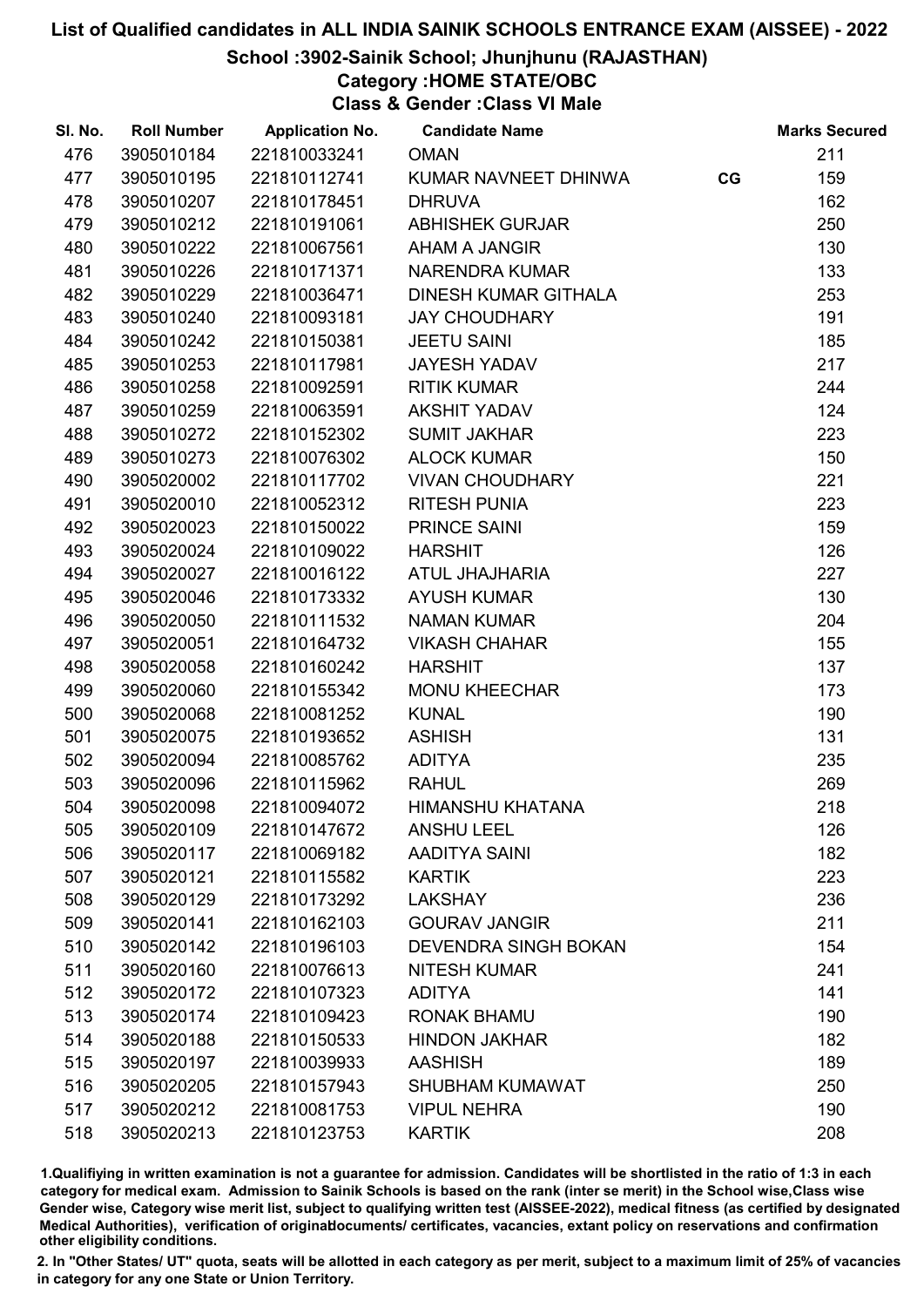# List of Qualified candidates in ALL INDIA SAINIK SCHOOLS ENTRANCE EXAM (AISSEE) - 2022

## School :3902-Sainik School; Jhunjhunu (RAJASTHAN)

### Category :HOME STATE/OBC

### Class & Gender :Class VI Male

| Sl. No. | Roll Number | Application No. | Candidate Name | | Marks Secured |
|---|---|---|---|---|---|
| 476 | 3905010184 | 221810033241 | OMAN | | 211 |
| 477 | 3905010195 | 221810112741 | KUMAR NAVNEET DHINWA | CG | 159 |
| 478 | 3905010207 | 221810178451 | DHRUVA | | 162 |
| 479 | 3905010212 | 221810191061 | ABHISHEK GURJAR | | 250 |
| 480 | 3905010222 | 221810067561 | AHAM A JANGIR | | 130 |
| 481 | 3905010226 | 221810171371 | NARENDRA KUMAR | | 133 |
| 482 | 3905010229 | 221810036471 | DINESH KUMAR GITHALA | | 253 |
| 483 | 3905010240 | 221810093181 | JAY CHOUDHARY | | 191 |
| 484 | 3905010242 | 221810150381 | JEETU SAINI | | 185 |
| 485 | 3905010253 | 221810117981 | JAYESH YADAV | | 217 |
| 486 | 3905010258 | 221810092591 | RITIK KUMAR | | 244 |
| 487 | 3905010259 | 221810063591 | AKSHIT YADAV | | 124 |
| 488 | 3905010272 | 221810152302 | SUMIT JAKHAR | | 223 |
| 489 | 3905010273 | 221810076302 | ALOCK KUMAR | | 150 |
| 490 | 3905020002 | 221810117702 | VIVAN CHOUDHARY | | 221 |
| 491 | 3905020010 | 221810052312 | RITESH PUNIA | | 223 |
| 492 | 3905020023 | 221810150022 | PRINCE SAINI | | 159 |
| 493 | 3905020024 | 221810109022 | HARSHIT | | 126 |
| 494 | 3905020027 | 221810016122 | ATUL JHAJHARIA | | 227 |
| 495 | 3905020046 | 221810173332 | AYUSH KUMAR | | 130 |
| 496 | 3905020050 | 221810111532 | NAMAN KUMAR | | 204 |
| 497 | 3905020051 | 221810164732 | VIKASH CHAHAR | | 155 |
| 498 | 3905020058 | 221810160242 | HARSHIT | | 137 |
| 499 | 3905020060 | 221810155342 | MONU KHEECHAR | | 173 |
| 500 | 3905020068 | 221810081252 | KUNAL | | 190 |
| 501 | 3905020075 | 221810193652 | ASHISH | | 131 |
| 502 | 3905020094 | 221810085762 | ADITYA | | 235 |
| 503 | 3905020096 | 221810115962 | RAHUL | | 269 |
| 504 | 3905020098 | 221810094072 | HIMANSHU KHATANA | | 218 |
| 505 | 3905020109 | 221810147672 | ANSHU LEEL | | 126 |
| 506 | 3905020117 | 221810069182 | AADITYA SAINI | | 182 |
| 507 | 3905020121 | 221810115582 | KARTIK | | 223 |
| 508 | 3905020129 | 221810173292 | LAKSHAY | | 236 |
| 509 | 3905020141 | 221810162103 | GOURAV JANGIR | | 211 |
| 510 | 3905020142 | 221810196103 | DEVENDRA SINGH BOKAN | | 154 |
| 511 | 3905020160 | 221810076613 | NITESH KUMAR | | 241 |
| 512 | 3905020172 | 221810107323 | ADITYA | | 141 |
| 513 | 3905020174 | 221810109423 | RONAK BHAMU | | 190 |
| 514 | 3905020188 | 221810150533 | HINDON JAKHAR | | 182 |
| 515 | 3905020197 | 221810039933 | AASHISH | | 189 |
| 516 | 3905020205 | 221810157943 | SHUBHAM KUMAWAT | | 250 |
| 517 | 3905020212 | 221810081753 | VIPUL NEHRA | | 190 |
| 518 | 3905020213 | 221810123753 | KARTIK | | 208 |

1.Qualifying in written examination is not a guarantee for admission. Candidates will be shortlisted in the ratio of 1:3 in each category for medical exam. Admission to Sainik Schools is based on the rank (inter se merit) in the School wise,Class wise Gender wise, Category wise merit list, subject to qualifying written test (AISSEE-2022), medical fitness (as certified by designated Medical Authorities), verification of originaldocuments/ certificates, vacancies, extant policy on reservations and confirmation other eligibility conditions.

2. In "Other States/ UT" quota, seats will be allotted in each category as per merit, subject to a maximum limit of 25% of vacancies in category for any one State or Union Territory.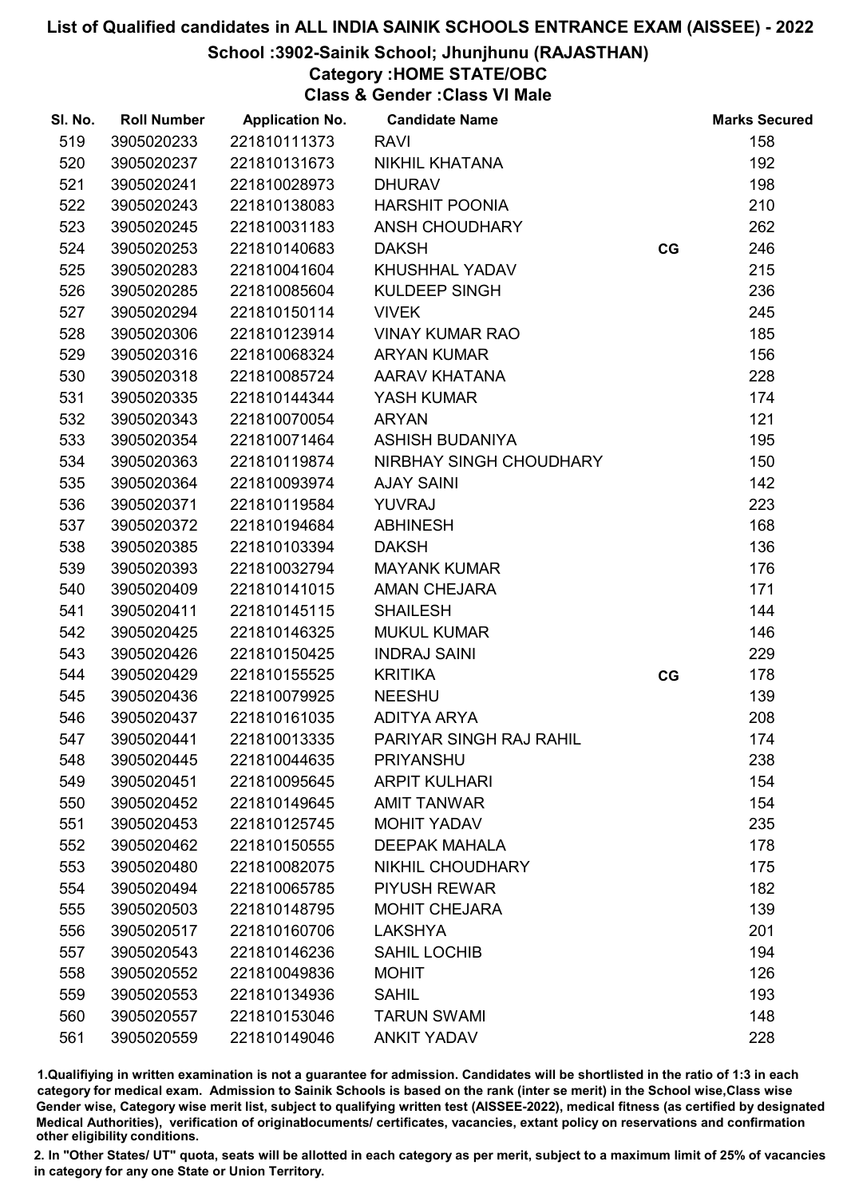# List of Qualified candidates in ALL INDIA SAINIK SCHOOLS ENTRANCE EXAM (AISSEE) - 2022

## School :3902-Sainik School; Jhunjhunu (RAJASTHAN)

### Category :HOME STATE/OBC

### Class & Gender :Class VI Male

| Sl. No. | Roll Number | Application No. | Candidate Name | | Marks Secured |
|---|---|---|---|---|---|
| 519 | 3905020233 | 221810111373 | RAVI | | 158 |
| 520 | 3905020237 | 221810131673 | NIKHIL KHATANA | | 192 |
| 521 | 3905020241 | 221810028973 | DHURAV | | 198 |
| 522 | 3905020243 | 221810138083 | HARSHIT POONIA | | 210 |
| 523 | 3905020245 | 221810031183 | ANSH CHOUDHARY | | 262 |
| 524 | 3905020253 | 221810140683 | DAKSH | CG | 246 |
| 525 | 3905020283 | 221810041604 | KHUSHHAL YADAV | | 215 |
| 526 | 3905020285 | 221810085604 | KULDEEP SINGH | | 236 |
| 527 | 3905020294 | 221810150114 | VIVEK | | 245 |
| 528 | 3905020306 | 221810123914 | VINAY KUMAR RAO | | 185 |
| 529 | 3905020316 | 221810068324 | ARYAN KUMAR | | 156 |
| 530 | 3905020318 | 221810085724 | AARAV KHATANA | | 228 |
| 531 | 3905020335 | 221810144344 | YASH KUMAR | | 174 |
| 532 | 3905020343 | 221810070054 | ARYAN | | 121 |
| 533 | 3905020354 | 221810071464 | ASHISH BUDANIYA | | 195 |
| 534 | 3905020363 | 221810119874 | NIRBHAY SINGH CHOUDHARY | | 150 |
| 535 | 3905020364 | 221810093974 | AJAY SAINI | | 142 |
| 536 | 3905020371 | 221810119584 | YUVRAJ | | 223 |
| 537 | 3905020372 | 221810194684 | ABHINESH | | 168 |
| 538 | 3905020385 | 221810103394 | DAKSH | | 136 |
| 539 | 3905020393 | 221810032794 | MAYANK KUMAR | | 176 |
| 540 | 3905020409 | 221810141015 | AMAN CHEJARA | | 171 |
| 541 | 3905020411 | 221810145115 | SHAILESH | | 144 |
| 542 | 3905020425 | 221810146325 | MUKUL KUMAR | | 146 |
| 543 | 3905020426 | 221810150425 | INDRAJ SAINI | | 229 |
| 544 | 3905020429 | 221810155525 | KRITIKA | CG | 178 |
| 545 | 3905020436 | 221810079925 | NEESHU | | 139 |
| 546 | 3905020437 | 221810161035 | ADITYA ARYA | | 208 |
| 547 | 3905020441 | 221810013335 | PARIYAR SINGH RAJ RAHIL | | 174 |
| 548 | 3905020445 | 221810044635 | PRIYANSHU | | 238 |
| 549 | 3905020451 | 221810095645 | ARPIT KULHARI | | 154 |
| 550 | 3905020452 | 221810149645 | AMIT TANWAR | | 154 |
| 551 | 3905020453 | 221810125745 | MOHIT YADAV | | 235 |
| 552 | 3905020462 | 221810150555 | DEEPAK MAHALA | | 178 |
| 553 | 3905020480 | 221810082075 | NIKHIL CHOUDHARY | | 175 |
| 554 | 3905020494 | 221810065785 | PIYUSH REWAR | | 182 |
| 555 | 3905020503 | 221810148795 | MOHIT CHEJARA | | 139 |
| 556 | 3905020517 | 221810160706 | LAKSHYA | | 201 |
| 557 | 3905020543 | 221810146236 | SAHIL LOCHIB | | 194 |
| 558 | 3905020552 | 221810049836 | MOHIT | | 126 |
| 559 | 3905020553 | 221810134936 | SAHIL | | 193 |
| 560 | 3905020557 | 221810153046 | TARUN SWAMI | | 148 |
| 561 | 3905020559 | 221810149046 | ANKIT YADAV | | 228 |

1.Qualifiying in written examination is not a guarantee for admission. Candidates will be shortlisted in the ratio of 1:3 in each category for medical exam. Admission to Sainik Schools is based on the rank (inter se merit) in the School wise,Class wise Gender wise, Category wise merit list, subject to qualifying written test (AISSEE-2022), medical fitness (as certified by designated Medical Authorities), verification of originaldocuments/ certificates, vacancies, extant policy on reservations and confirmation other eligibility conditions.

2. In "Other States/ UT" quota, seats will be allotted in each category as per merit, subject to a maximum limit of 25% of vacancies in category for any one State or Union Territory.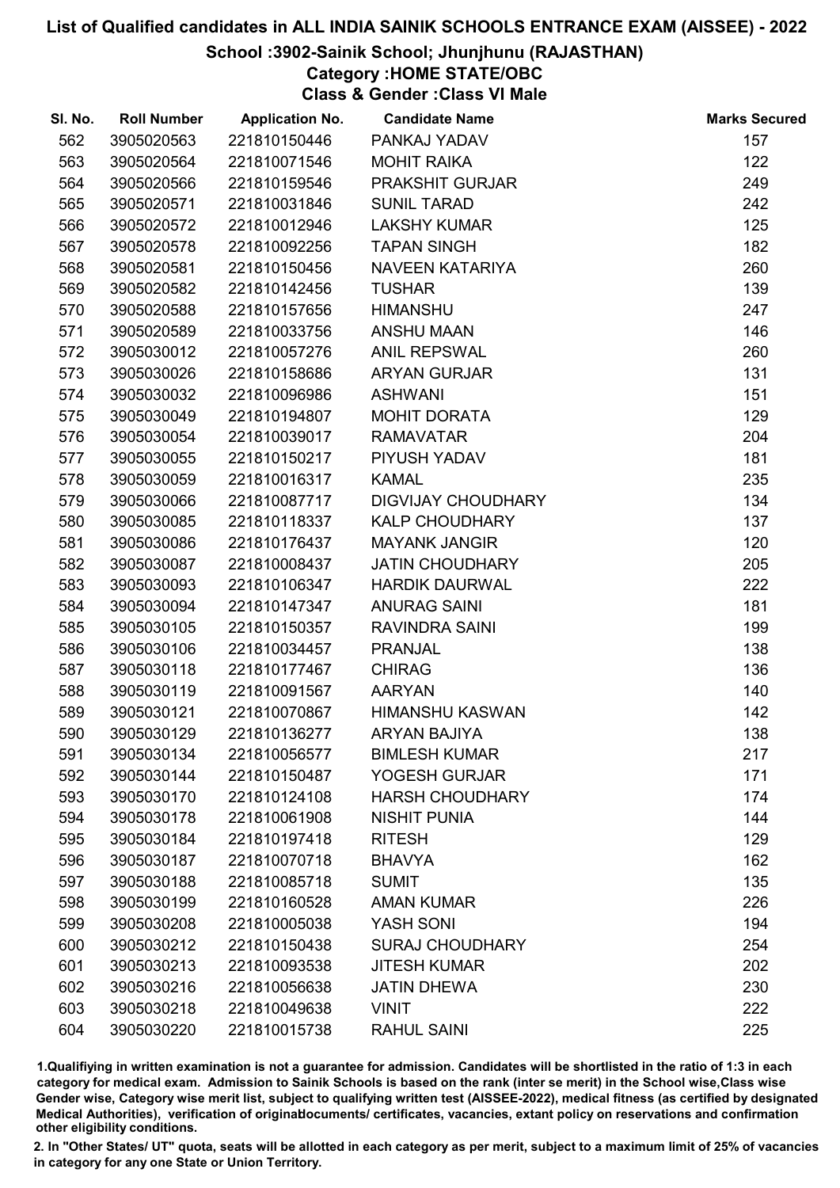# List of Qualified candidates in ALL INDIA SAINIK SCHOOLS ENTRANCE EXAM (AISSEE) - 2022

## School :3902-Sainik School; Jhunjhunu (RAJASTHAN)

### Category :HOME STATE/OBC

### Class & Gender :Class VI Male

| Sl. No. | Roll Number | Application No. | Candidate Name | Marks Secured |
|---|---|---|---|---|
| 562 | 3905020563 | 221810150446 | PANKAJ YADAV | 157 |
| 563 | 3905020564 | 221810071546 | MOHIT RAIKA | 122 |
| 564 | 3905020566 | 221810159546 | PRAKSHIT GURJAR | 249 |
| 565 | 3905020571 | 221810031846 | SUNIL TARAD | 242 |
| 566 | 3905020572 | 221810012946 | LAKSHY KUMAR | 125 |
| 567 | 3905020578 | 221810092256 | TAPAN SINGH | 182 |
| 568 | 3905020581 | 221810150456 | NAVEEN KATARIYA | 260 |
| 569 | 3905020582 | 221810142456 | TUSHAR | 139 |
| 570 | 3905020588 | 221810157656 | HIMANSHU | 247 |
| 571 | 3905020589 | 221810033756 | ANSHU MAAN | 146 |
| 572 | 3905030012 | 221810057276 | ANIL REPSWAL | 260 |
| 573 | 3905030026 | 221810158686 | ARYAN GURJAR | 131 |
| 574 | 3905030032 | 221810096986 | ASHWANI | 151 |
| 575 | 3905030049 | 221810194807 | MOHIT DORATA | 129 |
| 576 | 3905030054 | 221810039017 | RAMAVATAR | 204 |
| 577 | 3905030055 | 221810150217 | PIYUSH YADAV | 181 |
| 578 | 3905030059 | 221810016317 | KAMAL | 235 |
| 579 | 3905030066 | 221810087717 | DIGVIJAY CHOUDHARY | 134 |
| 580 | 3905030085 | 221810118337 | KALP CHOUDHARY | 137 |
| 581 | 3905030086 | 221810176437 | MAYANK JANGIR | 120 |
| 582 | 3905030087 | 221810008437 | JATIN CHOUDHARY | 205 |
| 583 | 3905030093 | 221810106347 | HARDIK DAURWAL | 222 |
| 584 | 3905030094 | 221810147347 | ANURAG SAINI | 181 |
| 585 | 3905030105 | 221810150357 | RAVINDRA SAINI | 199 |
| 586 | 3905030106 | 221810034457 | PRANJAL | 138 |
| 587 | 3905030118 | 221810177467 | CHIRAG | 136 |
| 588 | 3905030119 | 221810091567 | AARYAN | 140 |
| 589 | 3905030121 | 221810070867 | HIMANSHU KASWAN | 142 |
| 590 | 3905030129 | 221810136277 | ARYAN BAJIYA | 138 |
| 591 | 3905030134 | 221810056577 | BIMLESH KUMAR | 217 |
| 592 | 3905030144 | 221810150487 | YOGESH GURJAR | 171 |
| 593 | 3905030170 | 221810124108 | HARSH CHOUDHARY | 174 |
| 594 | 3905030178 | 221810061908 | NISHIT PUNIA | 144 |
| 595 | 3905030184 | 221810197418 | RITESH | 129 |
| 596 | 3905030187 | 221810070718 | BHAVYA | 162 |
| 597 | 3905030188 | 221810085718 | SUMIT | 135 |
| 598 | 3905030199 | 221810160528 | AMAN KUMAR | 226 |
| 599 | 3905030208 | 221810005038 | YASH SONI | 194 |
| 600 | 3905030212 | 221810150438 | SURAJ CHOUDHARY | 254 |
| 601 | 3905030213 | 221810093538 | JITESH KUMAR | 202 |
| 602 | 3905030216 | 221810056638 | JATIN DHEWA | 230 |
| 603 | 3905030218 | 221810049638 | VINIT | 222 |
| 604 | 3905030220 | 221810015738 | RAHUL SAINI | 225 |

1.Qualifiying in written examination is not a guarantee for admission. Candidates will be shortlisted in the ratio of 1:3 in each category for medical exam. Admission to Sainik Schools is based on the rank (inter se merit) in the School wise,Class wise Gender wise, Category wise merit list, subject to qualifying written test (AISSEE-2022), medical fitness (as certified by designated Medical Authorities), verification of originaldocuments/ certificates, vacancies, extant policy on reservations and confirmation other eligibility conditions.

2. In "Other States/ UT" quota, seats will be allotted in each category as per merit, subject to a maximum limit of 25% of vacancies in category for any one State or Union Territory.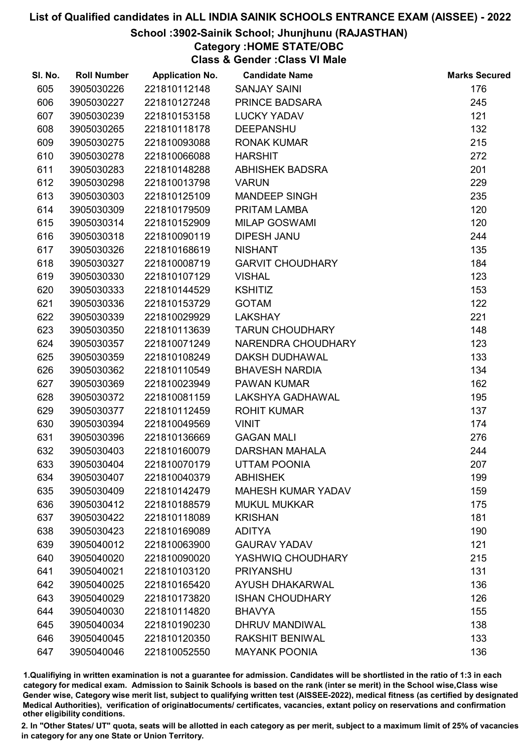# List of Qualified candidates in ALL INDIA SAINIK SCHOOLS ENTRANCE EXAM (AISSEE) - 2022

## School :3902-Sainik School; Jhunjhunu (RAJASTHAN)

### Category :HOME STATE/OBC

### Class & Gender :Class VI Male

| Sl. No. | Roll Number | Application No. | Candidate Name | Marks Secured |
|---|---|---|---|---|
| 605 | 3905030226 | 221810112148 | SANJAY SAINI | 176 |
| 606 | 3905030227 | 221810127248 | PRINCE BADSARA | 245 |
| 607 | 3905030239 | 221810153158 | LUCKY YADAV | 121 |
| 608 | 3905030265 | 221810118178 | DEEPANSHU | 132 |
| 609 | 3905030275 | 221810093088 | RONAK KUMAR | 215 |
| 610 | 3905030278 | 221810066088 | HARSHIT | 272 |
| 611 | 3905030283 | 221810148288 | ABHISHEK BADSRA | 201 |
| 612 | 3905030298 | 221810013798 | VARUN | 229 |
| 613 | 3905030303 | 221810125109 | MANDEEP SINGH | 235 |
| 614 | 3905030309 | 221810179509 | PRITAM LAMBA | 120 |
| 615 | 3905030314 | 221810152909 | MILAP GOSWAMI | 120 |
| 616 | 3905030318 | 221810090119 | DIPESH JANU | 244 |
| 617 | 3905030326 | 221810168619 | NISHANT | 135 |
| 618 | 3905030327 | 221810008719 | GARVIT CHOUDHARY | 184 |
| 619 | 3905030330 | 221810107129 | VISHAL | 123 |
| 620 | 3905030333 | 221810144529 | KSHITIZ | 153 |
| 621 | 3905030336 | 221810153729 | GOTAM | 122 |
| 622 | 3905030339 | 221810029929 | LAKSHAY | 221 |
| 623 | 3905030350 | 221810113639 | TARUN CHOUDHARY | 148 |
| 624 | 3905030357 | 221810071249 | NARENDRA CHOUDHARY | 123 |
| 625 | 3905030359 | 221810108249 | DAKSH DUDHAWAL | 133 |
| 626 | 3905030362 | 221810110549 | BHAVESH NARDIA | 134 |
| 627 | 3905030369 | 221810023949 | PAWAN KUMAR | 162 |
| 628 | 3905030372 | 221810081159 | LAKSHYA GADHAWAL | 195 |
| 629 | 3905030377 | 221810112459 | ROHIT KUMAR | 137 |
| 630 | 3905030394 | 221810049569 | VINIT | 174 |
| 631 | 3905030396 | 221810136669 | GAGAN MALI | 276 |
| 632 | 3905030403 | 221810160079 | DARSHAN MAHALA | 244 |
| 633 | 3905030404 | 221810070179 | UTTAM POONIA | 207 |
| 634 | 3905030407 | 221810040379 | ABHISHEK | 199 |
| 635 | 3905030409 | 221810142479 | MAHESH KUMAR YADAV | 159 |
| 636 | 3905030412 | 221810188579 | MUKUL MUKKAR | 175 |
| 637 | 3905030422 | 221810118089 | KRISHAN | 181 |
| 638 | 3905030423 | 221810169089 | ADITYA | 190 |
| 639 | 3905040012 | 221810063900 | GAURAV YADAV | 121 |
| 640 | 3905040020 | 221810090020 | YASHWIQ CHOUDHARY | 215 |
| 641 | 3905040021 | 221810103120 | PRIYANSHU | 131 |
| 642 | 3905040025 | 221810165420 | AYUSH DHAKARWAL | 136 |
| 643 | 3905040029 | 221810173820 | ISHAN CHOUDHARY | 126 |
| 644 | 3905040030 | 221810114820 | BHAVYA | 155 |
| 645 | 3905040034 | 221810190230 | DHRUV MANDIWAL | 138 |
| 646 | 3905040045 | 221810120350 | RAKSHIT BENIWAL | 133 |
| 647 | 3905040046 | 221810052550 | MAYANK POONIA | 136 |

1.Qualifying in written examination is not a guarantee for admission. Candidates will be shortlisted in the ratio of 1:3 in each category for medical exam. Admission to Sainik Schools is based on the rank (inter se merit) in the School wise,Class wise Gender wise, Category wise merit list, subject to qualifying written test (AISSEE-2022), medical fitness (as certified by designated Medical Authorities), verification of originaldocuments/ certificates, vacancies, extant policy on reservations and confirmation other eligibility conditions.

2. In "Other States/ UT" quota, seats will be allotted in each category as per merit, subject to a maximum limit of 25% of vacancies in category for any one State or Union Territory.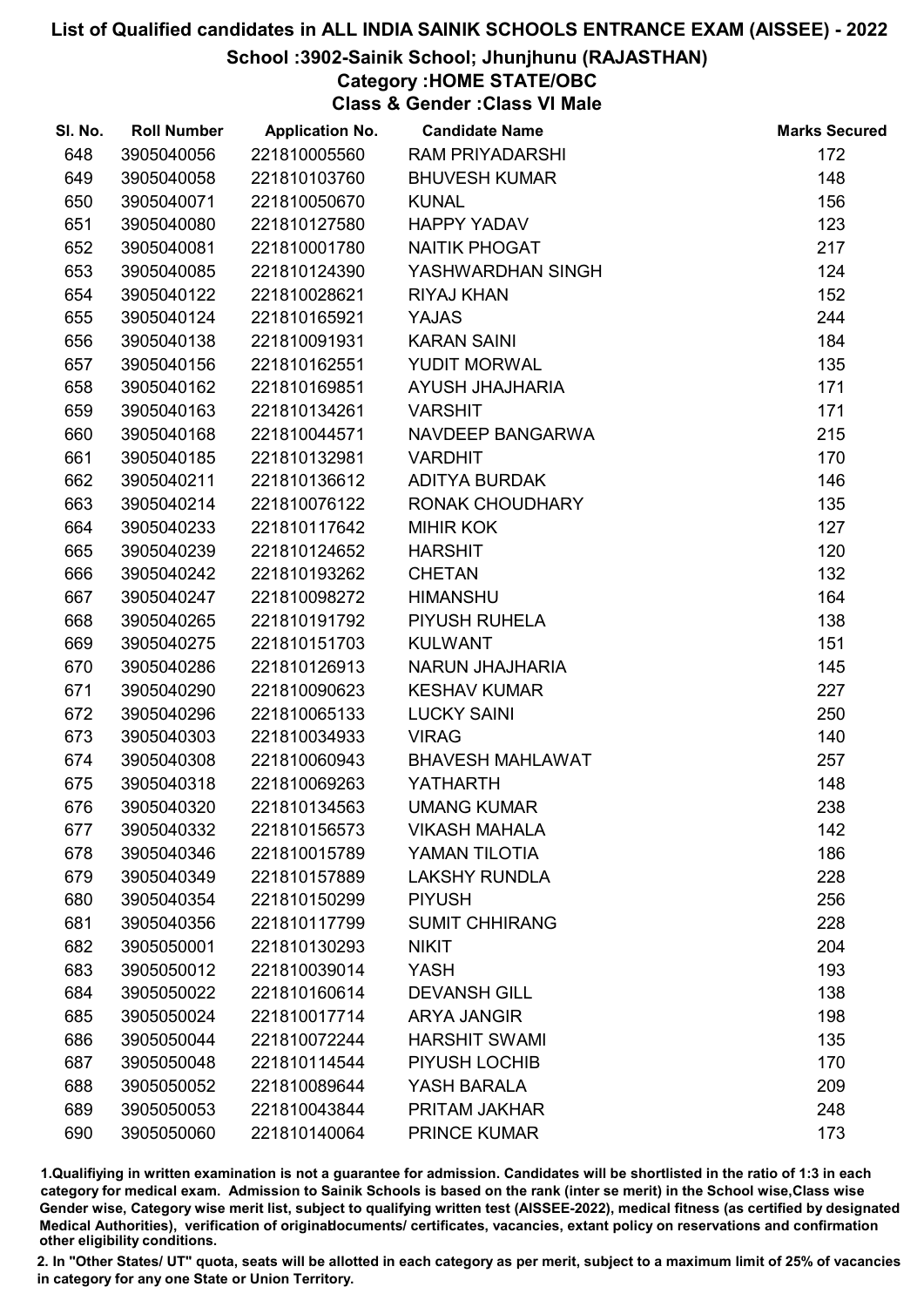# List of Qualified candidates in ALL INDIA SAINIK SCHOOLS ENTRANCE EXAM (AISSEE) - 2022

## School :3902-Sainik School; Jhunjhunu (RAJASTHAN)

### Category :HOME STATE/OBC

### Class & Gender :Class VI Male

| Sl. No. | Roll Number | Application No. | Candidate Name | Marks Secured |
|---|---|---|---|---|
| 648 | 3905040056 | 221810005560 | RAM PRIYADARSHI | 172 |
| 649 | 3905040058 | 221810103760 | BHUVESH KUMAR | 148 |
| 650 | 3905040071 | 221810050670 | KUNAL | 156 |
| 651 | 3905040080 | 221810127580 | HAPPY YADAV | 123 |
| 652 | 3905040081 | 221810001780 | NAITIK PHOGAT | 217 |
| 653 | 3905040085 | 221810124390 | YASHWARDHAN SINGH | 124 |
| 654 | 3905040122 | 221810028621 | RIYAJ KHAN | 152 |
| 655 | 3905040124 | 221810165921 | YAJAS | 244 |
| 656 | 3905040138 | 221810091931 | KARAN SAINI | 184 |
| 657 | 3905040156 | 221810162551 | YUDIT MORWAL | 135 |
| 658 | 3905040162 | 221810169851 | AYUSH JHAJHARIA | 171 |
| 659 | 3905040163 | 221810134261 | VARSHIT | 171 |
| 660 | 3905040168 | 221810044571 | NAVDEEP BANGARWA | 215 |
| 661 | 3905040185 | 221810132981 | VARDHIT | 170 |
| 662 | 3905040211 | 221810136612 | ADITYA BURDAK | 146 |
| 663 | 3905040214 | 221810076122 | RONAK CHOUDHARY | 135 |
| 664 | 3905040233 | 221810117642 | MIHIR KOK | 127 |
| 665 | 3905040239 | 221810124652 | HARSHIT | 120 |
| 666 | 3905040242 | 221810193262 | CHETAN | 132 |
| 667 | 3905040247 | 221810098272 | HIMANSHU | 164 |
| 668 | 3905040265 | 221810191792 | PIYUSH RUHELA | 138 |
| 669 | 3905040275 | 221810151703 | KULWANT | 151 |
| 670 | 3905040286 | 221810126913 | NARUN JHAJHARIA | 145 |
| 671 | 3905040290 | 221810090623 | KESHAV KUMAR | 227 |
| 672 | 3905040296 | 221810065133 | LUCKY SAINI | 250 |
| 673 | 3905040303 | 221810034933 | VIRAG | 140 |
| 674 | 3905040308 | 221810060943 | BHAVESH MAHLAWAT | 257 |
| 675 | 3905040318 | 221810069263 | YATHARTH | 148 |
| 676 | 3905040320 | 221810134563 | UMANG KUMAR | 238 |
| 677 | 3905040332 | 221810156573 | VIKASH MAHALA | 142 |
| 678 | 3905040346 | 221810015789 | YAMAN TILOTIA | 186 |
| 679 | 3905040349 | 221810157889 | LAKSHY RUNDLA | 228 |
| 680 | 3905040354 | 221810150299 | PIYUSH | 256 |
| 681 | 3905040356 | 221810117799 | SUMIT CHHIRANG | 228 |
| 682 | 3905050001 | 221810130293 | NIKIT | 204 |
| 683 | 3905050012 | 221810039014 | YASH | 193 |
| 684 | 3905050022 | 221810160614 | DEVANSH GILL | 138 |
| 685 | 3905050024 | 221810017714 | ARYA JANGIR | 198 |
| 686 | 3905050044 | 221810072244 | HARSHIT SWAMI | 135 |
| 687 | 3905050048 | 221810114544 | PIYUSH LOCHIB | 170 |
| 688 | 3905050052 | 221810089644 | YASH BARALA | 209 |
| 689 | 3905050053 | 221810043844 | PRITAM JAKHAR | 248 |
| 690 | 3905050060 | 221810140064 | PRINCE KUMAR | 173 |

1.Qualifiying in written examination is not a guarantee for admission. Candidates will be shortlisted in the ratio of 1:3 in each category for medical exam. Admission to Sainik Schools is based on the rank (inter se merit) in the School wise,Class wise Gender wise, Category wise merit list, subject to qualifying written test (AISSEE-2022), medical fitness (as certified by designated Medical Authorities), verification of originaldocuments/ certificates, vacancies, extant policy on reservations and confirmation other eligibility conditions.

2. In "Other States/ UT" quota, seats will be allotted in each category as per merit, subject to a maximum limit of 25% of vacancies in category for any one State or Union Territory.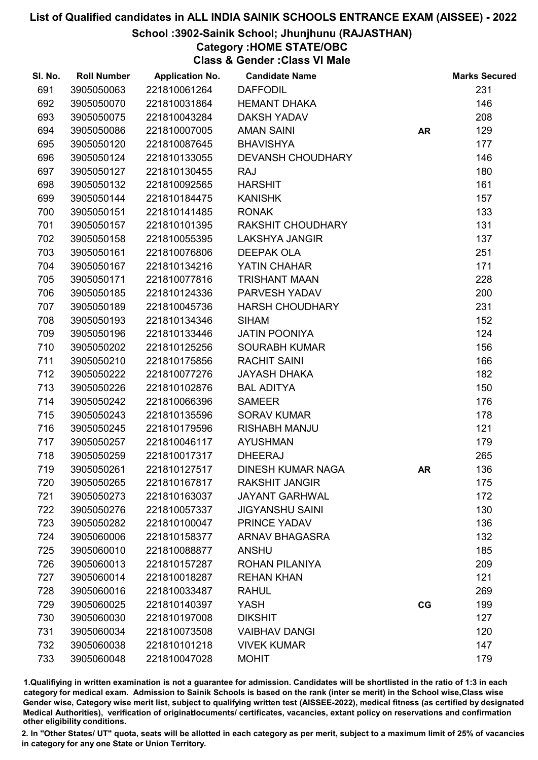# List of Qualified candidates in ALL INDIA SAINIK SCHOOLS ENTRANCE EXAM (AISSEE) - 2022

## School :3902-Sainik School; Jhunjhunu (RAJASTHAN)

### Category :HOME STATE/OBC

### Class & Gender :Class VI Male

| Sl. No. | Roll Number | Application No. | Candidate Name | | Marks Secured |
|---|---|---|---|---|---|
| 691 | 3905050063 | 221810061264 | DAFFODIL | | 231 |
| 692 | 3905050070 | 221810031864 | HEMANT DHAKA | | 146 |
| 693 | 3905050075 | 221810043284 | DAKSH YADAV | | 208 |
| 694 | 3905050086 | 221810007005 | AMAN SAINI | AR | 129 |
| 695 | 3905050120 | 221810087645 | BHAVISHYA | | 177 |
| 696 | 3905050124 | 221810133055 | DEVANSH CHOUDHARY | | 146 |
| 697 | 3905050127 | 221810130455 | RAJ | | 180 |
| 698 | 3905050132 | 221810092565 | HARSHIT | | 161 |
| 699 | 3905050144 | 221810184475 | KANISHK | | 157 |
| 700 | 3905050151 | 221810141485 | RONAK | | 133 |
| 701 | 3905050157 | 221810101395 | RAKSHIT CHOUDHARY | | 131 |
| 702 | 3905050158 | 221810055395 | LAKSHYA JANGIR | | 137 |
| 703 | 3905050161 | 221810076806 | DEEPAK OLA | | 251 |
| 704 | 3905050167 | 221810134216 | YATIN CHAHAR | | 171 |
| 705 | 3905050171 | 221810077816 | TRISHANT MAAN | | 228 |
| 706 | 3905050185 | 221810124336 | PARVESH YADAV | | 200 |
| 707 | 3905050189 | 221810045736 | HARSH CHOUDHARY | | 231 |
| 708 | 3905050193 | 221810134346 | SIHAM | | 152 |
| 709 | 3905050196 | 221810133446 | JATIN POONIYA | | 124 |
| 710 | 3905050202 | 221810125256 | SOURABH KUMAR | | 156 |
| 711 | 3905050210 | 221810175856 | RACHIT SAINI | | 166 |
| 712 | 3905050222 | 221810077276 | JAYASH DHAKA | | 182 |
| 713 | 3905050226 | 221810102876 | BAL ADITYA | | 150 |
| 714 | 3905050242 | 221810066396 | SAMEER | | 176 |
| 715 | 3905050243 | 221810135596 | SORAV KUMAR | | 178 |
| 716 | 3905050245 | 221810179596 | RISHABH MANJU | | 121 |
| 717 | 3905050257 | 221810046117 | AYUSHMAN | | 179 |
| 718 | 3905050259 | 221810017317 | DHEERAJ | | 265 |
| 719 | 3905050261 | 221810127517 | DINESH KUMAR NAGA | AR | 136 |
| 720 | 3905050265 | 221810167817 | RAKSHIT JANGIR | | 175 |
| 721 | 3905050273 | 221810163037 | JAYANT GARHWAL | | 172 |
| 722 | 3905050276 | 221810057337 | JIGYANSHU SAINI | | 130 |
| 723 | 3905050282 | 221810100047 | PRINCE YADAV | | 136 |
| 724 | 3905060006 | 221810158377 | ARNAV BHAGASRA | | 132 |
| 725 | 3905060010 | 221810088877 | ANSHU | | 185 |
| 726 | 3905060013 | 221810157287 | ROHAN PILANIYA | | 209 |
| 727 | 3905060014 | 221810018287 | REHAN KHAN | | 121 |
| 728 | 3905060016 | 221810033487 | RAHUL | | 269 |
| 729 | 3905060025 | 221810140397 | YASH | CG | 199 |
| 730 | 3905060030 | 221810197008 | DIKSHIT | | 127 |
| 731 | 3905060034 | 221810073508 | VAIBHAV DANGI | | 120 |
| 732 | 3905060038 | 221810101218 | VIVEK KUMAR | | 147 |
| 733 | 3905060048 | 221810047028 | MOHIT | | 179 |

1.Qualifiying in written examination is not a guarantee for admission. Candidates will be shortlisted in the ratio of 1:3 in each category for medical exam. Admission to Sainik Schools is based on the rank (inter se merit) in the School wise,Class wise Gender wise, Category wise merit list, subject to qualifying written test (AISSEE-2022), medical fitness (as certified by designated Medical Authorities), verification of originaldocuments/ certificates, vacancies, extant policy on reservations and confirmation other eligibility conditions.

2. In "Other States/ UT" quota, seats will be allotted in each category as per merit, subject to a maximum limit of 25% of vacancies in category for any one State or Union Territory.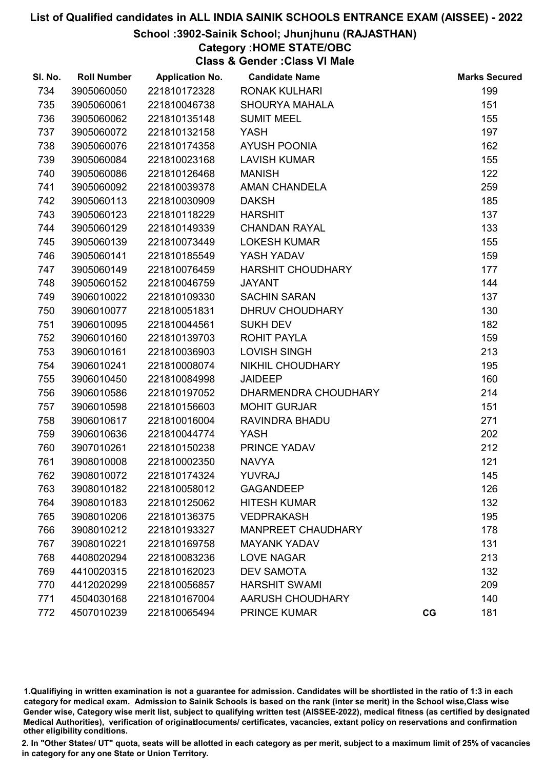# List of Qualified candidates in ALL INDIA SAINIK SCHOOLS ENTRANCE EXAM (AISSEE) - 2022

## School :3902-Sainik School; Jhunjhunu (RAJASTHAN)

### Category :HOME STATE/OBC

### Class & Gender :Class VI Male

| Sl. No. | Roll Number | Application No. | Candidate Name | | Marks Secured |
|---|---|---|---|---|---|
| 734 | 3905060050 | 221810172328 | RONAK KULHARI | | 199 |
| 735 | 3905060061 | 221810046738 | SHOURYA MAHALA | | 151 |
| 736 | 3905060062 | 221810135148 | SUMIT MEEL | | 155 |
| 737 | 3905060072 | 221810132158 | YASH | | 197 |
| 738 | 3905060076 | 221810174358 | AYUSH POONIA | | 162 |
| 739 | 3905060084 | 221810023168 | LAVISH KUMAR | | 155 |
| 740 | 3905060086 | 221810126468 | MANISH | | 122 |
| 741 | 3905060092 | 221810039378 | AMAN CHANDELA | | 259 |
| 742 | 3905060113 | 221810030909 | DAKSH | | 185 |
| 743 | 3905060123 | 221810118229 | HARSHIT | | 137 |
| 744 | 3905060129 | 221810149339 | CHANDAN RAYAL | | 133 |
| 745 | 3905060139 | 221810073449 | LOKESH KUMAR | | 155 |
| 746 | 3905060141 | 221810185549 | YASH YADAV | | 159 |
| 747 | 3905060149 | 221810076459 | HARSHIT CHOUDHARY | | 177 |
| 748 | 3905060152 | 221810046759 | JAYANT | | 144 |
| 749 | 3906010022 | 221810109330 | SACHIN SARAN | | 137 |
| 750 | 3906010077 | 221810051831 | DHRUV CHOUDHARY | | 130 |
| 751 | 3906010095 | 221810044561 | SUKH DEV | | 182 |
| 752 | 3906010160 | 221810139703 | ROHIT PAYLA | | 159 |
| 753 | 3906010161 | 221810036903 | LOVISH SINGH | | 213 |
| 754 | 3906010241 | 221810008074 | NIKHIL CHOUDHARY | | 195 |
| 755 | 3906010450 | 221810084998 | JAIDEEP | | 160 |
| 756 | 3906010586 | 221810197052 | DHARMENDRA CHOUDHARY | | 214 |
| 757 | 3906010598 | 221810156603 | MOHIT GURJAR | | 151 |
| 758 | 3906010617 | 221810016004 | RAVINDRA BHADU | | 271 |
| 759 | 3906010636 | 221810044774 | YASH | | 202 |
| 760 | 3907010261 | 221810150238 | PRINCE YADAV | | 212 |
| 761 | 3908010008 | 221810002350 | NAVYA | | 121 |
| 762 | 3908010072 | 221810174324 | YUVRAJ | | 145 |
| 763 | 3908010182 | 221810058012 | GAGANDEEP | | 126 |
| 764 | 3908010183 | 221810125062 | HITESH KUMAR | | 132 |
| 765 | 3908010206 | 221810136375 | VEDPRAKASH | | 195 |
| 766 | 3908010212 | 221810193327 | MANPREET CHAUDHARY | | 178 |
| 767 | 3908010221 | 221810169758 | MAYANK YADAV | | 131 |
| 768 | 4408020294 | 221810083236 | LOVE NAGAR | | 213 |
| 769 | 4410020315 | 221810162023 | DEV SAMOTA | | 132 |
| 770 | 4412020299 | 221810056857 | HARSHIT SWAMI | | 209 |
| 771 | 4504030168 | 221810167004 | AARUSH CHOUDHARY | | 140 |
| 772 | 4507010239 | 221810065494 | PRINCE KUMAR | CG | 181 |

1.Qualifiying in written examination is not a guarantee for admission. Candidates will be shortlisted in the ratio of 1:3 in each category for medical exam. Admission to Sainik Schools is based on the rank (inter se merit) in the School wise,Class wise Gender wise, Category wise merit list, subject to qualifying written test (AISSEE-2022), medical fitness (as certified by designated Medical Authorities), verification of originaldocuments/ certificates, vacancies, extant policy on reservations and confirmation other eligibility conditions.

2. In "Other States/ UT" quota, seats will be allotted in each category as per merit, subject to a maximum limit of 25% of vacancies in category for any one State or Union Territory.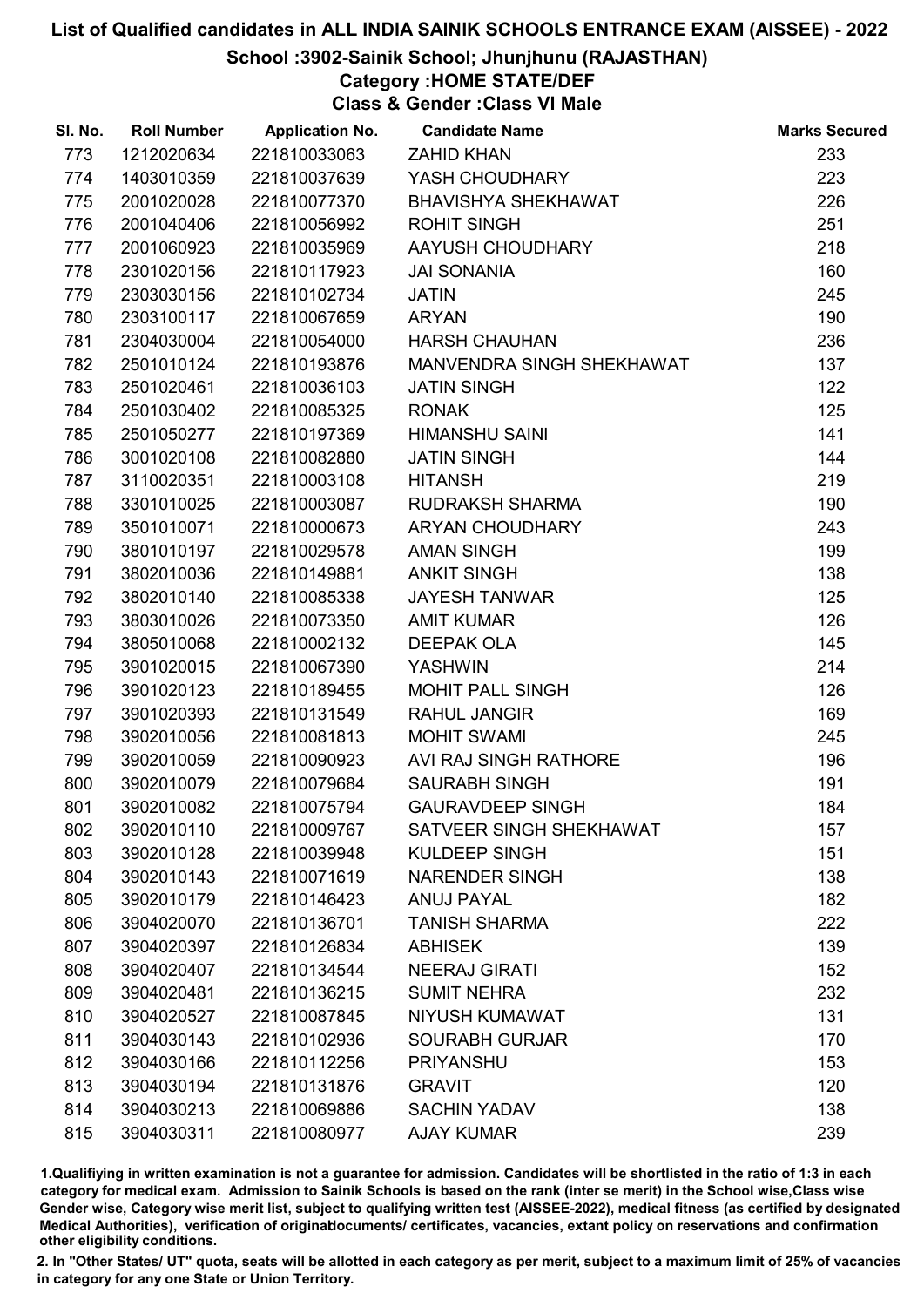# List of Qualified candidates in ALL INDIA SAINIK SCHOOLS ENTRANCE EXAM (AISSEE) - 2022

## School :3902-Sainik School; Jhunjhunu (RAJASTHAN)

### Category :HOME STATE/DEF

### Class & Gender :Class VI Male

| Sl. No. | Roll Number | Application No. | Candidate Name | Marks Secured |
|---|---|---|---|---|
| 773 | 1212020634 | 221810033063 | ZAHID KHAN | 233 |
| 774 | 1403010359 | 221810037639 | YASH CHOUDHARY | 223 |
| 775 | 2001020028 | 221810077370 | BHAVISHYA SHEKHAWAT | 226 |
| 776 | 2001040406 | 221810056992 | ROHIT SINGH | 251 |
| 777 | 2001060923 | 221810035969 | AAYUSH CHOUDHARY | 218 |
| 778 | 2301020156 | 221810117923 | JAI SONANIA | 160 |
| 779 | 2303030156 | 221810102734 | JATIN | 245 |
| 780 | 2303100117 | 221810067659 | ARYAN | 190 |
| 781 | 2304030004 | 221810054000 | HARSH CHAUHAN | 236 |
| 782 | 2501010124 | 221810193876 | MANVENDRA SINGH SHEKHAWAT | 137 |
| 783 | 2501020461 | 221810036103 | JATIN SINGH | 122 |
| 784 | 2501030402 | 221810085325 | RONAK | 125 |
| 785 | 2501050277 | 221810197369 | HIMANSHU SAINI | 141 |
| 786 | 3001020108 | 221810082880 | JATIN SINGH | 144 |
| 787 | 3110020351 | 221810003108 | HITANSH | 219 |
| 788 | 3301010025 | 221810003087 | RUDRAKSH SHARMA | 190 |
| 789 | 3501010071 | 221810000673 | ARYAN CHOUDHARY | 243 |
| 790 | 3801010197 | 221810029578 | AMAN SINGH | 199 |
| 791 | 3802010036 | 221810149881 | ANKIT SINGH | 138 |
| 792 | 3802010140 | 221810085338 | JAYESH TANWAR | 125 |
| 793 | 3803010026 | 221810073350 | AMIT KUMAR | 126 |
| 794 | 3805010068 | 221810002132 | DEEPAK OLA | 145 |
| 795 | 3901020015 | 221810067390 | YASHWIN | 214 |
| 796 | 3901020123 | 221810189455 | MOHIT PALL SINGH | 126 |
| 797 | 3901020393 | 221810131549 | RAHUL JANGIR | 169 |
| 798 | 3902010056 | 221810081813 | MOHIT SWAMI | 245 |
| 799 | 3902010059 | 221810090923 | AVI RAJ SINGH RATHORE | 196 |
| 800 | 3902010079 | 221810079684 | SAURABH SINGH | 191 |
| 801 | 3902010082 | 221810075794 | GAURAVDEEP SINGH | 184 |
| 802 | 3902010110 | 221810009767 | SATVEER SINGH SHEKHAWAT | 157 |
| 803 | 3902010128 | 221810039948 | KULDEEP SINGH | 151 |
| 804 | 3902010143 | 221810071619 | NARENDER SINGH | 138 |
| 805 | 3902010179 | 221810146423 | ANUJ PAYAL | 182 |
| 806 | 3904020070 | 221810136701 | TANISH SHARMA | 222 |
| 807 | 3904020397 | 221810126834 | ABHISEK | 139 |
| 808 | 3904020407 | 221810134544 | NEERAJ GIRATI | 152 |
| 809 | 3904020481 | 221810136215 | SUMIT NEHRA | 232 |
| 810 | 3904020527 | 221810087845 | NIYUSH KUMAWAT | 131 |
| 811 | 3904030143 | 221810102936 | SOURABH GURJAR | 170 |
| 812 | 3904030166 | 221810112256 | PRIYANSHU | 153 |
| 813 | 3904030194 | 221810131876 | GRAVIT | 120 |
| 814 | 3904030213 | 221810069886 | SACHIN YADAV | 138 |
| 815 | 3904030311 | 221810080977 | AJAY KUMAR | 239 |

1.Qualifiying in written examination is not a guarantee for admission. Candidates will be shortlisted in the ratio of 1:3 in each category for medical exam. Admission to Sainik Schools is based on the rank (inter se merit) in the School wise,Class wise Gender wise, Category wise merit list, subject to qualifying written test (AISSEE-2022), medical fitness (as certified by designated Medical Authorities), verification of originaldocuments/ certificates, vacancies, extant policy on reservations and confirmation other eligibility conditions.

2. In "Other States/ UT" quota, seats will be allotted in each category as per merit, subject to a maximum limit of 25% of vacancies in category for any one State or Union Territory.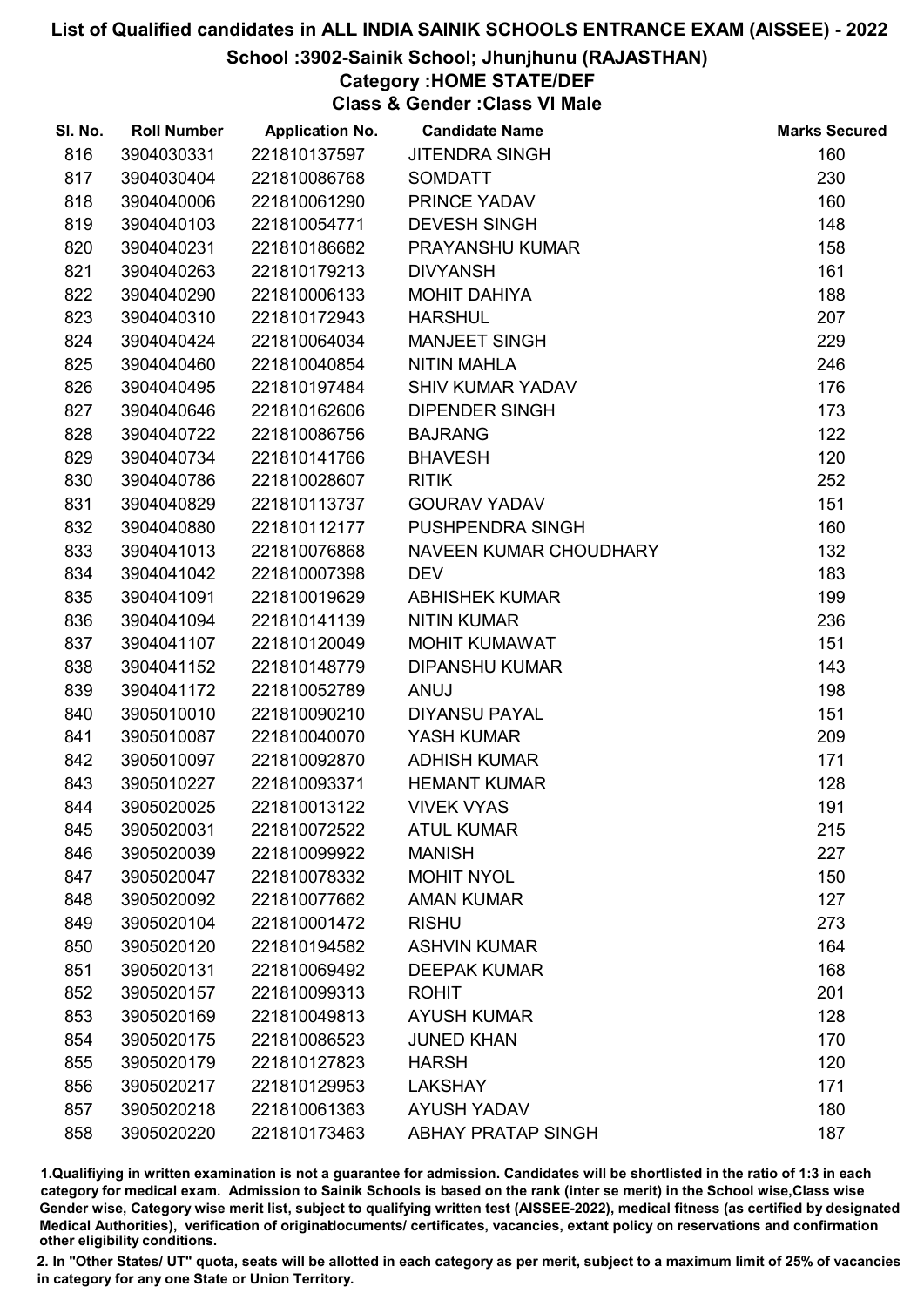# List of Qualified candidates in ALL INDIA SAINIK SCHOOLS ENTRANCE EXAM (AISSEE) - 2022

## School :3902-Sainik School; Jhunjhunu (RAJASTHAN)

### Category :HOME STATE/DEF

### Class & Gender :Class VI Male

| Sl. No. | Roll Number | Application No. | Candidate Name | Marks Secured |
|---|---|---|---|---|
| 816 | 3904030331 | 221810137597 | JITENDRA SINGH | 160 |
| 817 | 3904030404 | 221810086768 | SOMDATT | 230 |
| 818 | 3904040006 | 221810061290 | PRINCE YADAV | 160 |
| 819 | 3904040103 | 221810054771 | DEVESH SINGH | 148 |
| 820 | 3904040231 | 221810186682 | PRAYANSHU KUMAR | 158 |
| 821 | 3904040263 | 221810179213 | DIVYANSH | 161 |
| 822 | 3904040290 | 221810006133 | MOHIT DAHIYA | 188 |
| 823 | 3904040310 | 221810172943 | HARSHUL | 207 |
| 824 | 3904040424 | 221810064034 | MANJEET SINGH | 229 |
| 825 | 3904040460 | 221810040854 | NITIN MAHLA | 246 |
| 826 | 3904040495 | 221810197484 | SHIV KUMAR YADAV | 176 |
| 827 | 3904040646 | 221810162606 | DIPENDER SINGH | 173 |
| 828 | 3904040722 | 221810086756 | BAJRANG | 122 |
| 829 | 3904040734 | 221810141766 | BHAVESH | 120 |
| 830 | 3904040786 | 221810028607 | RITIK | 252 |
| 831 | 3904040829 | 221810113737 | GOURAV YADAV | 151 |
| 832 | 3904040880 | 221810112177 | PUSHPENDRA SINGH | 160 |
| 833 | 3904041013 | 221810076868 | NAVEEN KUMAR CHOUDHARY | 132 |
| 834 | 3904041042 | 221810007398 | DEV | 183 |
| 835 | 3904041091 | 221810019629 | ABHISHEK KUMAR | 199 |
| 836 | 3904041094 | 221810141139 | NITIN KUMAR | 236 |
| 837 | 3904041107 | 221810120049 | MOHIT KUMAWAT | 151 |
| 838 | 3904041152 | 221810148779 | DIPANSHU KUMAR | 143 |
| 839 | 3904041172 | 221810052789 | ANUJ | 198 |
| 840 | 3905010010 | 221810090210 | DIYANSU PAYAL | 151 |
| 841 | 3905010087 | 221810040070 | YASH KUMAR | 209 |
| 842 | 3905010097 | 221810092870 | ADHISH KUMAR | 171 |
| 843 | 3905010227 | 221810093371 | HEMANT KUMAR | 128 |
| 844 | 3905020025 | 221810013122 | VIVEK VYAS | 191 |
| 845 | 3905020031 | 221810072522 | ATUL KUMAR | 215 |
| 846 | 3905020039 | 221810099922 | MANISH | 227 |
| 847 | 3905020047 | 221810078332 | MOHIT NYOL | 150 |
| 848 | 3905020092 | 221810077662 | AMAN KUMAR | 127 |
| 849 | 3905020104 | 221810001472 | RISHU | 273 |
| 850 | 3905020120 | 221810194582 | ASHVIN KUMAR | 164 |
| 851 | 3905020131 | 221810069492 | DEEPAK KUMAR | 168 |
| 852 | 3905020157 | 221810099313 | ROHIT | 201 |
| 853 | 3905020169 | 221810049813 | AYUSH KUMAR | 128 |
| 854 | 3905020175 | 221810086523 | JUNED KHAN | 170 |
| 855 | 3905020179 | 221810127823 | HARSH | 120 |
| 856 | 3905020217 | 221810129953 | LAKSHAY | 171 |
| 857 | 3905020218 | 221810061363 | AYUSH YADAV | 180 |
| 858 | 3905020220 | 221810173463 | ABHAY PRATAP SINGH | 187 |

1.Qualifiying in written examination is not a guarantee for admission. Candidates will be shortlisted in the ratio of 1:3 in each category for medical exam. Admission to Sainik Schools is based on the rank (inter se merit) in the School wise,Class wise Gender wise, Category wise merit list, subject to qualifying written test (AISSEE-2022), medical fitness (as certified by designated Medical Authorities), verification of originaldocuments/ certificates, vacancies, extant policy on reservations and confirmation other eligibility conditions.

2. In "Other States/ UT" quota, seats will be allotted in each category as per merit, subject to a maximum limit of 25% of vacancies in category for any one State or Union Territory.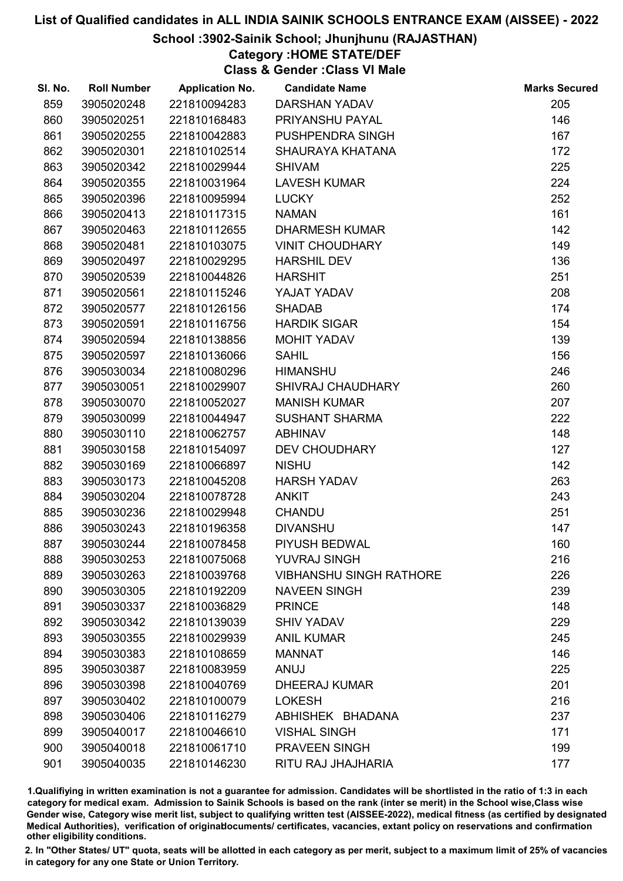# List of Qualified candidates in ALL INDIA SAINIK SCHOOLS ENTRANCE EXAM (AISSEE) - 2022

## School :3902-Sainik School; Jhunjhunu (RAJASTHAN)

### Category :HOME STATE/DEF

### Class & Gender :Class VI Male

| Sl. No. | Roll Number | Application No. | Candidate Name | Marks Secured |
|---|---|---|---|---|
| 859 | 3905020248 | 221810094283 | DARSHAN YADAV | 205 |
| 860 | 3905020251 | 221810168483 | PRIYANSHU PAYAL | 146 |
| 861 | 3905020255 | 221810042883 | PUSHPENDRA SINGH | 167 |
| 862 | 3905020301 | 221810102514 | SHAURAYA KHATANA | 172 |
| 863 | 3905020342 | 221810029944 | SHIVAM | 225 |
| 864 | 3905020355 | 221810031964 | LAVESH KUMAR | 224 |
| 865 | 3905020396 | 221810095994 | LUCKY | 252 |
| 866 | 3905020413 | 221810117315 | NAMAN | 161 |
| 867 | 3905020463 | 221810112655 | DHARMESH KUMAR | 142 |
| 868 | 3905020481 | 221810103075 | VINIT CHOUDHARY | 149 |
| 869 | 3905020497 | 221810029295 | HARSHIL DEV | 136 |
| 870 | 3905020539 | 221810044826 | HARSHIT | 251 |
| 871 | 3905020561 | 221810115246 | YAJAT YADAV | 208 |
| 872 | 3905020577 | 221810126156 | SHADAB | 174 |
| 873 | 3905020591 | 221810116756 | HARDIK SIGAR | 154 |
| 874 | 3905020594 | 221810138856 | MOHIT YADAV | 139 |
| 875 | 3905020597 | 221810136066 | SAHIL | 156 |
| 876 | 3905030034 | 221810080296 | HIMANSHU | 246 |
| 877 | 3905030051 | 221810029907 | SHIVRAJ CHAUDHARY | 260 |
| 878 | 3905030070 | 221810052027 | MANISH KUMAR | 207 |
| 879 | 3905030099 | 221810044947 | SUSHANT SHARMA | 222 |
| 880 | 3905030110 | 221810062757 | ABHINAV | 148 |
| 881 | 3905030158 | 221810154097 | DEV CHOUDHARY | 127 |
| 882 | 3905030169 | 221810066897 | NISHU | 142 |
| 883 | 3905030173 | 221810045208 | HARSH YADAV | 263 |
| 884 | 3905030204 | 221810078728 | ANKIT | 243 |
| 885 | 3905030236 | 221810029948 | CHANDU | 251 |
| 886 | 3905030243 | 221810196358 | DIVANSHU | 147 |
| 887 | 3905030244 | 221810078458 | PIYUSH BEDWAL | 160 |
| 888 | 3905030253 | 221810075068 | YUVRAJ SINGH | 216 |
| 889 | 3905030263 | 221810039768 | VIBHANSHU SINGH RATHORE | 226 |
| 890 | 3905030305 | 221810192209 | NAVEEN SINGH | 239 |
| 891 | 3905030337 | 221810036829 | PRINCE | 148 |
| 892 | 3905030342 | 221810139039 | SHIV YADAV | 229 |
| 893 | 3905030355 | 221810029939 | ANIL KUMAR | 245 |
| 894 | 3905030383 | 221810108659 | MANNAT | 146 |
| 895 | 3905030387 | 221810083959 | ANUJ | 225 |
| 896 | 3905030398 | 221810040769 | DHEERAJ KUMAR | 201 |
| 897 | 3905030402 | 221810100079 | LOKESH | 216 |
| 898 | 3905030406 | 221810116279 | ABHISHEK BHADANA | 237 |
| 899 | 3905040017 | 221810046610 | VISHAL SINGH | 171 |
| 900 | 3905040018 | 221810061710 | PRAVEEN SINGH | 199 |
| 901 | 3905040035 | 221810146230 | RITU RAJ JHAJHARIA | 177 |

1.Qualifiying in written examination is not a guarantee for admission. Candidates will be shortlisted in the ratio of 1:3 in each category for medical exam. Admission to Sainik Schools is based on the rank (inter se merit) in the School wise,Class wise Gender wise, Category wise merit list, subject to qualifying written test (AISSEE-2022), medical fitness (as certified by designated Medical Authorities), verification of originaldocuments/ certificates, vacancies, extant policy on reservations and confirmation other eligibility conditions.

2. In "Other States/ UT" quota, seats will be allotted in each category as per merit, subject to a maximum limit of 25% of vacancies in category for any one State or Union Territory.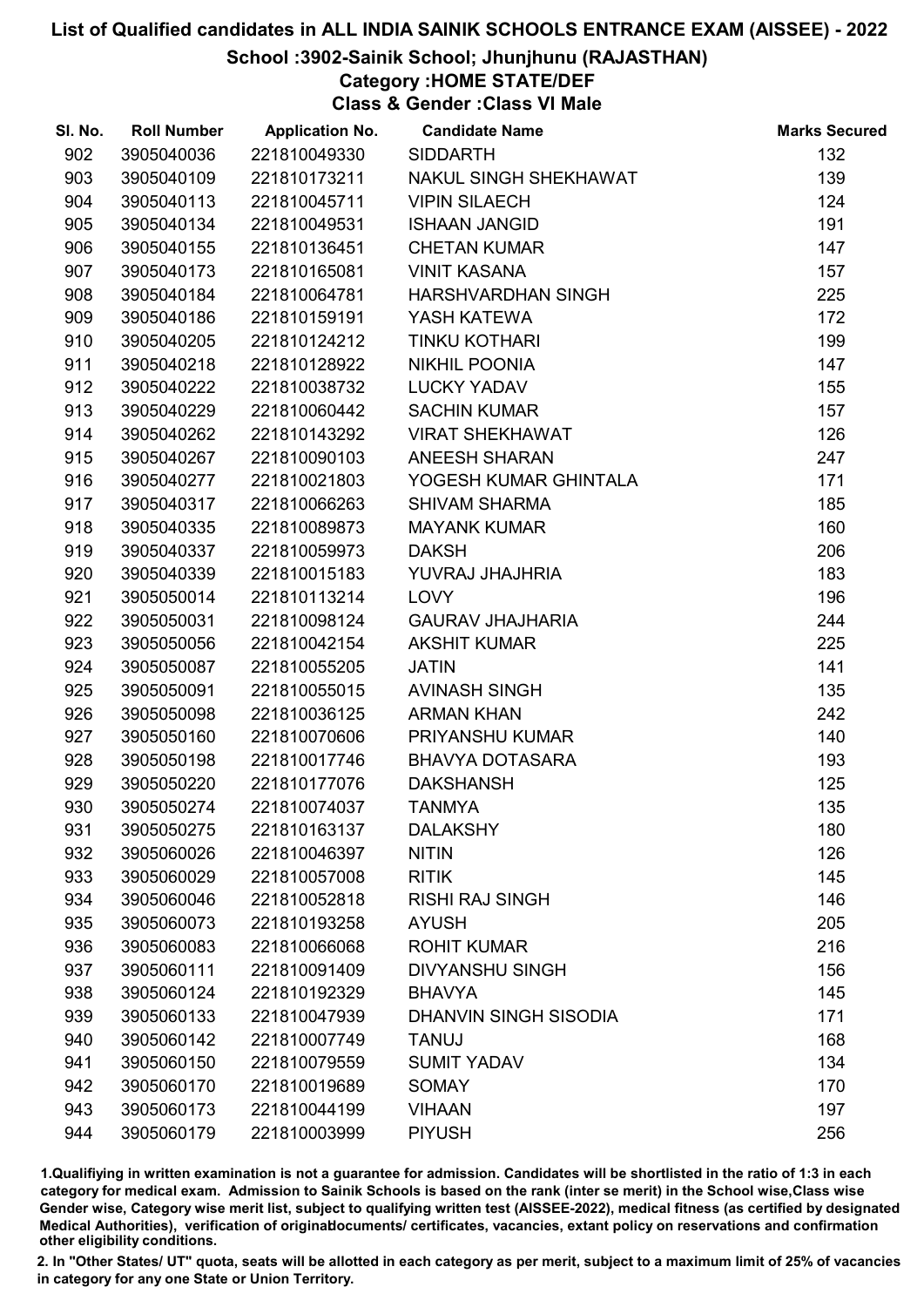# List of Qualified candidates in ALL INDIA SAINIK SCHOOLS ENTRANCE EXAM (AISSEE) - 2022

## School :3902-Sainik School; Jhunjhunu (RAJASTHAN)

### Category :HOME STATE/DEF

### Class & Gender :Class VI Male

| Sl. No. | Roll Number | Application No. | Candidate Name | Marks Secured |
|---|---|---|---|---|
| 902 | 3905040036 | 221810049330 | SIDDARTH | 132 |
| 903 | 3905040109 | 221810173211 | NAKUL SINGH SHEKHAWAT | 139 |
| 904 | 3905040113 | 221810045711 | VIPIN SILAECH | 124 |
| 905 | 3905040134 | 221810049531 | ISHAAN JANGID | 191 |
| 906 | 3905040155 | 221810136451 | CHETAN KUMAR | 147 |
| 907 | 3905040173 | 221810165081 | VINIT KASANA | 157 |
| 908 | 3905040184 | 221810064781 | HARSHVARDHAN SINGH | 225 |
| 909 | 3905040186 | 221810159191 | YASH KATEWA | 172 |
| 910 | 3905040205 | 221810124212 | TINKU KOTHARI | 199 |
| 911 | 3905040218 | 221810128922 | NIKHIL POONIA | 147 |
| 912 | 3905040222 | 221810038732 | LUCKY YADAV | 155 |
| 913 | 3905040229 | 221810060442 | SACHIN KUMAR | 157 |
| 914 | 3905040262 | 221810143292 | VIRAT SHEKHAWAT | 126 |
| 915 | 3905040267 | 221810090103 | ANEESH SHARAN | 247 |
| 916 | 3905040277 | 221810021803 | YOGESH KUMAR GHINTALA | 171 |
| 917 | 3905040317 | 221810066263 | SHIVAM SHARMA | 185 |
| 918 | 3905040335 | 221810089873 | MAYANK KUMAR | 160 |
| 919 | 3905040337 | 221810059973 | DAKSH | 206 |
| 920 | 3905040339 | 221810015183 | YUVRAJ JHAJHRIA | 183 |
| 921 | 3905050014 | 221810113214 | LOVY | 196 |
| 922 | 3905050031 | 221810098124 | GAURAV JHAJHARIA | 244 |
| 923 | 3905050056 | 221810042154 | AKSHIT KUMAR | 225 |
| 924 | 3905050087 | 221810055205 | JATIN | 141 |
| 925 | 3905050091 | 221810055015 | AVINASH SINGH | 135 |
| 926 | 3905050098 | 221810036125 | ARMAN KHAN | 242 |
| 927 | 3905050160 | 221810070606 | PRIYANSHU KUMAR | 140 |
| 928 | 3905050198 | 221810017746 | BHAVYA DOTASARA | 193 |
| 929 | 3905050220 | 221810177076 | DAKSHANSH | 125 |
| 930 | 3905050274 | 221810074037 | TANMYA | 135 |
| 931 | 3905050275 | 221810163137 | DALAKSHY | 180 |
| 932 | 3905060026 | 221810046397 | NITIN | 126 |
| 933 | 3905060029 | 221810057008 | RITIK | 145 |
| 934 | 3905060046 | 221810052818 | RISHI RAJ SINGH | 146 |
| 935 | 3905060073 | 221810193258 | AYUSH | 205 |
| 936 | 3905060083 | 221810066068 | ROHIT KUMAR | 216 |
| 937 | 3905060111 | 221810091409 | DIVYANSHU SINGH | 156 |
| 938 | 3905060124 | 221810192329 | BHAVYA | 145 |
| 939 | 3905060133 | 221810047939 | DHANVIN SINGH SISODIA | 171 |
| 940 | 3905060142 | 221810007749 | TANUJ | 168 |
| 941 | 3905060150 | 221810079559 | SUMIT YADAV | 134 |
| 942 | 3905060170 | 221810019689 | SOMAY | 170 |
| 943 | 3905060173 | 221810044199 | VIHAAN | 197 |
| 944 | 3905060179 | 221810003999 | PIYUSH | 256 |

1.Qualifying in written examination is not a guarantee for admission. Candidates will be shortlisted in the ratio of 1:3 in each category for medical exam. Admission to Sainik Schools is based on the rank (inter se merit) in the School wise,Class wise Gender wise, Category wise merit list, subject to qualifying written test (AISSEE-2022), medical fitness (as certified by designated Medical Authorities), verification of originaldocuments/ certificates, vacancies, extant policy on reservations and confirmation other eligibility conditions.

2. In "Other States/ UT" quota, seats will be allotted in each category as per merit, subject to a maximum limit of 25% of vacancies in category for any one State or Union Territory.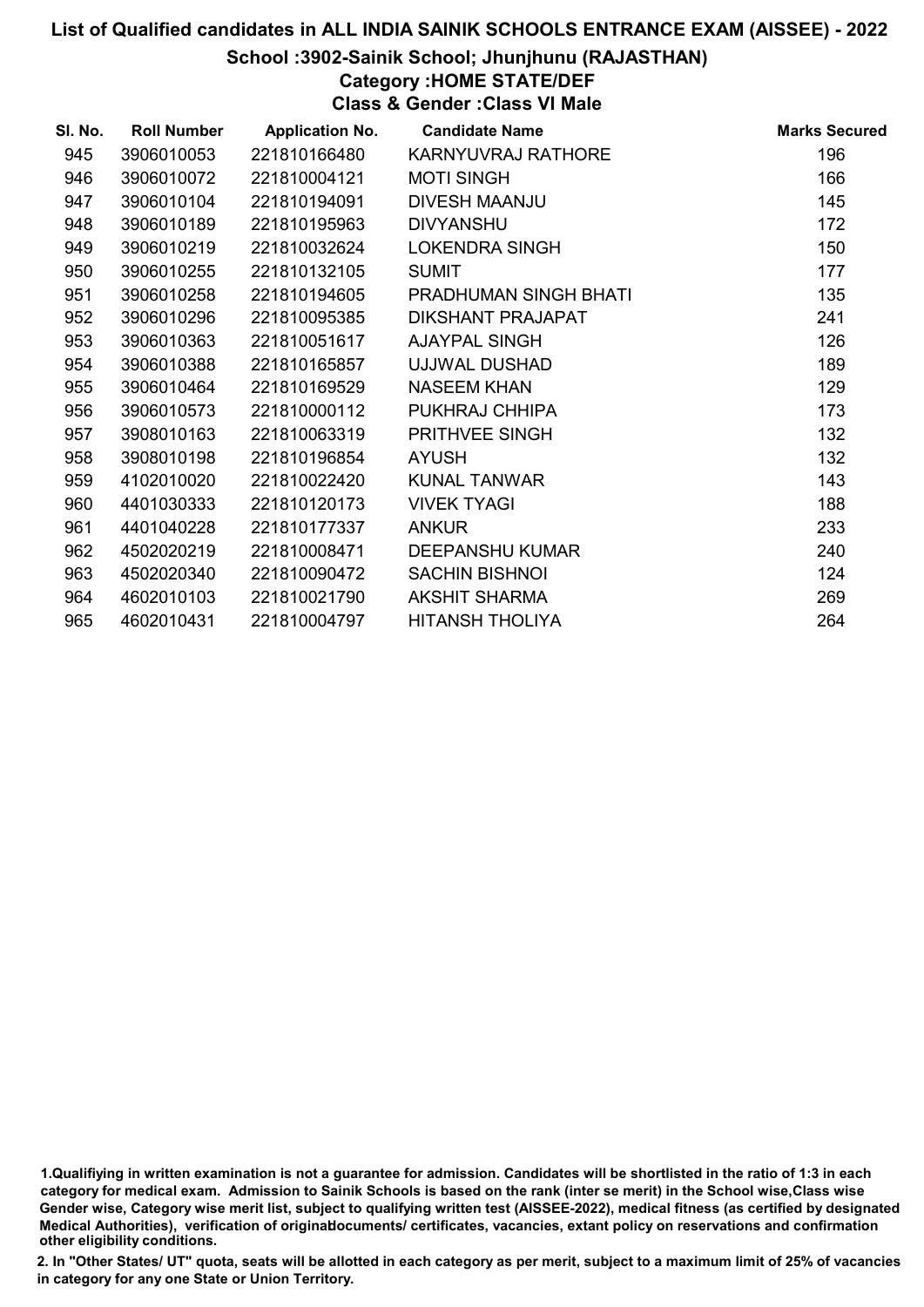# List of Qualified candidates in ALL INDIA SAINIK SCHOOLS ENTRANCE EXAM (AISSEE) - 2022

## School :3902-Sainik School; Jhunjhunu (RAJASTHAN)

### Category :HOME STATE/DEF

### Class & Gender :Class VI Male

| Sl. No. | Roll Number | Application No. | Candidate Name | Marks Secured |
|---|---|---|---|---|
| 945 | 3906010053 | 221810166480 | KARNYUVRAJ RATHORE | 196 |
| 946 | 3906010072 | 221810004121 | MOTI SINGH | 166 |
| 947 | 3906010104 | 221810194091 | DIVESH MAANJU | 145 |
| 948 | 3906010189 | 221810195963 | DIVYANSHU | 172 |
| 949 | 3906010219 | 221810032624 | LOKENDRA SINGH | 150 |
| 950 | 3906010255 | 221810132105 | SUMIT | 177 |
| 951 | 3906010258 | 221810194605 | PRADHUMAN SINGH BHATI | 135 |
| 952 | 3906010296 | 221810095385 | DIKSHANT PRAJAPAT | 241 |
| 953 | 3906010363 | 221810051617 | AJAYPAL SINGH | 126 |
| 954 | 3906010388 | 221810165857 | UJJWAL DUSHAD | 189 |
| 955 | 3906010464 | 221810169529 | NASEEM KHAN | 129 |
| 956 | 3906010573 | 221810000112 | PUKHRAJ CHHIPA | 173 |
| 957 | 3908010163 | 221810063319 | PRITHVEE SINGH | 132 |
| 958 | 3908010198 | 221810196854 | AYUSH | 132 |
| 959 | 4102010020 | 221810022420 | KUNAL TANWAR | 143 |
| 960 | 4401030333 | 221810120173 | VIVEK TYAGI | 188 |
| 961 | 4401040228 | 221810177337 | ANKUR | 233 |
| 962 | 4502020219 | 221810008471 | DEEPANSHU KUMAR | 240 |
| 963 | 4502020340 | 221810090472 | SACHIN BISHNOI | 124 |
| 964 | 4602010103 | 221810021790 | AKSHIT SHARMA | 269 |
| 965 | 4602010431 | 221810004797 | HITANSH THOLIYA | 264 |

1.Qualifiying in written examination is not a guarantee for admission. Candidates will be shortlisted in the ratio of 1:3 in each category for medical exam. Admission to Sainik Schools is based on the rank (inter se merit) in the School wise,Class wise Gender wise, Category wise merit list, subject to qualifying written test (AISSEE-2022), medical fitness (as certified by designated Medical Authorities), verification of originaldocuments/ certificates, vacancies, extant policy on reservations and confirmation other eligibility conditions.

2. In "Other States/ UT" quota, seats will be allotted in each category as per merit, subject to a maximum limit of 25% of vacancies in category for any one State or Union Territory.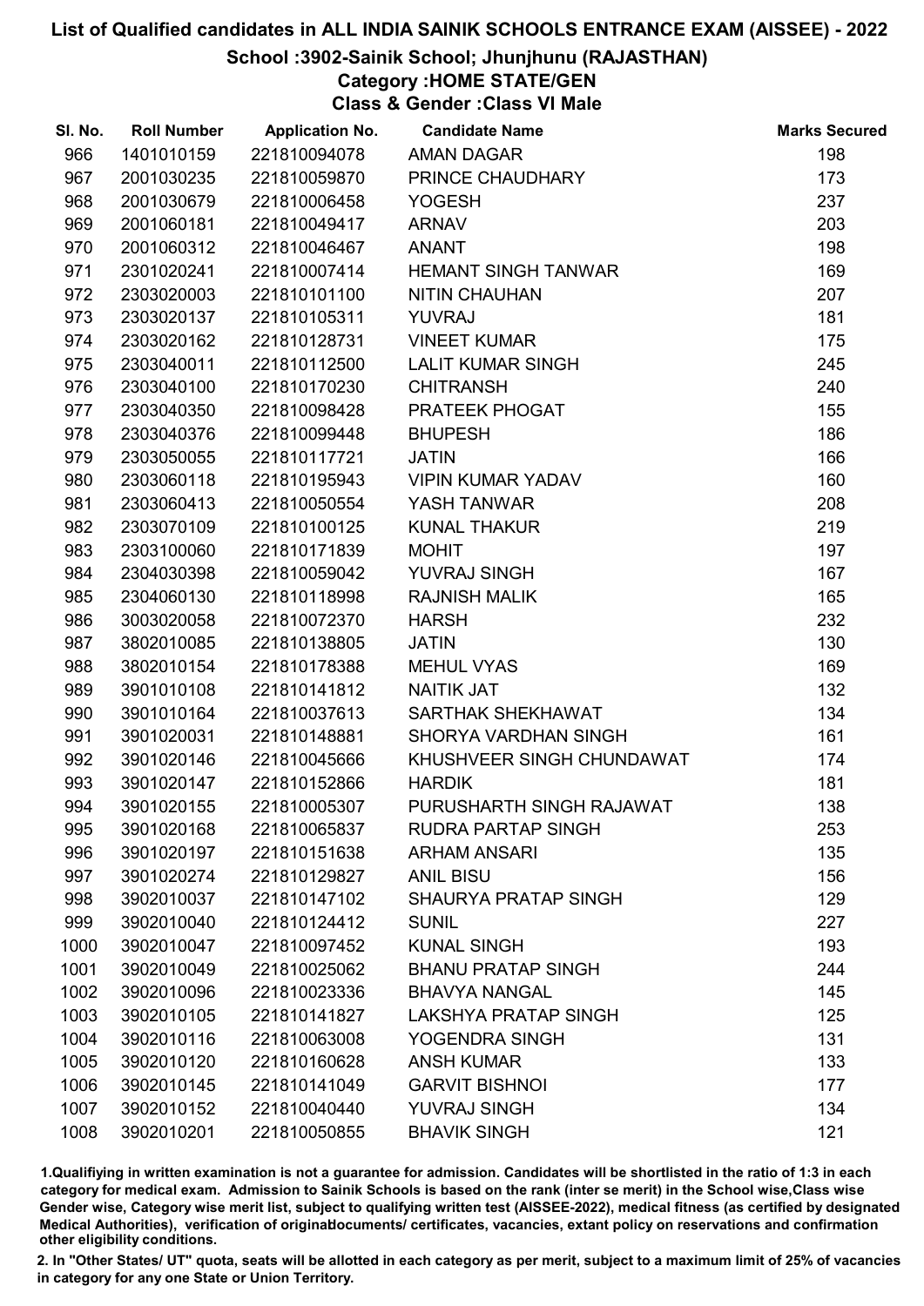# List of Qualified candidates in ALL INDIA SAINIK SCHOOLS ENTRANCE EXAM (AISSEE) - 2022

## School :3902-Sainik School; Jhunjhunu (RAJASTHAN)

### Category :HOME STATE/GEN

### Class & Gender :Class VI Male

| Sl. No. | Roll Number | Application No. | Candidate Name | Marks Secured |
|---|---|---|---|---|
| 966 | 1401010159 | 221810094078 | AMAN DAGAR | 198 |
| 967 | 2001030235 | 221810059870 | PRINCE CHAUDHARY | 173 |
| 968 | 2001030679 | 221810006458 | YOGESH | 237 |
| 969 | 2001060181 | 221810049417 | ARNAV | 203 |
| 970 | 2001060312 | 221810046467 | ANANT | 198 |
| 971 | 2301020241 | 221810007414 | HEMANT SINGH TANWAR | 169 |
| 972 | 2303020003 | 221810101100 | NITIN CHAUHAN | 207 |
| 973 | 2303020137 | 221810105311 | YUVRAJ | 181 |
| 974 | 2303020162 | 221810128731 | VINEET KUMAR | 175 |
| 975 | 2303040011 | 221810112500 | LALIT KUMAR SINGH | 245 |
| 976 | 2303040100 | 221810170230 | CHITRANSH | 240 |
| 977 | 2303040350 | 221810098428 | PRATEEK PHOGAT | 155 |
| 978 | 2303040376 | 221810099448 | BHUPESH | 186 |
| 979 | 2303050055 | 221810117721 | JATIN | 166 |
| 980 | 2303060118 | 221810195943 | VIPIN KUMAR YADAV | 160 |
| 981 | 2303060413 | 221810050554 | YASH TANWAR | 208 |
| 982 | 2303070109 | 221810100125 | KUNAL THAKUR | 219 |
| 983 | 2303100060 | 221810171839 | MOHIT | 197 |
| 984 | 2304030398 | 221810059042 | YUVRAJ SINGH | 167 |
| 985 | 2304060130 | 221810118998 | RAJNISH MALIK | 165 |
| 986 | 3003020058 | 221810072370 | HARSH | 232 |
| 987 | 3802010085 | 221810138805 | JATIN | 130 |
| 988 | 3802010154 | 221810178388 | MEHUL VYAS | 169 |
| 989 | 3901010108 | 221810141812 | NAITIK JAT | 132 |
| 990 | 3901010164 | 221810037613 | SARTHAK SHEKHAWAT | 134 |
| 991 | 3901020031 | 221810148881 | SHORYA VARDHAN SINGH | 161 |
| 992 | 3901020146 | 221810045666 | KHUSHVEER SINGH CHUNDAWAT | 174 |
| 993 | 3901020147 | 221810152866 | HARDIK | 181 |
| 994 | 3901020155 | 221810005307 | PURUSHARTH SINGH RAJAWAT | 138 |
| 995 | 3901020168 | 221810065837 | RUDRA PARTAP SINGH | 253 |
| 996 | 3901020197 | 221810151638 | ARHAM ANSARI | 135 |
| 997 | 3901020274 | 221810129827 | ANIL BISU | 156 |
| 998 | 3902010037 | 221810147102 | SHAURYA PRATAP SINGH | 129 |
| 999 | 3902010040 | 221810124412 | SUNIL | 227 |
| 1000 | 3902010047 | 221810097452 | KUNAL SINGH | 193 |
| 1001 | 3902010049 | 221810025062 | BHANU PRATAP SINGH | 244 |
| 1002 | 3902010096 | 221810023336 | BHAVYA NANGAL | 145 |
| 1003 | 3902010105 | 221810141827 | LAKSHYA PRATAP SINGH | 125 |
| 1004 | 3902010116 | 221810063008 | YOGENDRA SINGH | 131 |
| 1005 | 3902010120 | 221810160628 | ANSH KUMAR | 133 |
| 1006 | 3902010145 | 221810141049 | GARVIT BISHNOI | 177 |
| 1007 | 3902010152 | 221810040440 | YUVRAJ SINGH | 134 |
| 1008 | 3902010201 | 221810050855 | BHAVIK SINGH | 121 |

1.Qualifiying in written examination is not a guarantee for admission. Candidates will be shortlisted in the ratio of 1:3 in each category for medical exam. Admission to Sainik Schools is based on the rank (inter se merit) in the School wise,Class wise Gender wise, Category wise merit list, subject to qualifying written test (AISSEE-2022), medical fitness (as certified by designated Medical Authorities), verification of originaldocuments/ certificates, vacancies, extant policy on reservations and confirmation other eligibility conditions.

2. In "Other States/ UT" quota, seats will be allotted in each category as per merit, subject to a maximum limit of 25% of vacancies in category for any one State or Union Territory.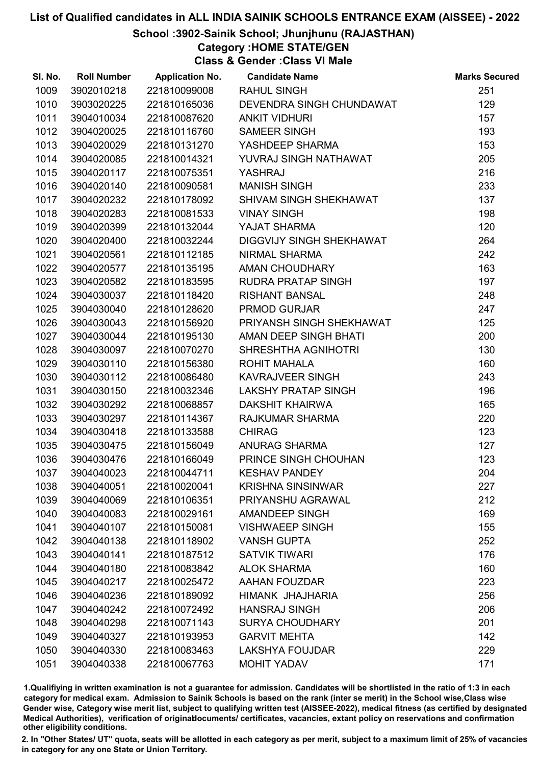# List of Qualified candidates in ALL INDIA SAINIK SCHOOLS ENTRANCE EXAM (AISSEE) - 2022

## School :3902-Sainik School; Jhunjhunu (RAJASTHAN)

### Category :HOME STATE/GEN

### Class & Gender :Class VI Male

| Sl. No. | Roll Number | Application No. | Candidate Name | Marks Secured |
|---|---|---|---|---|
| 1009 | 3902010218 | 221810099008 | RAHUL SINGH | 251 |
| 1010 | 3903020225 | 221810165036 | DEVENDRA SINGH CHUNDAWAT | 129 |
| 1011 | 3904010034 | 221810087620 | ANKIT VIDHURI | 157 |
| 1012 | 3904020025 | 221810116760 | SAMEER SINGH | 193 |
| 1013 | 3904020029 | 221810131270 | YASHDEEP SHARMA | 153 |
| 1014 | 3904020085 | 221810014321 | YUVRAJ SINGH NATHAWAT | 205 |
| 1015 | 3904020117 | 221810075351 | YASHRAJ | 216 |
| 1016 | 3904020140 | 221810090581 | MANISH SINGH | 233 |
| 1017 | 3904020232 | 221810178092 | SHIVAM SINGH SHEKHAWAT | 137 |
| 1018 | 3904020283 | 221810081533 | VINAY SINGH | 198 |
| 1019 | 3904020399 | 221810132044 | YAJAT SHARMA | 120 |
| 1020 | 3904020400 | 221810032244 | DIGGVIJY SINGH SHEKHAWAT | 264 |
| 1021 | 3904020561 | 221810112185 | NIRMAL SHARMA | 242 |
| 1022 | 3904020577 | 221810135195 | AMAN CHOUDHARY | 163 |
| 1023 | 3904020582 | 221810183595 | RUDRA PRATAP SINGH | 197 |
| 1024 | 3904030037 | 221810118420 | RISHANT BANSAL | 248 |
| 1025 | 3904030040 | 221810128620 | PRMOD GURJAR | 247 |
| 1026 | 3904030043 | 221810156920 | PRIYANSH SINGH SHEKHAWAT | 125 |
| 1027 | 3904030044 | 221810195130 | AMAN DEEP SINGH BHATI | 200 |
| 1028 | 3904030097 | 221810070270 | SHRESHTHA AGNIHOTRI | 130 |
| 1029 | 3904030110 | 221810156380 | ROHIT MAHALA | 160 |
| 1030 | 3904030112 | 221810086480 | KAVRAJVEER SINGH | 243 |
| 1031 | 3904030150 | 221810032346 | LAKSHY PRATAP SINGH | 196 |
| 1032 | 3904030292 | 221810068857 | DAKSHIT KHAIRWA | 165 |
| 1033 | 3904030297 | 221810114367 | RAJKUMAR SHARMA | 220 |
| 1034 | 3904030418 | 221810133588 | CHIRAG | 123 |
| 1035 | 3904030475 | 221810156049 | ANURAG SHARMA | 127 |
| 1036 | 3904030476 | 221810166049 | PRINCE SINGH CHOUHAN | 123 |
| 1037 | 3904040023 | 221810044711 | KESHAV PANDEY | 204 |
| 1038 | 3904040051 | 221810020041 | KRISHNA SINSINWAR | 227 |
| 1039 | 3904040069 | 221810106351 | PRIYANSHU AGRAWAL | 212 |
| 1040 | 3904040083 | 221810029161 | AMANDEEP SINGH | 169 |
| 1041 | 3904040107 | 221810150081 | VISHWAEEP SINGH | 155 |
| 1042 | 3904040138 | 221810118902 | VANSH GUPTA | 252 |
| 1043 | 3904040141 | 221810187512 | SATVIK TIWARI | 176 |
| 1044 | 3904040180 | 221810083842 | ALOK SHARMA | 160 |
| 1045 | 3904040217 | 221810025472 | AAHAN FOUZDAR | 223 |
| 1046 | 3904040236 | 221810189092 | HIMANK JHAJHARIA | 256 |
| 1047 | 3904040242 | 221810072492 | HANSRAJ SINGH | 206 |
| 1048 | 3904040298 | 221810071143 | SURYA CHOUDHARY | 201 |
| 1049 | 3904040327 | 221810193953 | GARVIT MEHTA | 142 |
| 1050 | 3904040330 | 221810083463 | LAKSHYA FOUJDAR | 229 |
| 1051 | 3904040338 | 221810067763 | MOHIT YADAV | 171 |

1.Qualifiying in written examination is not a guarantee for admission. Candidates will be shortlisted in the ratio of 1:3 in each category for medical exam. Admission to Sainik Schools is based on the rank (inter se merit) in the School wise,Class wise Gender wise, Category wise merit list, subject to qualifying written test (AISSEE-2022), medical fitness (as certified by designated Medical Authorities), verification of originaldocuments/ certificates, vacancies, extant policy on reservations and confirmation other eligibility conditions.

2. In "Other States/ UT" quota, seats will be allotted in each category as per merit, subject to a maximum limit of 25% of vacancies in category for any one State or Union Territory.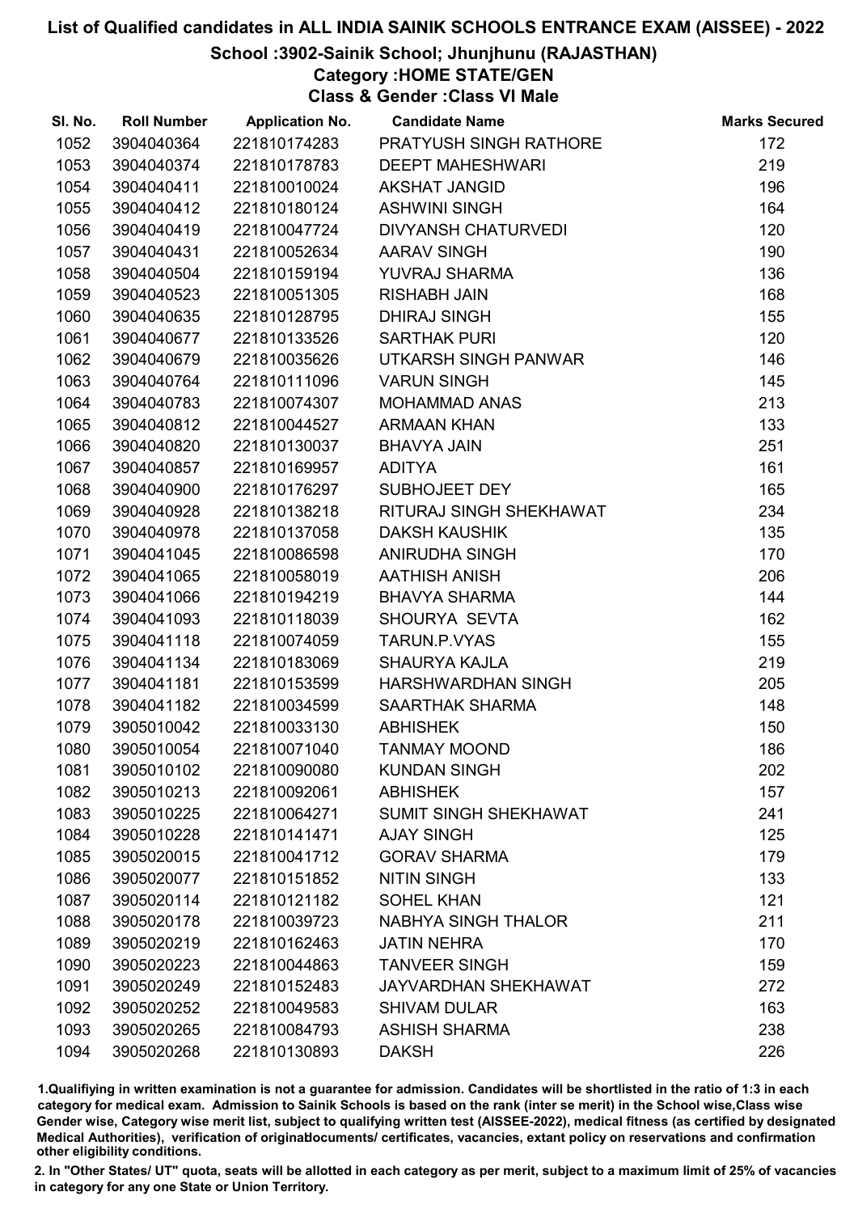# List of Qualified candidates in ALL INDIA SAINIK SCHOOLS ENTRANCE EXAM (AISSEE) - 2022

## School :3902-Sainik School; Jhunjhunu (RAJASTHAN)

### Category :HOME STATE/GEN

### Class & Gender :Class VI Male

| Sl. No. | Roll Number | Application No. | Candidate Name | Marks Secured |
|---|---|---|---|---|
| 1052 | 3904040364 | 221810174283 | PRATYUSH SINGH RATHORE | 172 |
| 1053 | 3904040374 | 221810178783 | DEEPT MAHESHWARI | 219 |
| 1054 | 3904040411 | 221810010024 | AKSHAT JANGID | 196 |
| 1055 | 3904040412 | 221810180124 | ASHWINI SINGH | 164 |
| 1056 | 3904040419 | 221810047724 | DIVYANSH CHATURVEDI | 120 |
| 1057 | 3904040431 | 221810052634 | AARAV SINGH | 190 |
| 1058 | 3904040504 | 221810159194 | YUVRAJ SHARMA | 136 |
| 1059 | 3904040523 | 221810051305 | RISHABH JAIN | 168 |
| 1060 | 3904040635 | 221810128795 | DHIRAJ SINGH | 155 |
| 1061 | 3904040677 | 221810133526 | SARTHAK PURI | 120 |
| 1062 | 3904040679 | 221810035626 | UTKARSH SINGH PANWAR | 146 |
| 1063 | 3904040764 | 221810111096 | VARUN SINGH | 145 |
| 1064 | 3904040783 | 221810074307 | MOHAMMAD ANAS | 213 |
| 1065 | 3904040812 | 221810044527 | ARMAAN KHAN | 133 |
| 1066 | 3904040820 | 221810130037 | BHAVYA JAIN | 251 |
| 1067 | 3904040857 | 221810169957 | ADITYA | 161 |
| 1068 | 3904040900 | 221810176297 | SUBHOJEET DEY | 165 |
| 1069 | 3904040928 | 221810138218 | RITURAJ SINGH SHEKHAWAT | 234 |
| 1070 | 3904040978 | 221810137058 | DAKSH KAUSHIK | 135 |
| 1071 | 3904041045 | 221810086598 | ANIRUDHA SINGH | 170 |
| 1072 | 3904041065 | 221810058019 | AATHISH ANISH | 206 |
| 1073 | 3904041066 | 221810194219 | BHAVYA SHARMA | 144 |
| 1074 | 3904041093 | 221810118039 | SHOURYA SEVTA | 162 |
| 1075 | 3904041118 | 221810074059 | TARUN.P.VYAS | 155 |
| 1076 | 3904041134 | 221810183069 | SHAURYA KAJLA | 219 |
| 1077 | 3904041181 | 221810153599 | HARSHWARDHAN SINGH | 205 |
| 1078 | 3904041182 | 221810034599 | SAARTHAK SHARMA | 148 |
| 1079 | 3905010042 | 221810033130 | ABHISHEK | 150 |
| 1080 | 3905010054 | 221810071040 | TANMAY MOOND | 186 |
| 1081 | 3905010102 | 221810090080 | KUNDAN SINGH | 202 |
| 1082 | 3905010213 | 221810092061 | ABHISHEK | 157 |
| 1083 | 3905010225 | 221810064271 | SUMIT SINGH SHEKHAWAT | 241 |
| 1084 | 3905010228 | 221810141471 | AJAY SINGH | 125 |
| 1085 | 3905020015 | 221810041712 | GORAV SHARMA | 179 |
| 1086 | 3905020077 | 221810151852 | NITIN SINGH | 133 |
| 1087 | 3905020114 | 221810121182 | SOHEL KHAN | 121 |
| 1088 | 3905020178 | 221810039723 | NABHYA SINGH THALOR | 211 |
| 1089 | 3905020219 | 221810162463 | JATIN NEHRA | 170 |
| 1090 | 3905020223 | 221810044863 | TANVEER SINGH | 159 |
| 1091 | 3905020249 | 221810152483 | JAYVARDHAN SHEKHAWAT | 272 |
| 1092 | 3905020252 | 221810049583 | SHIVAM DULAR | 163 |
| 1093 | 3905020265 | 221810084793 | ASHISH SHARMA | 238 |
| 1094 | 3905020268 | 221810130893 | DAKSH | 226 |

1.Qualifiying in written examination is not a guarantee for admission. Candidates will be shortlisted in the ratio of 1:3 in each category for medical exam. Admission to Sainik Schools is based on the rank (inter se merit) in the School wise,Class wise Gender wise, Category wise merit list, subject to qualifying written test (AISSEE-2022), medical fitness (as certified by designated Medical Authorities), verification of originaldocuments/ certificates, vacancies, extant policy on reservations and confirmation other eligibility conditions.

2. In "Other States/ UT" quota, seats will be allotted in each category as per merit, subject to a maximum limit of 25% of vacancies in category for any one State or Union Territory.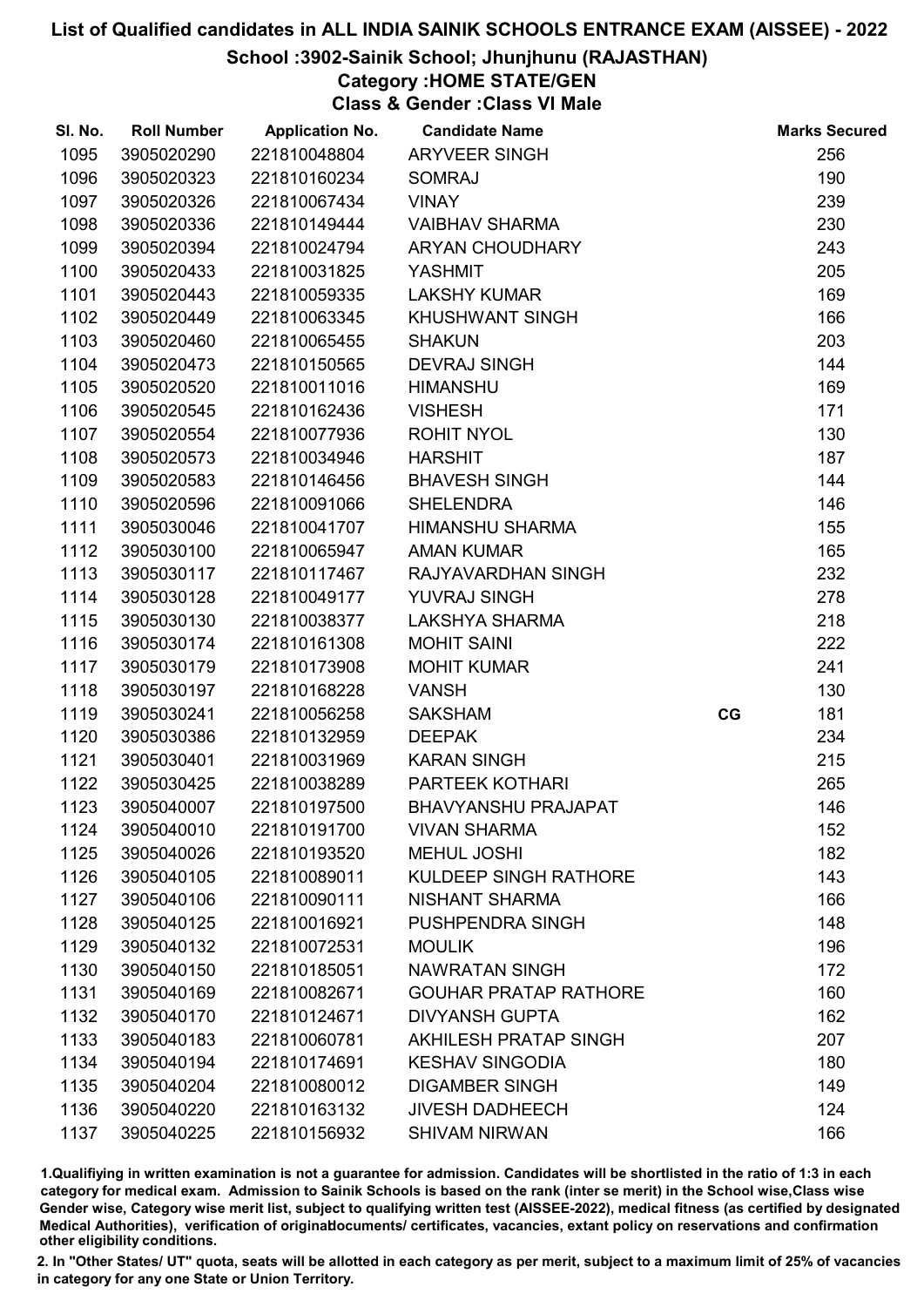# List of Qualified candidates in ALL INDIA SAINIK SCHOOLS ENTRANCE EXAM (AISSEE) - 2022

## School :3902-Sainik School; Jhunjhunu (RAJASTHAN)

### Category :HOME STATE/GEN

### Class & Gender :Class VI Male

| Sl. No. | Roll Number | Application No. | Candidate Name | | Marks Secured |
|---|---|---|---|---|---|
| 1095 | 3905020290 | 221810048804 | ARYVEER SINGH | | 256 |
| 1096 | 3905020323 | 221810160234 | SOMRAJ | | 190 |
| 1097 | 3905020326 | 221810067434 | VINAY | | 239 |
| 1098 | 3905020336 | 221810149444 | VAIBHAV SHARMA | | 230 |
| 1099 | 3905020394 | 221810024794 | ARYAN CHOUDHARY | | 243 |
| 1100 | 3905020433 | 221810031825 | YASHMIT | | 205 |
| 1101 | 3905020443 | 221810059335 | LAKSHY KUMAR | | 169 |
| 1102 | 3905020449 | 221810063345 | KHUSHWANT SINGH | | 166 |
| 1103 | 3905020460 | 221810065455 | SHAKUN | | 203 |
| 1104 | 3905020473 | 221810150565 | DEVRAJ SINGH | | 144 |
| 1105 | 3905020520 | 221810011016 | HIMANSHU | | 169 |
| 1106 | 3905020545 | 221810162436 | VISHESH | | 171 |
| 1107 | 3905020554 | 221810077936 | ROHIT NYOL | | 130 |
| 1108 | 3905020573 | 221810034946 | HARSHIT | | 187 |
| 1109 | 3905020583 | 221810146456 | BHAVESH SINGH | | 144 |
| 1110 | 3905020596 | 221810091066 | SHELENDRA | | 146 |
| 1111 | 3905030046 | 221810041707 | HIMANSHU SHARMA | | 155 |
| 1112 | 3905030100 | 221810065947 | AMAN KUMAR | | 165 |
| 1113 | 3905030117 | 221810117467 | RAJYAVARDHAN SINGH | | 232 |
| 1114 | 3905030128 | 221810049177 | YUVRAJ SINGH | | 278 |
| 1115 | 3905030130 | 221810038377 | LAKSHYA SHARMA | | 218 |
| 1116 | 3905030174 | 221810161308 | MOHIT SAINI | | 222 |
| 1117 | 3905030179 | 221810173908 | MOHIT KUMAR | | 241 |
| 1118 | 3905030197 | 221810168228 | VANSH | | 130 |
| 1119 | 3905030241 | 221810056258 | SAKSHAM | CG | 181 |
| 1120 | 3905030386 | 221810132959 | DEEPAK | | 234 |
| 1121 | 3905030401 | 221810031969 | KARAN SINGH | | 215 |
| 1122 | 3905030425 | 221810038289 | PARTEEK KOTHARI | | 265 |
| 1123 | 3905040007 | 221810197500 | BHAVYANSHU PRAJAPAT | | 146 |
| 1124 | 3905040010 | 221810191700 | VIVAN SHARMA | | 152 |
| 1125 | 3905040026 | 221810193520 | MEHUL JOSHI | | 182 |
| 1126 | 3905040105 | 221810089011 | KULDEEP SINGH RATHORE | | 143 |
| 1127 | 3905040106 | 221810090111 | NISHANT SHARMA | | 166 |
| 1128 | 3905040125 | 221810016921 | PUSHPENDRA SINGH | | 148 |
| 1129 | 3905040132 | 221810072531 | MOULIK | | 196 |
| 1130 | 3905040150 | 221810185051 | NAWRATAN SINGH | | 172 |
| 1131 | 3905040169 | 221810082671 | GOUHAR PRATAP RATHORE | | 160 |
| 1132 | 3905040170 | 221810124671 | DIVYANSH GUPTA | | 162 |
| 1133 | 3905040183 | 221810060781 | AKHILESH PRATAP SINGH | | 207 |
| 1134 | 3905040194 | 221810174691 | KESHAV SINGODIA | | 180 |
| 1135 | 3905040204 | 221810080012 | DIGAMBER SINGH | | 149 |
| 1136 | 3905040220 | 221810163132 | JIVESH DADHEECH | | 124 |
| 1137 | 3905040225 | 221810156932 | SHIVAM NIRWAN | | 166 |

1.Qualifying in written examination is not a guarantee for admission. Candidates will be shortlisted in the ratio of 1:3 in each category for medical exam. Admission to Sainik Schools is based on the rank (inter se merit) in the School wise,Class wise Gender wise, Category wise merit list, subject to qualifying written test (AISSEE-2022), medical fitness (as certified by designated Medical Authorities), verification of originaldocuments/ certificates, vacancies, extant policy on reservations and confirmation other eligibility conditions.

2. In "Other States/ UT" quota, seats will be allotted in each category as per merit, subject to a maximum limit of 25% of vacancies in category for any one State or Union Territory.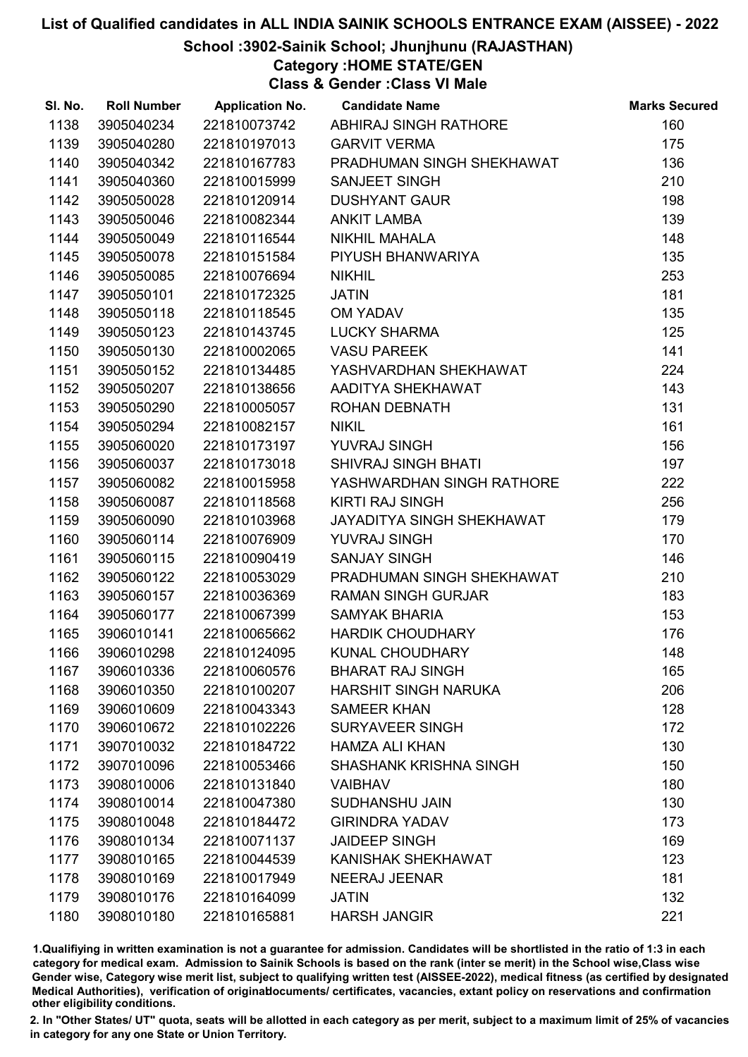# List of Qualified candidates in ALL INDIA SAINIK SCHOOLS ENTRANCE EXAM (AISSEE) - 2022

## School :3902-Sainik School; Jhunjhunu (RAJASTHAN)

### Category :HOME STATE/GEN

### Class & Gender :Class VI Male

| Sl. No. | Roll Number | Application No. | Candidate Name | Marks Secured |
|---|---|---|---|---|
| 1138 | 3905040234 | 221810073742 | ABHIRAJ SINGH RATHORE | 160 |
| 1139 | 3905040280 | 221810197013 | GARVIT VERMA | 175 |
| 1140 | 3905040342 | 221810167783 | PRADHUMAN SINGH SHEKHAWAT | 136 |
| 1141 | 3905040360 | 221810015999 | SANJEET SINGH | 210 |
| 1142 | 3905050028 | 221810120914 | DUSHYANT GAUR | 198 |
| 1143 | 3905050046 | 221810082344 | ANKIT LAMBA | 139 |
| 1144 | 3905050049 | 221810116544 | NIKHIL MAHALA | 148 |
| 1145 | 3905050078 | 221810151584 | PIYUSH BHANWARIYA | 135 |
| 1146 | 3905050085 | 221810076694 | NIKHIL | 253 |
| 1147 | 3905050101 | 221810172325 | JATIN | 181 |
| 1148 | 3905050118 | 221810118545 | OM YADAV | 135 |
| 1149 | 3905050123 | 221810143745 | LUCKY SHARMA | 125 |
| 1150 | 3905050130 | 221810002065 | VASU PAREEK | 141 |
| 1151 | 3905050152 | 221810134485 | YASHVARDHAN SHEKHAWAT | 224 |
| 1152 | 3905050207 | 221810138656 | AADITYA SHEKHAWAT | 143 |
| 1153 | 3905050290 | 221810005057 | ROHAN DEBNATH | 131 |
| 1154 | 3905050294 | 221810082157 | NIKIL | 161 |
| 1155 | 3905060020 | 221810173197 | YUVRAJ SINGH | 156 |
| 1156 | 3905060037 | 221810173018 | SHIVRAJ SINGH BHATI | 197 |
| 1157 | 3905060082 | 221810015958 | YASHWARDHAN SINGH RATHORE | 222 |
| 1158 | 3905060087 | 221810118568 | KIRTI RAJ SINGH | 256 |
| 1159 | 3905060090 | 221810103968 | JAYADITYA SINGH SHEKHAWAT | 179 |
| 1160 | 3905060114 | 221810076909 | YUVRAJ SINGH | 170 |
| 1161 | 3905060115 | 221810090419 | SANJAY SINGH | 146 |
| 1162 | 3905060122 | 221810053029 | PRADHUMAN SINGH SHEKHAWAT | 210 |
| 1163 | 3905060157 | 221810036369 | RAMAN SINGH GURJAR | 183 |
| 1164 | 3905060177 | 221810067399 | SAMYAK BHARIA | 153 |
| 1165 | 3906010141 | 221810065662 | HARDIK CHOUDHARY | 176 |
| 1166 | 3906010298 | 221810124095 | KUNAL CHOUDHARY | 148 |
| 1167 | 3906010336 | 221810060576 | BHARAT RAJ SINGH | 165 |
| 1168 | 3906010350 | 221810100207 | HARSHIT SINGH NARUKA | 206 |
| 1169 | 3906010609 | 221810043343 | SAMEER KHAN | 128 |
| 1170 | 3906010672 | 221810102226 | SURYAVEER SINGH | 172 |
| 1171 | 3907010032 | 221810184722 | HAMZA ALI KHAN | 130 |
| 1172 | 3907010096 | 221810053466 | SHASHANK KRISHNA SINGH | 150 |
| 1173 | 3908010006 | 221810131840 | VAIBHAV | 180 |
| 1174 | 3908010014 | 221810047380 | SUDHANSHU JAIN | 130 |
| 1175 | 3908010048 | 221810184472 | GIRINDRA YADAV | 173 |
| 1176 | 3908010134 | 221810071137 | JAIDEEP SINGH | 169 |
| 1177 | 3908010165 | 221810044539 | KANISHAK SHEKHAWAT | 123 |
| 1178 | 3908010169 | 221810017949 | NEERAJ JEENAR | 181 |
| 1179 | 3908010176 | 221810164099 | JATIN | 132 |
| 1180 | 3908010180 | 221810165881 | HARSH JANGIR | 221 |

1.Qualifiying in written examination is not a guarantee for admission. Candidates will be shortlisted in the ratio of 1:3 in each category for medical exam. Admission to Sainik Schools is based on the rank (inter se merit) in the School wise,Class wise Gender wise, Category wise merit list, subject to qualifying written test (AISSEE-2022), medical fitness (as certified by designated Medical Authorities), verification of originaldocuments/ certificates, vacancies, extant policy on reservations and confirmation other eligibility conditions.

2. In "Other States/ UT" quota, seats will be allotted in each category as per merit, subject to a maximum limit of 25% of vacancies in category for any one State or Union Territory.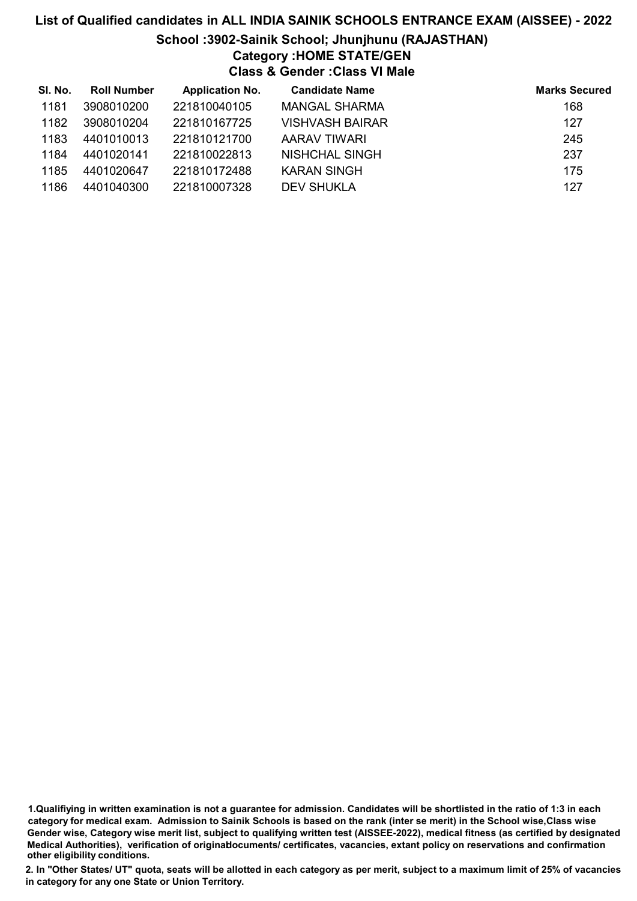## List of Qualified candidates in ALL INDIA SAINIK SCHOOLS ENTRANCE EXAM (AISSEE) - 2022

### School :3902-Sainik School; Jhunjhunu (RAJASTHAN)
### Category :HOME STATE/GEN
### Class & Gender :Class VI Male

| Sl. No. | Roll Number | Application No. | Candidate Name | Marks Secured |
|---|---|---|---|---|
| 1181 | 3908010200 | 221810040105 | MANGAL SHARMA | 168 |
| 1182 | 3908010204 | 221810167725 | VISHVASH BAIRAR | 127 |
| 1183 | 4401010013 | 221810121700 | AARAV TIWARI | 245 |
| 1184 | 4401020141 | 221810022813 | NISHCHAL SINGH | 237 |
| 1185 | 4401020647 | 221810172488 | KARAN SINGH | 175 |
| 1186 | 4401040300 | 221810007328 | DEV SHUKLA | 127 |

1.Qualifiying in written examination is not a guarantee for admission. Candidates will be shortlisted in the ratio of 1:3 in each category for medical exam. Admission to Sainik Schools is based on the rank (inter se merit) in the School wise,Class wise Gender wise, Category wise merit list, subject to qualifying written test (AISSEE-2022), medical fitness (as certified by designated Medical Authorities), verification of originaldocuments/ certificates, vacancies, extant policy on reservations and confirmation other eligibility conditions.

2. In "Other States/ UT" quota, seats will be allotted in each category as per merit, subject to a maximum limit of 25% of vacancies in category for any one State or Union Territory.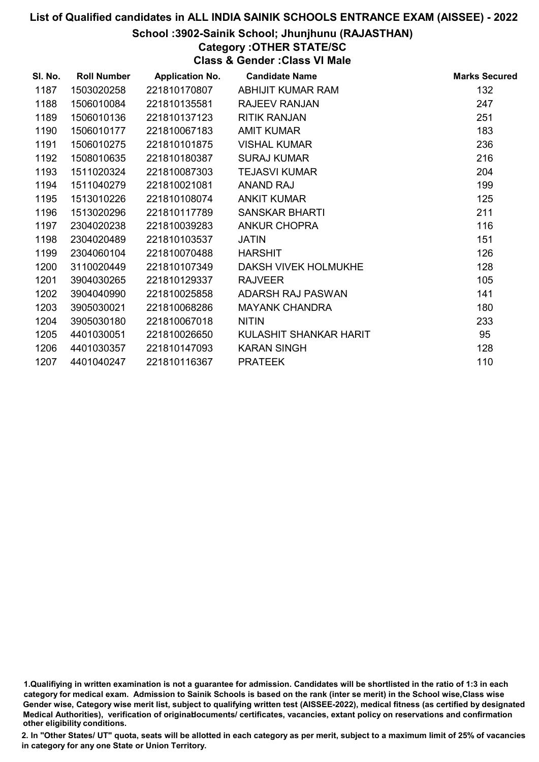# List of Qualified candidates in ALL INDIA SAINIK SCHOOLS ENTRANCE EXAM (AISSEE) - 2022

## School :3902-Sainik School; Jhunjhunu (RAJASTHAN)

### Category :OTHER STATE/SC

### Class & Gender :Class VI Male

| Sl. No. | Roll Number | Application No. | Candidate Name | Marks Secured |
|---|---|---|---|---|
| 1187 | 1503020258 | 221810170807 | ABHIJIT KUMAR RAM | 132 |
| 1188 | 1506010084 | 221810135581 | RAJEEV RANJAN | 247 |
| 1189 | 1506010136 | 221810137123 | RITIK RANJAN | 251 |
| 1190 | 1506010177 | 221810067183 | AMIT KUMAR | 183 |
| 1191 | 1506010275 | 221810101875 | VISHAL KUMAR | 236 |
| 1192 | 1508010635 | 221810180387 | SURAJ KUMAR | 216 |
| 1193 | 1511020324 | 221810087303 | TEJASVI KUMAR | 204 |
| 1194 | 1511040279 | 221810021081 | ANAND RAJ | 199 |
| 1195 | 1513010226 | 221810108074 | ANKIT KUMAR | 125 |
| 1196 | 1513020296 | 221810117789 | SANSKAR BHARTI | 211 |
| 1197 | 2304020238 | 221810039283 | ANKUR CHOPRA | 116 |
| 1198 | 2304020489 | 221810103537 | JATIN | 151 |
| 1199 | 2304060104 | 221810070488 | HARSHIT | 126 |
| 1200 | 3110020449 | 221810107349 | DAKSH VIVEK HOLMUKHE | 128 |
| 1201 | 3904030265 | 221810129337 | RAJVEER | 105 |
| 1202 | 3904040990 | 221810025858 | ADARSH RAJ PASWAN | 141 |
| 1203 | 3905030021 | 221810068286 | MAYANK CHANDRA | 180 |
| 1204 | 3905030180 | 221810067018 | NITIN | 233 |
| 1205 | 4401030051 | 221810026650 | KULASHIT SHANKAR HARIT | 95 |
| 1206 | 4401030357 | 221810147093 | KARAN SINGH | 128 |
| 1207 | 4401040247 | 221810116367 | PRATEEK | 110 |

1.Qualifiying in written examination is not a guarantee for admission. Candidates will be shortlisted in the ratio of 1:3 in each category for medical exam. Admission to Sainik Schools is based on the rank (inter se merit) in the School wise,Class wise Gender wise, Category wise merit list, subject to qualifying written test (AISSEE-2022), medical fitness (as certified by designated Medical Authorities), verification of originaldocuments/ certificates, vacancies, extant policy on reservations and confirmation other eligibility conditions.

2. In "Other States/ UT" quota, seats will be allotted in each category as per merit, subject to a maximum limit of 25% of vacancies in category for any one State or Union Territory.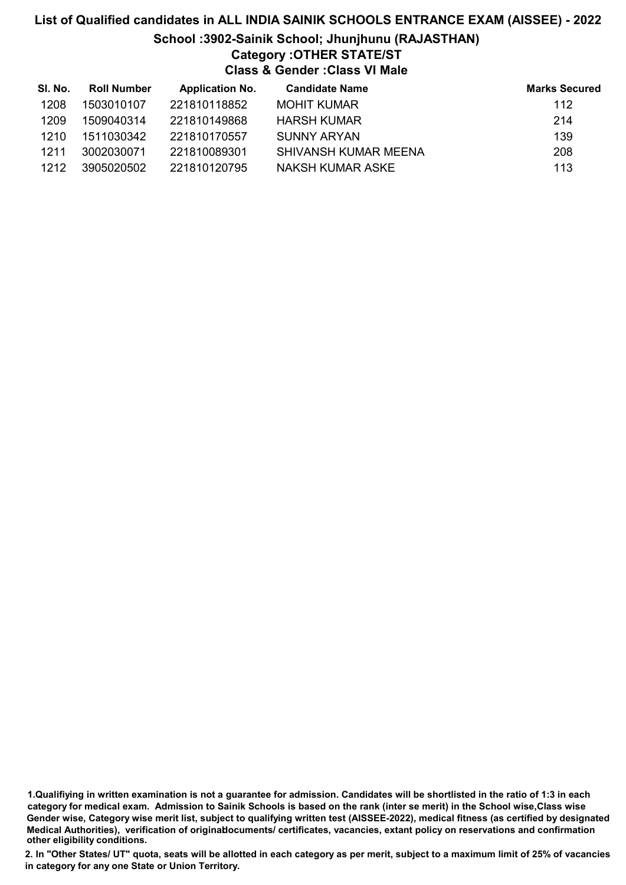# List of Qualified candidates in ALL INDIA SAINIK SCHOOLS ENTRANCE EXAM (AISSEE) - 2022

## School :3902-Sainik School; Jhunjhunu (RAJASTHAN)

### Category :OTHER STATE/ST

### Class & Gender :Class VI Male

| Sl. No. | Roll Number | Application No. | Candidate Name | Marks Secured |
|---|---|---|---|---|
| 1208 | 1503010107 | 221810118852 | MOHIT KUMAR | 112 |
| 1209 | 1509040314 | 221810149868 | HARSH KUMAR | 214 |
| 1210 | 1511030342 | 221810170557 | SUNNY ARYAN | 139 |
| 1211 | 3002030071 | 221810089301 | SHIVANSH KUMAR MEENA | 208 |
| 1212 | 3905020502 | 221810120795 | NAKSH KUMAR ASKE | 113 |

1.Qualifiying in written examination is not a guarantee for admission. Candidates will be shortlisted in the ratio of 1:3 in each category for medical exam. Admission to Sainik Schools is based on the rank (inter se merit) in the School wise,Class wise Gender wise, Category wise merit list, subject to qualifying written test (AISSEE-2022), medical fitness (as certified by designated Medical Authorities), verification of originaldocuments/ certificates, vacancies, extant policy on reservations and confirmation other eligibility conditions.

2. In "Other States/ UT" quota, seats will be allotted in each category as per merit, subject to a maximum limit of 25% of vacancies in category for any one State or Union Territory.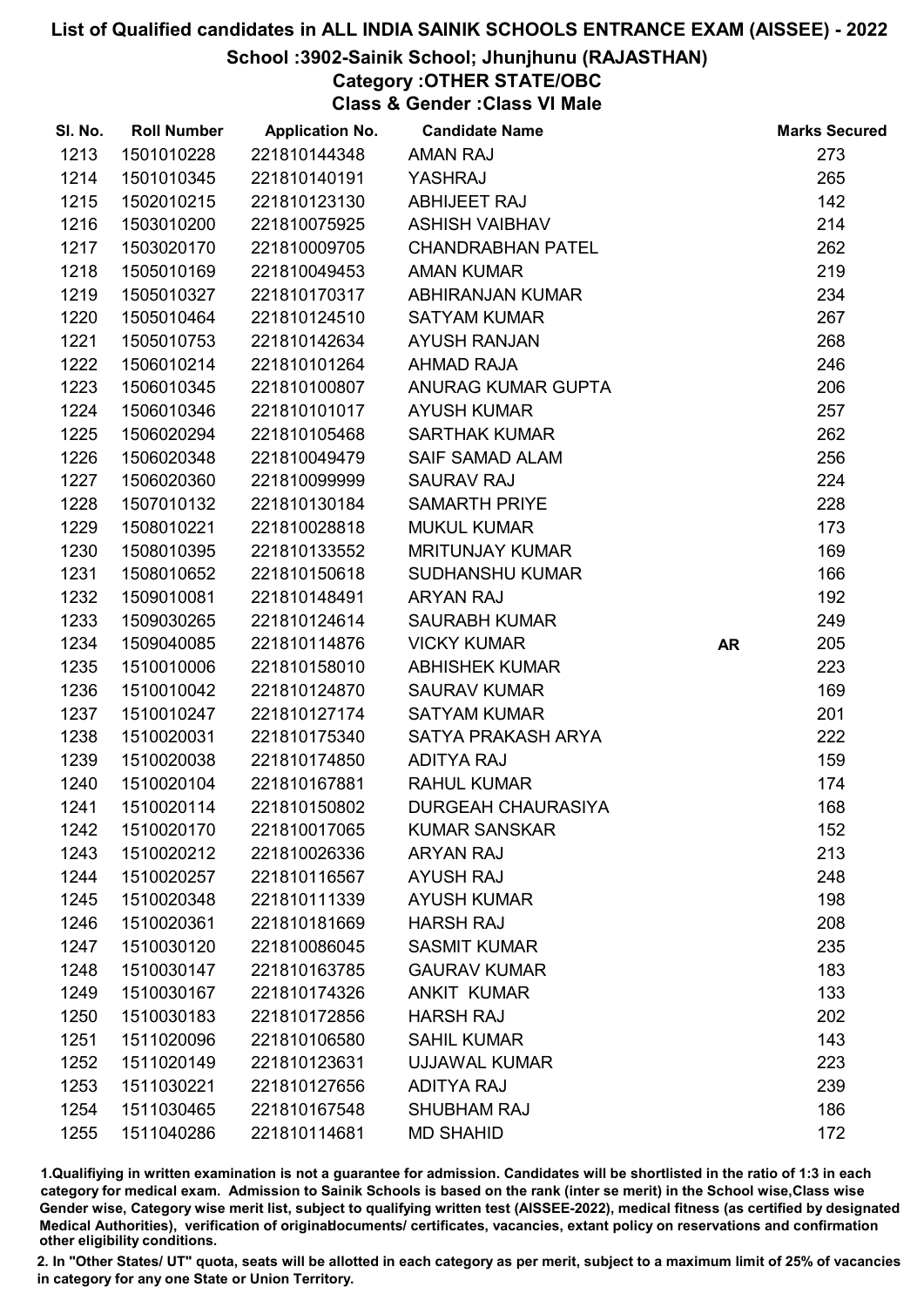# List of Qualified candidates in ALL INDIA SAINIK SCHOOLS ENTRANCE EXAM (AISSEE) - 2022

## School :3902-Sainik School; Jhunjhunu (RAJASTHAN)

### Category :OTHER STATE/OBC

### Class & Gender :Class VI Male

| Sl. No. | Roll Number | Application No. | Candidate Name | | Marks Secured |
|---|---|---|---|---|---|
| 1213 | 1501010228 | 221810144348 | AMAN RAJ | | 273 |
| 1214 | 1501010345 | 221810140191 | YASHRAJ | | 265 |
| 1215 | 1502010215 | 221810123130 | ABHIJEET RAJ | | 142 |
| 1216 | 1503010200 | 221810075925 | ASHISH VAIBHAV | | 214 |
| 1217 | 1503020170 | 221810009705 | CHANDRABHAN PATEL | | 262 |
| 1218 | 1505010169 | 221810049453 | AMAN KUMAR | | 219 |
| 1219 | 1505010327 | 221810170317 | ABHIRANJAN KUMAR | | 234 |
| 1220 | 1505010464 | 221810124510 | SATYAM KUMAR | | 267 |
| 1221 | 1505010753 | 221810142634 | AYUSH RANJAN | | 268 |
| 1222 | 1506010214 | 221810101264 | AHMAD RAJA | | 246 |
| 1223 | 1506010345 | 221810100807 | ANURAG KUMAR GUPTA | | 206 |
| 1224 | 1506010346 | 221810101017 | AYUSH KUMAR | | 257 |
| 1225 | 1506020294 | 221810105468 | SARTHAK KUMAR | | 262 |
| 1226 | 1506020348 | 221810049479 | SAIF SAMAD ALAM | | 256 |
| 1227 | 1506020360 | 221810099999 | SAURAV RAJ | | 224 |
| 1228 | 1507010132 | 221810130184 | SAMARTH PRIYE | | 228 |
| 1229 | 1508010221 | 221810028818 | MUKUL KUMAR | | 173 |
| 1230 | 1508010395 | 221810133552 | MRITUNJAY KUMAR | | 169 |
| 1231 | 1508010652 | 221810150618 | SUDHANSHU KUMAR | | 166 |
| 1232 | 1509010081 | 221810148491 | ARYAN RAJ | | 192 |
| 1233 | 1509030265 | 221810124614 | SAURABH KUMAR | | 249 |
| 1234 | 1509040085 | 221810114876 | VICKY KUMAR | **AR** | 205 |
| 1235 | 1510010006 | 221810158010 | ABHISHEK KUMAR | | 223 |
| 1236 | 1510010042 | 221810124870 | SAURAV KUMAR | | 169 |
| 1237 | 1510010247 | 221810127174 | SATYAM KUMAR | | 201 |
| 1238 | 1510020031 | 221810175340 | SATYA PRAKASH ARYA | | 222 |
| 1239 | 1510020038 | 221810174850 | ADITYA RAJ | | 159 |
| 1240 | 1510020104 | 221810167881 | RAHUL KUMAR | | 174 |
| 1241 | 1510020114 | 221810150802 | DURGEAH CHAURASIYA | | 168 |
| 1242 | 1510020170 | 221810017065 | KUMAR SANSKAR | | 152 |
| 1243 | 1510020212 | 221810026336 | ARYAN RAJ | | 213 |
| 1244 | 1510020257 | 221810116567 | AYUSH RAJ | | 248 |
| 1245 | 1510020348 | 221810111339 | AYUSH KUMAR | | 198 |
| 1246 | 1510020361 | 221810181669 | HARSH RAJ | | 208 |
| 1247 | 1510030120 | 221810086045 | SASMIT KUMAR | | 235 |
| 1248 | 1510030147 | 221810163785 | GAURAV KUMAR | | 183 |
| 1249 | 1510030167 | 221810174326 | ANKIT KUMAR | | 133 |
| 1250 | 1510030183 | 221810172856 | HARSH RAJ | | 202 |
| 1251 | 1511020096 | 221810106580 | SAHIL KUMAR | | 143 |
| 1252 | 1511020149 | 221810123631 | UJJAWAL KUMAR | | 223 |
| 1253 | 1511030221 | 221810127656 | ADITYA RAJ | | 239 |
| 1254 | 1511030465 | 221810167548 | SHUBHAM RAJ | | 186 |
| 1255 | 1511040286 | 221810114681 | MD SHAHID | | 172 |

1.Qualifiying in written examination is not a guarantee for admission. Candidates will be shortlisted in the ratio of 1:3 in each category for medical exam. Admission to Sainik Schools is based on the rank (inter se merit) in the School wise,Class wise Gender wise, Category wise merit list, subject to qualifying written test (AISSEE-2022), medical fitness (as certified by designated Medical Authorities), verification of originaldocuments/ certificates, vacancies, extant policy on reservations and confirmation other eligibility conditions.

2. In "Other States/ UT" quota, seats will be allotted in each category as per merit, subject to a maximum limit of 25% of vacancies in category for any one State or Union Territory.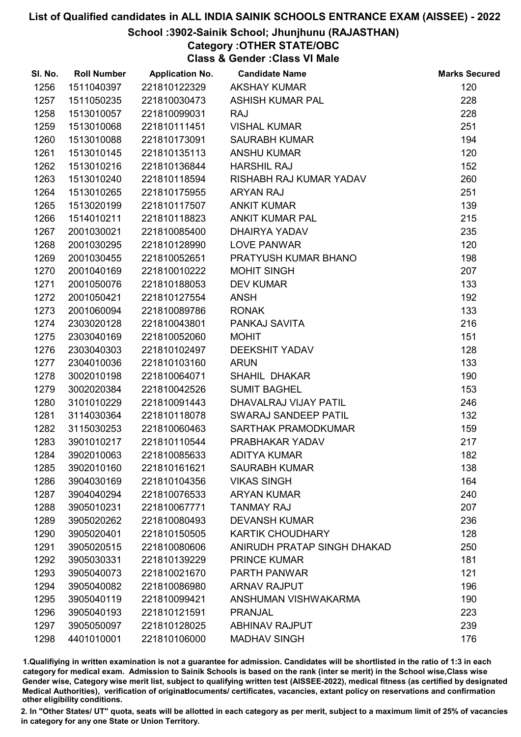# List of Qualified candidates in ALL INDIA SAINIK SCHOOLS ENTRANCE EXAM (AISSEE) - 2022

## School :3902-Sainik School; Jhunjhunu (RAJASTHAN)

### Category :OTHER STATE/OBC

### Class & Gender :Class VI Male

| Sl. No. | Roll Number | Application No. | Candidate Name | Marks Secured |
|---|---|---|---|---|
| 1256 | 1511040397 | 221810122329 | AKSHAY KUMAR | 120 |
| 1257 | 1511050235 | 221810030473 | ASHISH KUMAR PAL | 228 |
| 1258 | 1513010057 | 221810099031 | RAJ | 228 |
| 1259 | 1513010068 | 221810111451 | VISHAL KUMAR | 251 |
| 1260 | 1513010088 | 221810173091 | SAURABH KUMAR | 194 |
| 1261 | 1513010145 | 221810135113 | ANSHU KUMAR | 120 |
| 1262 | 1513010216 | 221810136844 | HARSHIL RAJ | 152 |
| 1263 | 1513010240 | 221810118594 | RISHABH RAJ KUMAR YADAV | 260 |
| 1264 | 1513010265 | 221810175955 | ARYAN RAJ | 251 |
| 1265 | 1513020199 | 221810117507 | ANKIT KUMAR | 139 |
| 1266 | 1514010211 | 221810118823 | ANKIT KUMAR PAL | 215 |
| 1267 | 2001030021 | 221810085400 | DHAIRYA YADAV | 235 |
| 1268 | 2001030295 | 221810128990 | LOVE PANWAR | 120 |
| 1269 | 2001030455 | 221810052651 | PRATYUSH KUMAR BHANO | 198 |
| 1270 | 2001040169 | 221810010222 | MOHIT SINGH | 207 |
| 1271 | 2001050076 | 221810188053 | DEV KUMAR | 133 |
| 1272 | 2001050421 | 221810127554 | ANSH | 192 |
| 1273 | 2001060094 | 221810089786 | RONAK | 133 |
| 1274 | 2303020128 | 221810043801 | PANKAJ SAVITA | 216 |
| 1275 | 2303040169 | 221810052060 | MOHIT | 151 |
| 1276 | 2303040303 | 221810102497 | DEEKSHIT YADAV | 128 |
| 1277 | 2304010036 | 221810103160 | ARUN | 133 |
| 1278 | 3002010198 | 221810064071 | SHAHIL DHAKAR | 190 |
| 1279 | 3002020384 | 221810042526 | SUMIT BAGHEL | 153 |
| 1280 | 3101010229 | 221810091443 | DHAVALRAJ VIJAY PATIL | 246 |
| 1281 | 3114030364 | 221810118078 | SWARAJ SANDEEP PATIL | 132 |
| 1282 | 3115030253 | 221810060463 | SARTHAK PRAMODKUMAR | 159 |
| 1283 | 3901010217 | 221810110544 | PRABHAKAR YADAV | 217 |
| 1284 | 3902010063 | 221810085633 | ADITYA KUMAR | 182 |
| 1285 | 3902010160 | 221810161621 | SAURABH KUMAR | 138 |
| 1286 | 3904030169 | 221810104356 | VIKAS SINGH | 164 |
| 1287 | 3904040294 | 221810076533 | ARYAN KUMAR | 240 |
| 1288 | 3905010231 | 221810067771 | TANMAY RAJ | 207 |
| 1289 | 3905020262 | 221810080493 | DEVANSH KUMAR | 236 |
| 1290 | 3905020401 | 221810150505 | KARTIK CHOUDHARY | 128 |
| 1291 | 3905020515 | 221810080606 | ANIRUDH PRATAP SINGH DHAKAD | 250 |
| 1292 | 3905030331 | 221810139229 | PRINCE KUMAR | 181 |
| 1293 | 3905040073 | 221810021670 | PARTH PANWAR | 121 |
| 1294 | 3905040082 | 221810086980 | ARNAV RAJPUT | 196 |
| 1295 | 3905040119 | 221810099421 | ANSHUMAN VISHWAKARMA | 190 |
| 1296 | 3905040193 | 221810121591 | PRANJAL | 223 |
| 1297 | 3905050097 | 221810128025 | ABHINAV RAJPUT | 239 |
| 1298 | 4401010001 | 221810106000 | MADHAV SINGH | 176 |

1.Qualifiying in written examination is not a guarantee for admission. Candidates will be shortlisted in the ratio of 1:3 in each category for medical exam. Admission to Sainik Schools is based on the rank (inter se merit) in the School wise,Class wise Gender wise, Category wise merit list, subject to qualifying written test (AISSEE-2022), medical fitness (as certified by designated Medical Authorities), verification of originaldocuments/ certificates, vacancies, extant policy on reservations and confirmation other eligibility conditions.

2. In "Other States/ UT" quota, seats will be allotted in each category as per merit, subject to a maximum limit of 25% of vacancies in category for any one State or Union Territory.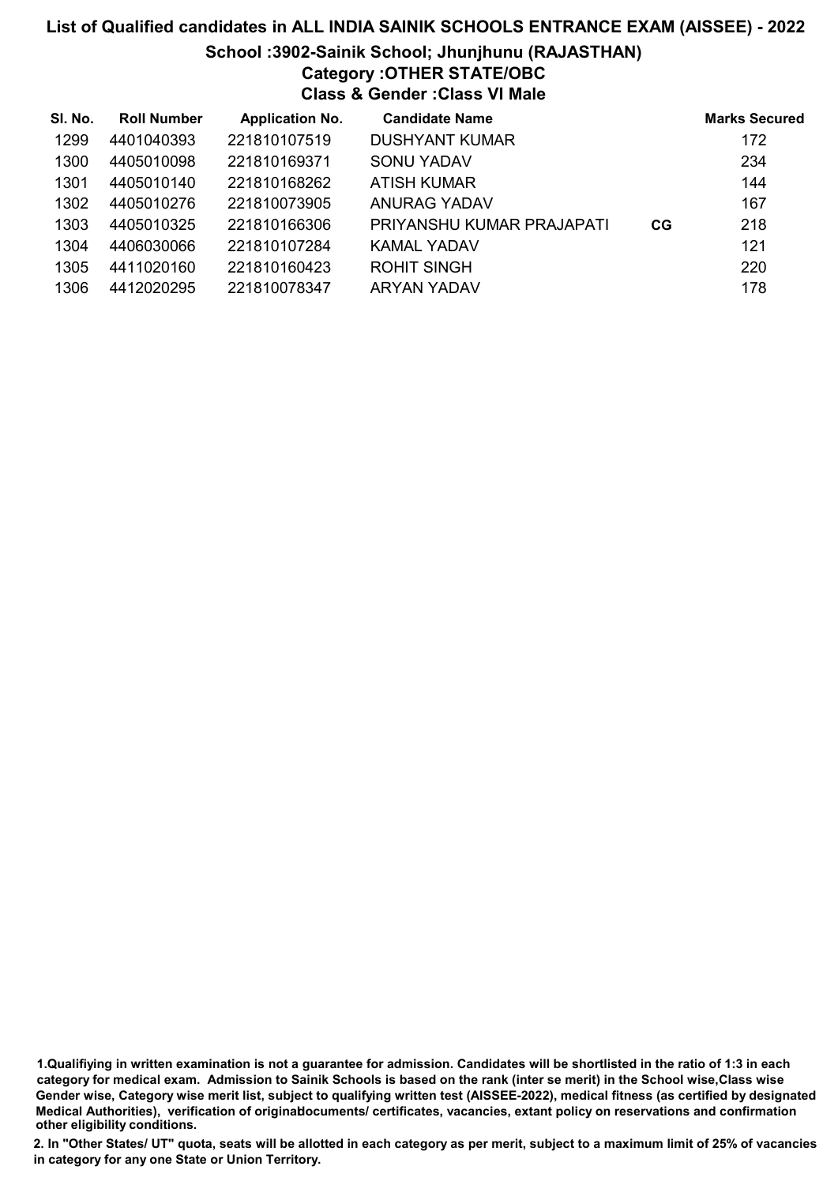# List of Qualified candidates in ALL INDIA SAINIK SCHOOLS ENTRANCE EXAM (AISSEE) - 2022

## School :3902-Sainik School; Jhunjhunu (RAJASTHAN)

### Category :OTHER STATE/OBC

### Class & Gender :Class VI Male

| Sl. No. | Roll Number | Application No. | Candidate Name | | Marks Secured |
|---|---|---|---|---|---|
| 1299 | 4401040393 | 221810107519 | DUSHYANT KUMAR | | 172 |
| 1300 | 4405010098 | 221810169371 | SONU YADAV | | 234 |
| 1301 | 4405010140 | 221810168262 | ATISH KUMAR | | 144 |
| 1302 | 4405010276 | 221810073905 | ANURAG YADAV | | 167 |
| 1303 | 4405010325 | 221810166306 | PRIYANSHU KUMAR PRAJAPATI | CG | 218 |
| 1304 | 4406030066 | 221810107284 | KAMAL YADAV | | 121 |
| 1305 | 4411020160 | 221810160423 | ROHIT SINGH | | 220 |
| 1306 | 4412020295 | 221810078347 | ARYAN YADAV | | 178 |

1.Qualifiying in written examination is not a guarantee for admission. Candidates will be shortlisted in the ratio of 1:3 in each category for medical exam. Admission to Sainik Schools is based on the rank (inter se merit) in the School wise,Class wise Gender wise, Category wise merit list, subject to qualifying written test (AISSEE-2022), medical fitness (as certified by designated Medical Authorities), verification of originaldocuments/ certificates, vacancies, extant policy on reservations and confirmation other eligibility conditions.

2. In "Other States/ UT" quota, seats will be allotted in each category as per merit, subject to a maximum limit of 25% of vacancies in category for any one State or Union Territory.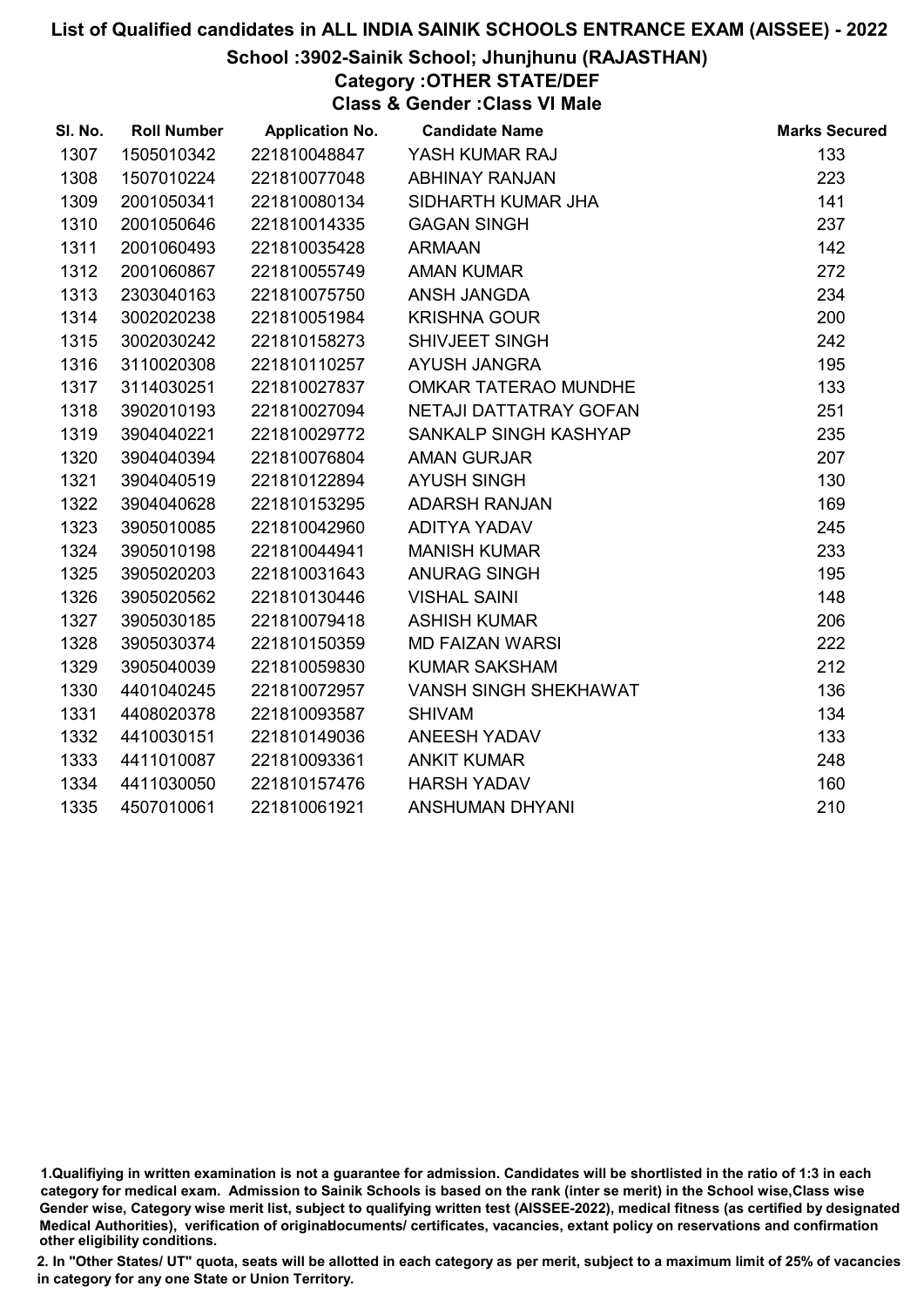# List of Qualified candidates in ALL INDIA SAINIK SCHOOLS ENTRANCE EXAM (AISSEE) - 2022

## School :3902-Sainik School; Jhunjhunu (RAJASTHAN)

### Category :OTHER STATE/DEF

### Class & Gender :Class VI Male

| Sl. No. | Roll Number | Application No. | Candidate Name | Marks Secured |
|---|---|---|---|---|
| 1307 | 1505010342 | 221810048847 | YASH KUMAR RAJ | 133 |
| 1308 | 1507010224 | 221810077048 | ABHINAY RANJAN | 223 |
| 1309 | 2001050341 | 221810080134 | SIDHARTH KUMAR JHA | 141 |
| 1310 | 2001050646 | 221810014335 | GAGAN SINGH | 237 |
| 1311 | 2001060493 | 221810035428 | ARMAAN | 142 |
| 1312 | 2001060867 | 221810055749 | AMAN KUMAR | 272 |
| 1313 | 2303040163 | 221810075750 | ANSH JANGDA | 234 |
| 1314 | 3002020238 | 221810051984 | KRISHNA GOUR | 200 |
| 1315 | 3002030242 | 221810158273 | SHIVJEET SINGH | 242 |
| 1316 | 3110020308 | 221810110257 | AYUSH JANGRA | 195 |
| 1317 | 3114030251 | 221810027837 | OMKAR TATERAO MUNDHE | 133 |
| 1318 | 3902010193 | 221810027094 | NETAJI DATTATRAY GOFAN | 251 |
| 1319 | 3904040221 | 221810029772 | SANKALP SINGH KASHYAP | 235 |
| 1320 | 3904040394 | 221810076804 | AMAN GURJAR | 207 |
| 1321 | 3904040519 | 221810122894 | AYUSH SINGH | 130 |
| 1322 | 3904040628 | 221810153295 | ADARSH RANJAN | 169 |
| 1323 | 3905010085 | 221810042960 | ADITYA YADAV | 245 |
| 1324 | 3905010198 | 221810044941 | MANISH KUMAR | 233 |
| 1325 | 3905020203 | 221810031643 | ANURAG SINGH | 195 |
| 1326 | 3905020562 | 221810130446 | VISHAL SAINI | 148 |
| 1327 | 3905030185 | 221810079418 | ASHISH KUMAR | 206 |
| 1328 | 3905030374 | 221810150359 | MD FAIZAN WARSI | 222 |
| 1329 | 3905040039 | 221810059830 | KUMAR SAKSHAM | 212 |
| 1330 | 4401040245 | 221810072957 | VANSH SINGH SHEKHAWAT | 136 |
| 1331 | 4408020378 | 221810093587 | SHIVAM | 134 |
| 1332 | 4410030151 | 221810149036 | ANEESH YADAV | 133 |
| 1333 | 4411010087 | 221810093361 | ANKIT KUMAR | 248 |
| 1334 | 4411030050 | 221810157476 | HARSH YADAV | 160 |
| 1335 | 4507010061 | 221810061921 | ANSHUMAN DHYANI | 210 |

1.Qualifiying in written examination is not a guarantee for admission. Candidates will be shortlisted in the ratio of 1:3 in each category for medical exam. Admission to Sainik Schools is based on the rank (inter se merit) in the School wise,Class wise Gender wise, Category wise merit list, subject to qualifying written test (AISSEE-2022), medical fitness (as certified by designated Medical Authorities), verification of originaldocuments/ certificates, vacancies, extant policy on reservations and confirmation other eligibility conditions.

2. In "Other States/ UT" quota, seats will be allotted in each category as per merit, subject to a maximum limit of 25% of vacancies in category for any one State or Union Territory.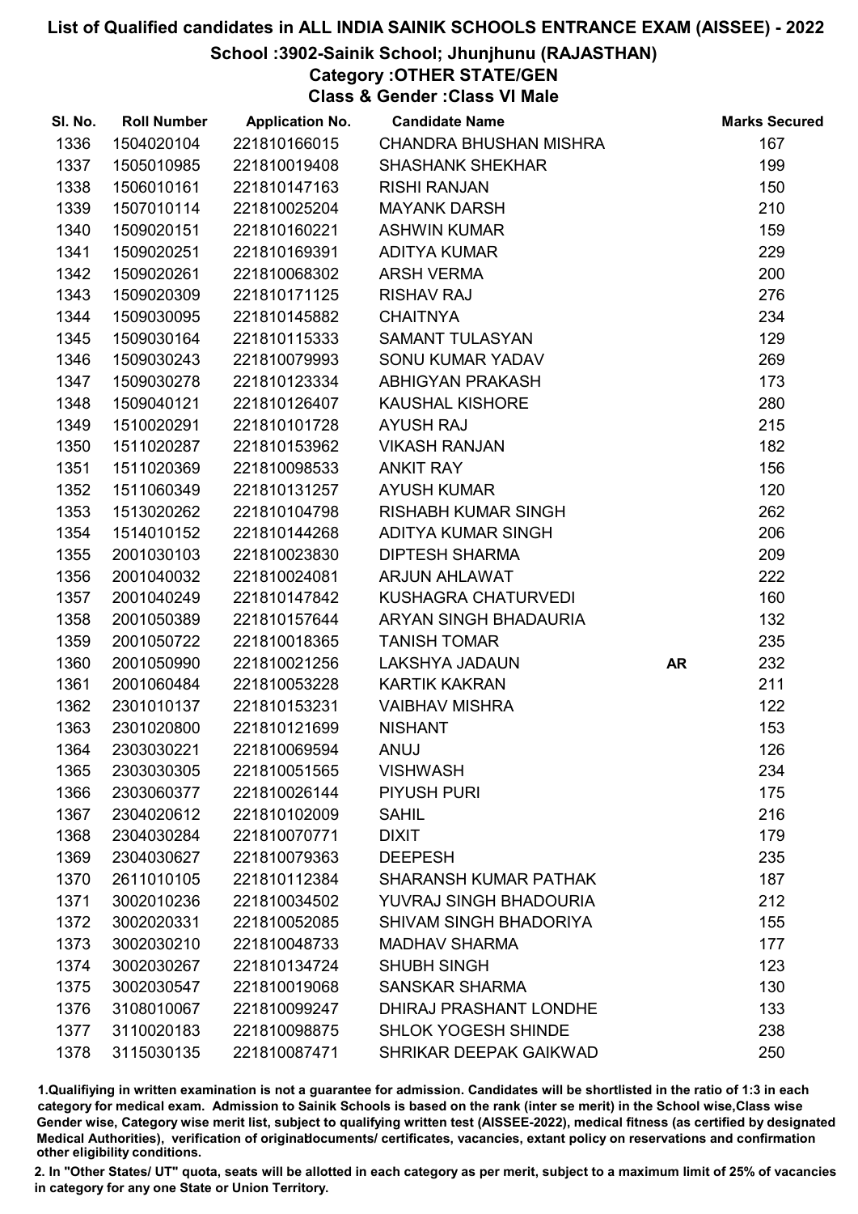# List of Qualified candidates in ALL INDIA SAINIK SCHOOLS ENTRANCE EXAM (AISSEE) - 2022

## School :3902-Sainik School; Jhunjhunu (RAJASTHAN)

### Category :OTHER STATE/GEN

### Class & Gender :Class VI Male

| Sl. No. | Roll Number | Application No. | Candidate Name | | Marks Secured |
|---|---|---|---|---|---|
| 1336 | 1504020104 | 221810166015 | CHANDRA BHUSHAN MISHRA | | 167 |
| 1337 | 1505010985 | 221810019408 | SHASHANK SHEKHAR | | 199 |
| 1338 | 1506010161 | 221810147163 | RISHI RANJAN | | 150 |
| 1339 | 1507010114 | 221810025204 | MAYANK DARSH | | 210 |
| 1340 | 1509020151 | 221810160221 | ASHWIN KUMAR | | 159 |
| 1341 | 1509020251 | 221810169391 | ADITYA KUMAR | | 229 |
| 1342 | 1509020261 | 221810068302 | ARSH VERMA | | 200 |
| 1343 | 1509020309 | 221810171125 | RISHAV RAJ | | 276 |
| 1344 | 1509030095 | 221810145882 | CHAITNYA | | 234 |
| 1345 | 1509030164 | 221810115333 | SAMANT TULASYAN | | 129 |
| 1346 | 1509030243 | 221810079993 | SONU KUMAR YADAV | | 269 |
| 1347 | 1509030278 | 221810123334 | ABHIGYAN PRAKASH | | 173 |
| 1348 | 1509040121 | 221810126407 | KAUSHAL KISHORE | | 280 |
| 1349 | 1510020291 | 221810101728 | AYUSH RAJ | | 215 |
| 1350 | 1511020287 | 221810153962 | VIKASH RANJAN | | 182 |
| 1351 | 1511020369 | 221810098533 | ANKIT RAY | | 156 |
| 1352 | 1511060349 | 221810131257 | AYUSH KUMAR | | 120 |
| 1353 | 1513020262 | 221810104798 | RISHABH KUMAR SINGH | | 262 |
| 1354 | 1514010152 | 221810144268 | ADITYA KUMAR SINGH | | 206 |
| 1355 | 2001030103 | 221810023830 | DIPTESH SHARMA | | 209 |
| 1356 | 2001040032 | 221810024081 | ARJUN AHLAWAT | | 222 |
| 1357 | 2001040249 | 221810147842 | KUSHAGRA CHATURVEDI | | 160 |
| 1358 | 2001050389 | 221810157644 | ARYAN SINGH BHADAURIA | | 132 |
| 1359 | 2001050722 | 221810018365 | TANISH TOMAR | | 235 |
| 1360 | 2001050990 | 221810021256 | LAKSHYA JADAUN | **AR** | 232 |
| 1361 | 2001060484 | 221810053228 | KARTIK KAKRAN | | 211 |
| 1362 | 2301010137 | 221810153231 | VAIBHAV MISHRA | | 122 |
| 1363 | 2301020800 | 221810121699 | NISHANT | | 153 |
| 1364 | 2303030221 | 221810069594 | ANUJ | | 126 |
| 1365 | 2303030305 | 221810051565 | VISHWASH | | 234 |
| 1366 | 2303060377 | 221810026144 | PIYUSH PURI | | 175 |
| 1367 | 2304020612 | 221810102009 | SAHIL | | 216 |
| 1368 | 2304030284 | 221810070771 | DIXIT | | 179 |
| 1369 | 2304030627 | 221810079363 | DEEPESH | | 235 |
| 1370 | 2611010105 | 221810112384 | SHARANSH KUMAR PATHAK | | 187 |
| 1371 | 3002010236 | 221810034502 | YUVRAJ SINGH BHADOURIA | | 212 |
| 1372 | 3002020331 | 221810052085 | SHIVAM SINGH BHADORIYA | | 155 |
| 1373 | 3002030210 | 221810048733 | MADHAV SHARMA | | 177 |
| 1374 | 3002030267 | 221810134724 | SHUBH SINGH | | 123 |
| 1375 | 3002030547 | 221810019068 | SANSKAR SHARMA | | 130 |
| 1376 | 3108010067 | 221810099247 | DHIRAJ PRASHANT LONDHE | | 133 |
| 1377 | 3110020183 | 221810098875 | SHLOK YOGESH SHINDE | | 238 |
| 1378 | 3115030135 | 221810087471 | SHRIKAR DEEPAK GAIKWAD | | 250 |

1.Qualifiying in written examination is not a guarantee for admission. Candidates will be shortlisted in the ratio of 1:3 in each category for medical exam. Admission to Sainik Schools is based on the rank (inter se merit) in the School wise,Class wise Gender wise, Category wise merit list, subject to qualifying written test (AISSEE-2022), medical fitness (as certified by designated Medical Authorities), verification of originaldocuments/ certificates, vacancies, extant policy on reservations and confirmation other eligibility conditions.

2. In "Other States/ UT" quota, seats will be allotted in each category as per merit, subject to a maximum limit of 25% of vacancies in category for any one State or Union Territory.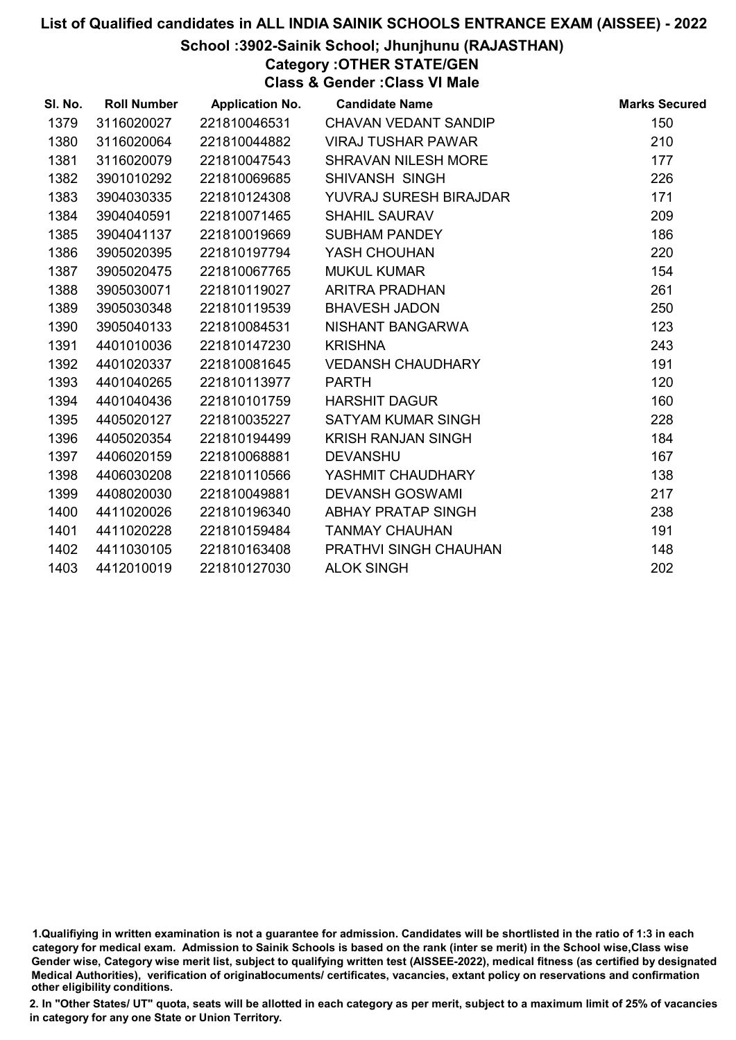# List of Qualified candidates in ALL INDIA SAINIK SCHOOLS ENTRANCE EXAM (AISSEE) - 2022

## School :3902-Sainik School; Jhunjhunu (RAJASTHAN)

### Category :OTHER STATE/GEN

### Class & Gender :Class VI Male

| Sl. No. | Roll Number | Application No. | Candidate Name | Marks Secured |
|---|---|---|---|---|
| 1379 | 3116020027 | 221810046531 | CHAVAN VEDANT SANDIP | 150 |
| 1380 | 3116020064 | 221810044882 | VIRAJ TUSHAR PAWAR | 210 |
| 1381 | 3116020079 | 221810047543 | SHRAVAN NILESH MORE | 177 |
| 1382 | 3901010292 | 221810069685 | SHIVANSH SINGH | 226 |
| 1383 | 3904030335 | 221810124308 | YUVRAJ SURESH BIRAJDAR | 171 |
| 1384 | 3904040591 | 221810071465 | SHAHIL SAURAV | 209 |
| 1385 | 3904041137 | 221810019669 | SUBHAM PANDEY | 186 |
| 1386 | 3905020395 | 221810197794 | YASH CHOUHAN | 220 |
| 1387 | 3905020475 | 221810067765 | MUKUL KUMAR | 154 |
| 1388 | 3905030071 | 221810119027 | ARITRA PRADHAN | 261 |
| 1389 | 3905030348 | 221810119539 | BHAVESH JADON | 250 |
| 1390 | 3905040133 | 221810084531 | NISHANT BANGARWA | 123 |
| 1391 | 4401010036 | 221810147230 | KRISHNA | 243 |
| 1392 | 4401020337 | 221810081645 | VEDANSH CHAUDHARY | 191 |
| 1393 | 4401040265 | 221810113977 | PARTH | 120 |
| 1394 | 4401040436 | 221810101759 | HARSHIT DAGUR | 160 |
| 1395 | 4405020127 | 221810035227 | SATYAM KUMAR SINGH | 228 |
| 1396 | 4405020354 | 221810194499 | KRISH RANJAN SINGH | 184 |
| 1397 | 4406020159 | 221810068881 | DEVANSHU | 167 |
| 1398 | 4406030208 | 221810110566 | YASHMIT CHAUDHARY | 138 |
| 1399 | 4408020030 | 221810049881 | DEVANSH GOSWAMI | 217 |
| 1400 | 4411020026 | 221810196340 | ABHAY PRATAP SINGH | 238 |
| 1401 | 4411020228 | 221810159484 | TANMAY CHAUHAN | 191 |
| 1402 | 4411030105 | 221810163408 | PRATHVI SINGH CHAUHAN | 148 |
| 1403 | 4412010019 | 221810127030 | ALOK SINGH | 202 |

1.Qualifiying in written examination is not a guarantee for admission. Candidates will be shortlisted in the ratio of 1:3 in each category for medical exam. Admission to Sainik Schools is based on the rank (inter se merit) in the School wise,Class wise Gender wise, Category wise merit list, subject to qualifying written test (AISSEE-2022), medical fitness (as certified by designated Medical Authorities), verification of originaldocuments/ certificates, vacancies, extant policy on reservations and confirmation other eligibility conditions.

2. In "Other States/ UT" quota, seats will be allotted in each category as per merit, subject to a maximum limit of 25% of vacancies in category for any one State or Union Territory.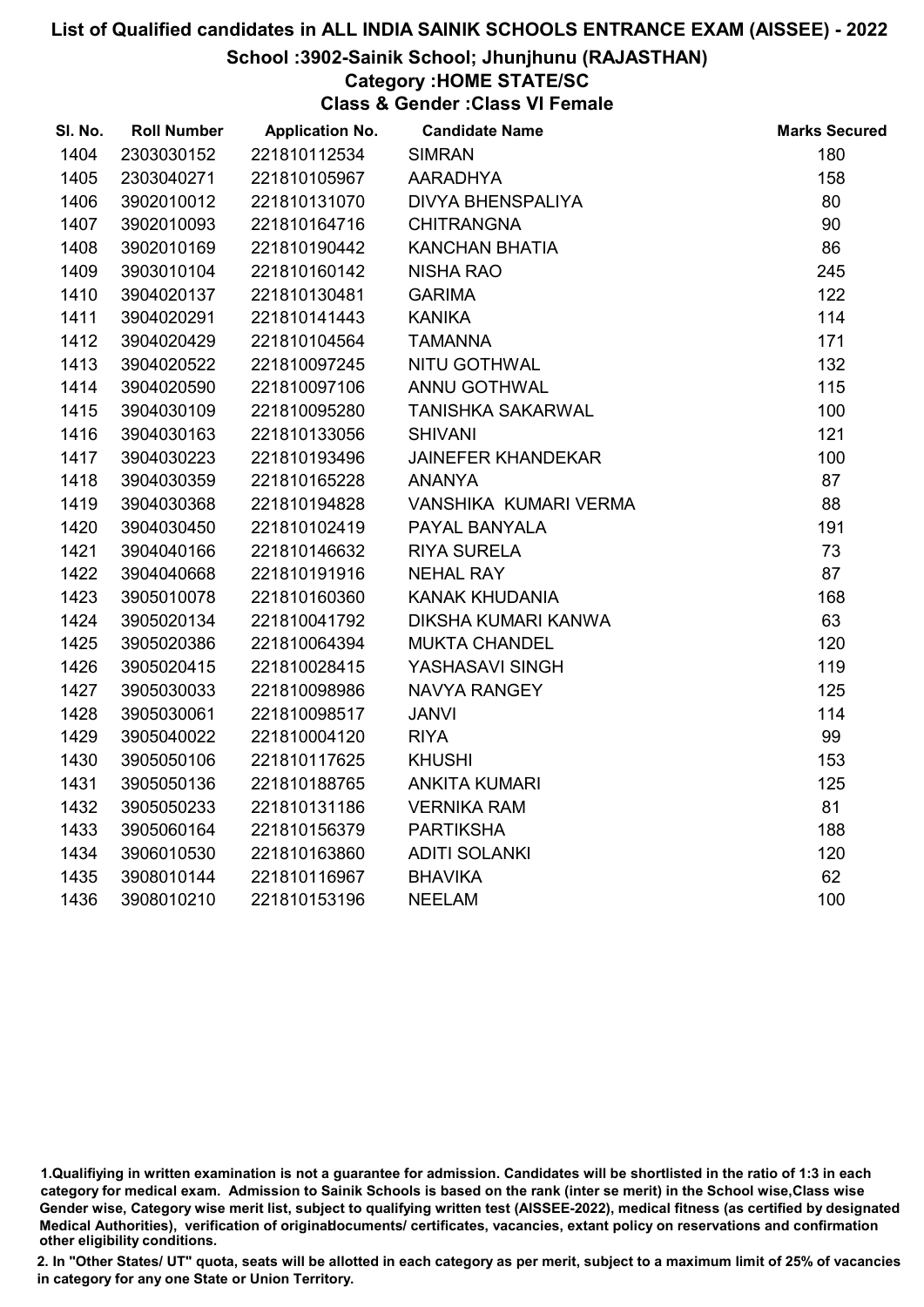# List of Qualified candidates in ALL INDIA SAINIK SCHOOLS ENTRANCE EXAM (AISSEE) - 2022

## School :3902-Sainik School; Jhunjhunu (RAJASTHAN)

### Category :HOME STATE/SC

### Class & Gender :Class VI Female

| Sl. No. | Roll Number | Application No. | Candidate Name | Marks Secured |
|---|---|---|---|---|
| 1404 | 2303030152 | 221810112534 | SIMRAN | 180 |
| 1405 | 2303040271 | 221810105967 | AARADHYA | 158 |
| 1406 | 3902010012 | 221810131070 | DIVYA BHENSPALIYA | 80 |
| 1407 | 3902010093 | 221810164716 | CHITRANGNA | 90 |
| 1408 | 3902010169 | 221810190442 | KANCHAN BHATIA | 86 |
| 1409 | 3903010104 | 221810160142 | NISHA RAO | 245 |
| 1410 | 3904020137 | 221810130481 | GARIMA | 122 |
| 1411 | 3904020291 | 221810141443 | KANIKA | 114 |
| 1412 | 3904020429 | 221810104564 | TAMANNA | 171 |
| 1413 | 3904020522 | 221810097245 | NITU GOTHWAL | 132 |
| 1414 | 3904020590 | 221810097106 | ANNU GOTHWAL | 115 |
| 1415 | 3904030109 | 221810095280 | TANISHKA SAKARWAL | 100 |
| 1416 | 3904030163 | 221810133056 | SHIVANI | 121 |
| 1417 | 3904030223 | 221810193496 | JAINEFER KHANDEKAR | 100 |
| 1418 | 3904030359 | 221810165228 | ANANYA | 87 |
| 1419 | 3904030368 | 221810194828 | VANSHIKA KUMARI VERMA | 88 |
| 1420 | 3904030450 | 221810102419 | PAYAL BANYALA | 191 |
| 1421 | 3904040166 | 221810146632 | RIYA SURELA | 73 |
| 1422 | 3904040668 | 221810191916 | NEHAL RAY | 87 |
| 1423 | 3905010078 | 221810160360 | KANAK KHUDANIA | 168 |
| 1424 | 3905020134 | 221810041792 | DIKSHA KUMARI KANWA | 63 |
| 1425 | 3905020386 | 221810064394 | MUKTA CHANDEL | 120 |
| 1426 | 3905020415 | 221810028415 | YASHASAVI SINGH | 119 |
| 1427 | 3905030033 | 221810098986 | NAVYA RANGEY | 125 |
| 1428 | 3905030061 | 221810098517 | JANVI | 114 |
| 1429 | 3905040022 | 221810004120 | RIYA | 99 |
| 1430 | 3905050106 | 221810117625 | KHUSHI | 153 |
| 1431 | 3905050136 | 221810188765 | ANKITA KUMARI | 125 |
| 1432 | 3905050233 | 221810131186 | VERNIKA RAM | 81 |
| 1433 | 3905060164 | 221810156379 | PARTIKSHA | 188 |
| 1434 | 3906010530 | 221810163860 | ADITI SOLANKI | 120 |
| 1435 | 3908010144 | 221810116967 | BHAVIKA | 62 |
| 1436 | 3908010210 | 221810153196 | NEELAM | 100 |

1.Qualifiying in written examination is not a guarantee for admission. Candidates will be shortlisted in the ratio of 1:3 in each category for medical exam. Admission to Sainik Schools is based on the rank (inter se merit) in the School wise,Class wise Gender wise, Category wise merit list, subject to qualifying written test (AISSEE-2022), medical fitness (as certified by designated Medical Authorities), verification of originaldocuments/ certificates, vacancies, extant policy on reservations and confirmation other eligibility conditions.

2. In "Other States/ UT" quota, seats will be allotted in each category as per merit, subject to a maximum limit of 25% of vacancies in category for any one State or Union Territory.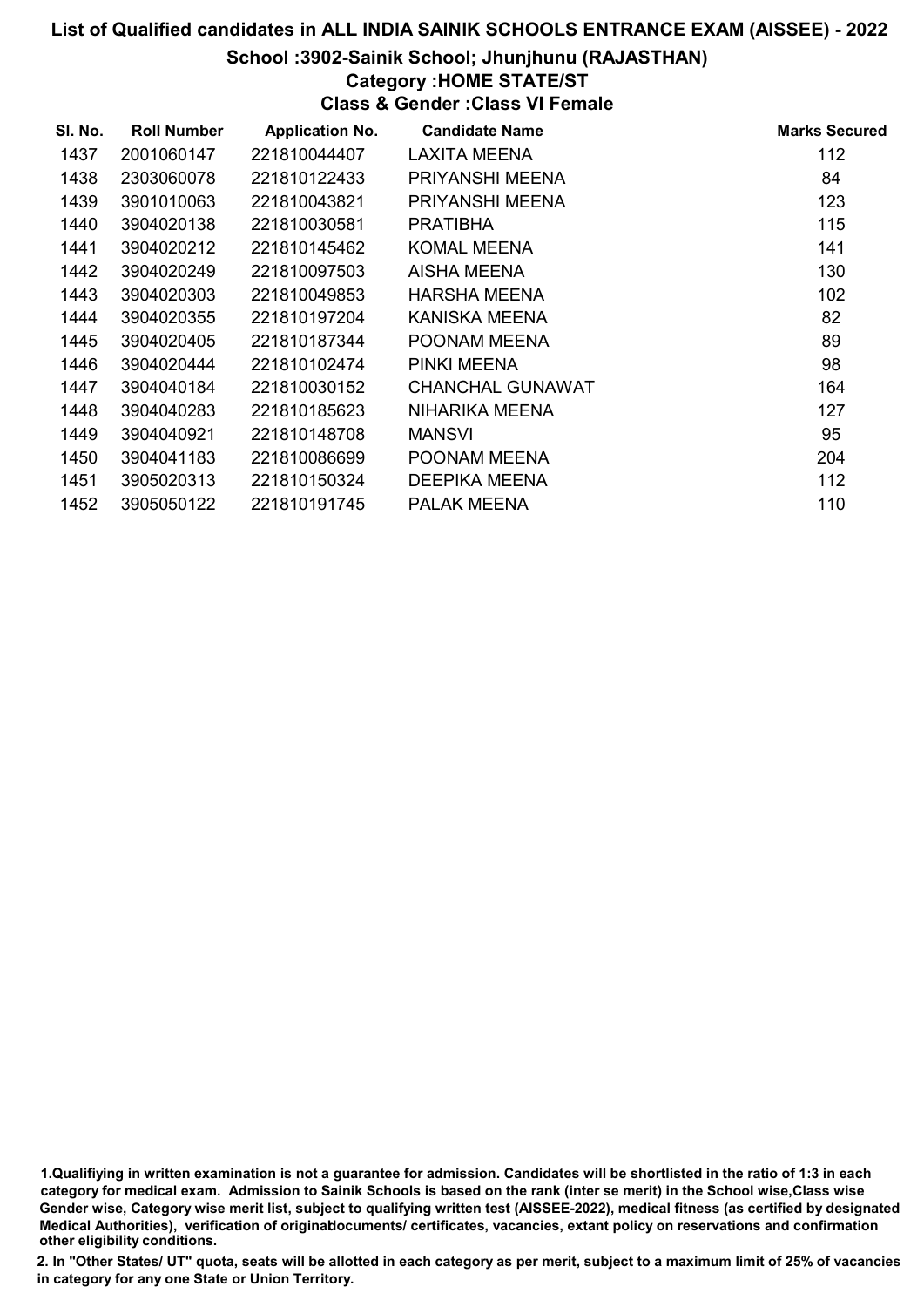# List of Qualified candidates in ALL INDIA SAINIK SCHOOLS ENTRANCE EXAM (AISSEE) - 2022

## School :3902-Sainik School; Jhunjhunu (RAJASTHAN)

### Category :HOME STATE/ST

### Class & Gender :Class VI Female

| Sl. No. | Roll Number | Application No. | Candidate Name | Marks Secured |
|---|---|---|---|---|
| 1437 | 2001060147 | 221810044407 | LAXITA MEENA | 112 |
| 1438 | 2303060078 | 221810122433 | PRIYANSHI MEENA | 84 |
| 1439 | 3901010063 | 221810043821 | PRIYANSHI MEENA | 123 |
| 1440 | 3904020138 | 221810030581 | PRATIBHA | 115 |
| 1441 | 3904020212 | 221810145462 | KOMAL MEENA | 141 |
| 1442 | 3904020249 | 221810097503 | AISHA MEENA | 130 |
| 1443 | 3904020303 | 221810049853 | HARSHA MEENA | 102 |
| 1444 | 3904020355 | 221810197204 | KANISKA MEENA | 82 |
| 1445 | 3904020405 | 221810187344 | POONAM MEENA | 89 |
| 1446 | 3904020444 | 221810102474 | PINKI MEENA | 98 |
| 1447 | 3904040184 | 221810030152 | CHANCHAL GUNAWAT | 164 |
| 1448 | 3904040283 | 221810185623 | NIHARIKA MEENA | 127 |
| 1449 | 3904040921 | 221810148708 | MANSVI | 95 |
| 1450 | 3904041183 | 221810086699 | POONAM MEENA | 204 |
| 1451 | 3905020313 | 221810150324 | DEEPIKA MEENA | 112 |
| 1452 | 3905050122 | 221810191745 | PALAK MEENA | 110 |

1.Qualifiying in written examination is not a guarantee for admission. Candidates will be shortlisted in the ratio of 1:3 in each category for medical exam. Admission to Sainik Schools is based on the rank (inter se merit) in the School wise,Class wise Gender wise, Category wise merit list, subject to qualifying written test (AISSEE-2022), medical fitness (as certified by designated Medical Authorities), verification of originaldocuments/ certificates, vacancies, extant policy on reservations and confirmation other eligibility conditions.

2. In "Other States/ UT" quota, seats will be allotted in each category as per merit, subject to a maximum limit of 25% of vacancies in category for any one State or Union Territory.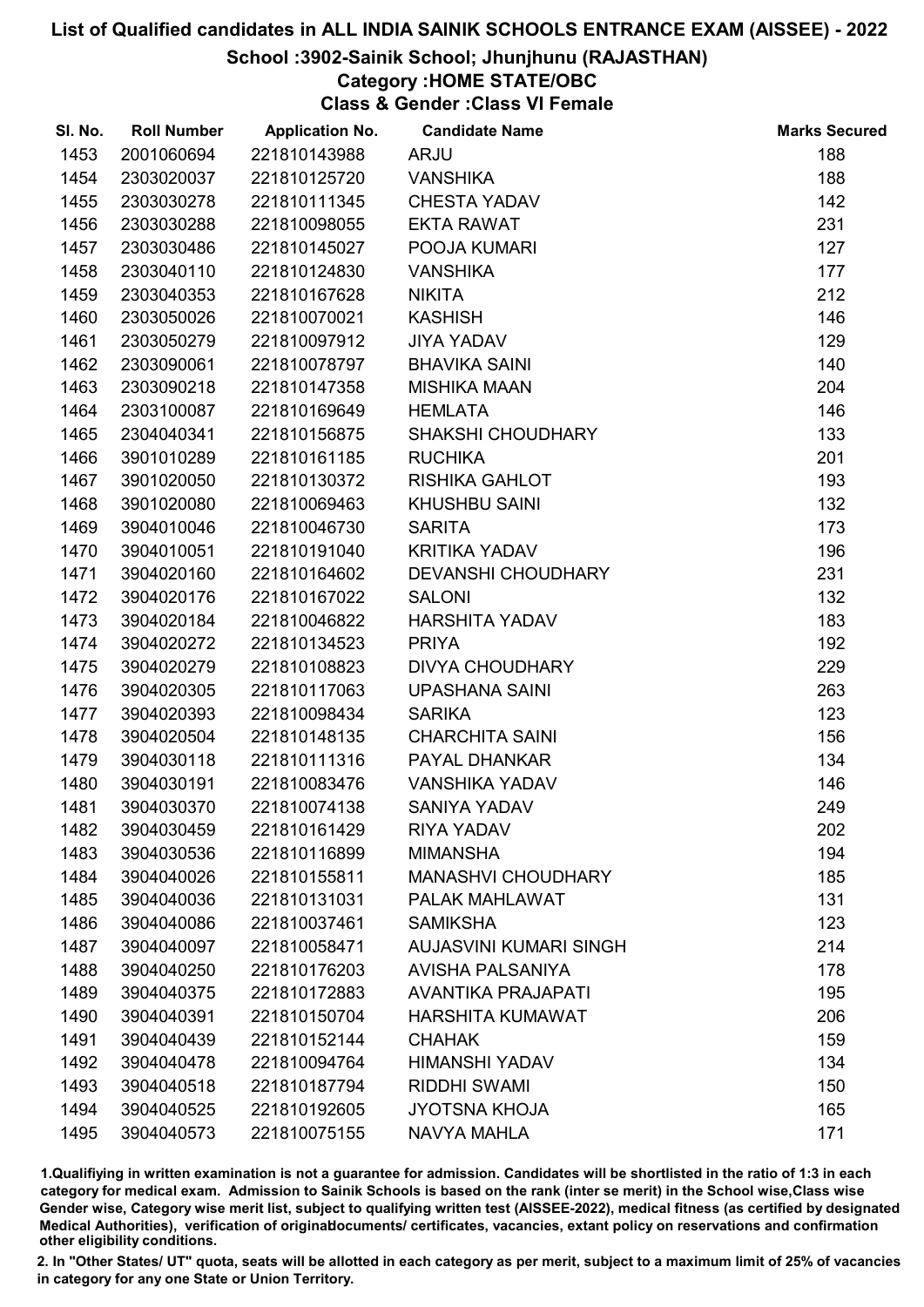# List of Qualified candidates in ALL INDIA SAINIK SCHOOLS ENTRANCE EXAM (AISSEE) - 2022

## School :3902-Sainik School; Jhunjhunu (RAJASTHAN)

### Category :HOME STATE/OBC

### Class & Gender :Class VI Female

| Sl. No. | Roll Number | Application No. | Candidate Name | Marks Secured |
|---|---|---|---|---|
| 1453 | 2001060694 | 221810143988 | ARJU | 188 |
| 1454 | 2303020037 | 221810125720 | VANSHIKA | 188 |
| 1455 | 2303030278 | 221810111345 | CHESTA YADAV | 142 |
| 1456 | 2303030288 | 221810098055 | EKTA RAWAT | 231 |
| 1457 | 2303030486 | 221810145027 | POOJA KUMARI | 127 |
| 1458 | 2303040110 | 221810124830 | VANSHIKA | 177 |
| 1459 | 2303040353 | 221810167628 | NIKITA | 212 |
| 1460 | 2303050026 | 221810070021 | KASHISH | 146 |
| 1461 | 2303050279 | 221810097912 | JIYA YADAV | 129 |
| 1462 | 2303090061 | 221810078797 | BHAVIKA SAINI | 140 |
| 1463 | 2303090218 | 221810147358 | MISHIKA MAAN | 204 |
| 1464 | 2303100087 | 221810169649 | HEMLATA | 146 |
| 1465 | 2304040341 | 221810156875 | SHAKSHI CHOUDHARY | 133 |
| 1466 | 3901010289 | 221810161185 | RUCHIKA | 201 |
| 1467 | 3901020050 | 221810130372 | RISHIKA GAHLOT | 193 |
| 1468 | 3901020080 | 221810069463 | KHUSHBU SAINI | 132 |
| 1469 | 3904010046 | 221810046730 | SARITA | 173 |
| 1470 | 3904010051 | 221810191040 | KRITIKA YADAV | 196 |
| 1471 | 3904020160 | 221810164602 | DEVANSHI CHOUDHARY | 231 |
| 1472 | 3904020176 | 221810167022 | SALONI | 132 |
| 1473 | 3904020184 | 221810046822 | HARSHITA YADAV | 183 |
| 1474 | 3904020272 | 221810134523 | PRIYA | 192 |
| 1475 | 3904020279 | 221810108823 | DIVYA CHOUDHARY | 229 |
| 1476 | 3904020305 | 221810117063 | UPASHANA SAINI | 263 |
| 1477 | 3904020393 | 221810098434 | SARIKA | 123 |
| 1478 | 3904020504 | 221810148135 | CHARCHITA SAINI | 156 |
| 1479 | 3904030118 | 221810111316 | PAYAL DHANKAR | 134 |
| 1480 | 3904030191 | 221810083476 | VANSHIKA YADAV | 146 |
| 1481 | 3904030370 | 221810074138 | SANIYA YADAV | 249 |
| 1482 | 3904030459 | 221810161429 | RIYA YADAV | 202 |
| 1483 | 3904030536 | 221810116899 | MIMANSHA | 194 |
| 1484 | 3904040026 | 221810155811 | MANASHVI CHOUDHARY | 185 |
| 1485 | 3904040036 | 221810131031 | PALAK MAHLAWAT | 131 |
| 1486 | 3904040086 | 221810037461 | SAMIKSHA | 123 |
| 1487 | 3904040097 | 221810058471 | AUJASVINI KUMARI SINGH | 214 |
| 1488 | 3904040250 | 221810176203 | AVISHA PALSANIYA | 178 |
| 1489 | 3904040375 | 221810172883 | AVANTIKA PRAJAPATI | 195 |
| 1490 | 3904040391 | 221810150704 | HARSHITA KUMAWAT | 206 |
| 1491 | 3904040439 | 221810152144 | CHAHAK | 159 |
| 1492 | 3904040478 | 221810094764 | HIMANSHI YADAV | 134 |
| 1493 | 3904040518 | 221810187794 | RIDDHI SWAMI | 150 |
| 1494 | 3904040525 | 221810192605 | JYOTSNA KHOJA | 165 |
| 1495 | 3904040573 | 221810075155 | NAVYA MAHLA | 171 |

1.Qualifiying in written examination is not a guarantee for admission. Candidates will be shortlisted in the ratio of 1:3 in each category for medical exam. Admission to Sainik Schools is based on the rank (inter se merit) in the School wise,Class wise Gender wise, Category wise merit list, subject to qualifying written test (AISSEE-2022), medical fitness (as certified by designated Medical Authorities), verification of originaldocuments/ certificates, vacancies, extant policy on reservations and confirmation other eligibility conditions.

2. In "Other States/ UT" quota, seats will be allotted in each category as per merit, subject to a maximum limit of 25% of vacancies in category for any one State or Union Territory.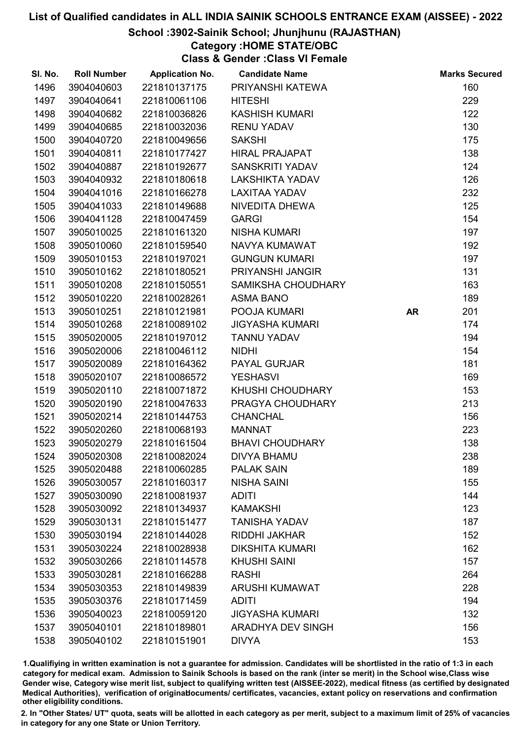# List of Qualified candidates in ALL INDIA SAINIK SCHOOLS ENTRANCE EXAM (AISSEE) - 2022

## School :3902-Sainik School; Jhunjhunu (RAJASTHAN)

### Category :HOME STATE/OBC

### Class & Gender :Class VI Female

| Sl. No. | Roll Number | Application No. | Candidate Name | | Marks Secured |
|---|---|---|---|---|---|
| 1496 | 3904040603 | 221810137175 | PRIYANSHI KATEWA | | 160 |
| 1497 | 3904040641 | 221810061106 | HITESHI | | 229 |
| 1498 | 3904040682 | 221810036826 | KASHISH KUMARI | | 122 |
| 1499 | 3904040685 | 221810032036 | RENU YADAV | | 130 |
| 1500 | 3904040720 | 221810049656 | SAKSHI | | 175 |
| 1501 | 3904040811 | 221810177427 | HIRAL PRAJAPAT | | 138 |
| 1502 | 3904040887 | 221810192677 | SANSKRITI YADAV | | 124 |
| 1503 | 3904040932 | 221810180618 | LAKSHIKTA YADAV | | 126 |
| 1504 | 3904041016 | 221810166278 | LAXITAA YADAV | | 232 |
| 1505 | 3904041033 | 221810149688 | NIVEDITA DHEWA | | 125 |
| 1506 | 3904041128 | 221810047459 | GARGI | | 154 |
| 1507 | 3905010025 | 221810161320 | NISHA KUMARI | | 197 |
| 1508 | 3905010060 | 221810159540 | NAVYA KUMAWAT | | 192 |
| 1509 | 3905010153 | 221810197021 | GUNGUN KUMARI | | 197 |
| 1510 | 3905010162 | 221810180521 | PRIYANSHI JANGIR | | 131 |
| 1511 | 3905010208 | 221810150551 | SAMIKSHA CHOUDHARY | | 163 |
| 1512 | 3905010220 | 221810028261 | ASMA BANO | | 189 |
| 1513 | 3905010251 | 221810121981 | POOJA KUMARI | AR | 201 |
| 1514 | 3905010268 | 221810089102 | JIGYASHA KUMARI | | 174 |
| 1515 | 3905020005 | 221810197012 | TANNU YADAV | | 194 |
| 1516 | 3905020006 | 221810046112 | NIDHI | | 154 |
| 1517 | 3905020089 | 221810164362 | PAYAL GURJAR | | 181 |
| 1518 | 3905020107 | 221810086572 | YESHASVI | | 169 |
| 1519 | 3905020110 | 221810071872 | KHUSHI CHOUDHARY | | 153 |
| 1520 | 3905020190 | 221810047633 | PRAGYA CHOUDHARY | | 213 |
| 1521 | 3905020214 | 221810144753 | CHANCHAL | | 156 |
| 1522 | 3905020260 | 221810068193 | MANNAT | | 223 |
| 1523 | 3905020279 | 221810161504 | BHAVI CHOUDHARY | | 138 |
| 1524 | 3905020308 | 221810082024 | DIVYA BHAMU | | 238 |
| 1525 | 3905020488 | 221810060285 | PALAK SAIN | | 189 |
| 1526 | 3905030057 | 221810160317 | NISHA SAINI | | 155 |
| 1527 | 3905030090 | 221810081937 | ADITI | | 144 |
| 1528 | 3905030092 | 221810134937 | KAMAKSHI | | 123 |
| 1529 | 3905030131 | 221810151477 | TANISHA YADAV | | 187 |
| 1530 | 3905030194 | 221810144028 | RIDDHI JAKHAR | | 152 |
| 1531 | 3905030224 | 221810028938 | DIKSHITA KUMARI | | 162 |
| 1532 | 3905030266 | 221810114578 | KHUSHI SAINI | | 157 |
| 1533 | 3905030281 | 221810166288 | RASHI | | 264 |
| 1534 | 3905030353 | 221810149839 | ARUSHI KUMAWAT | | 228 |
| 1535 | 3905030376 | 221810171459 | ADITI | | 194 |
| 1536 | 3905040023 | 221810059120 | JIGYASHA KUMARI | | 132 |
| 1537 | 3905040101 | 221810189801 | ARADHYA DEV SINGH | | 156 |
| 1538 | 3905040102 | 221810151901 | DIVYA | | 153 |

1.Qualifiying in written examination is not a guarantee for admission. Candidates will be shortlisted in the ratio of 1:3 in each category for medical exam. Admission to Sainik Schools is based on the rank (inter se merit) in the School wise,Class wise Gender wise, Category wise merit list, subject to qualifying written test (AISSEE-2022), medical fitness (as certified by designated Medical Authorities), verification of originaldocuments/ certificates, vacancies, extant policy on reservations and confirmation other eligibility conditions.

2. In "Other States/ UT" quota, seats will be allotted in each category as per merit, subject to a maximum limit of 25% of vacancies in category for any one State or Union Territory.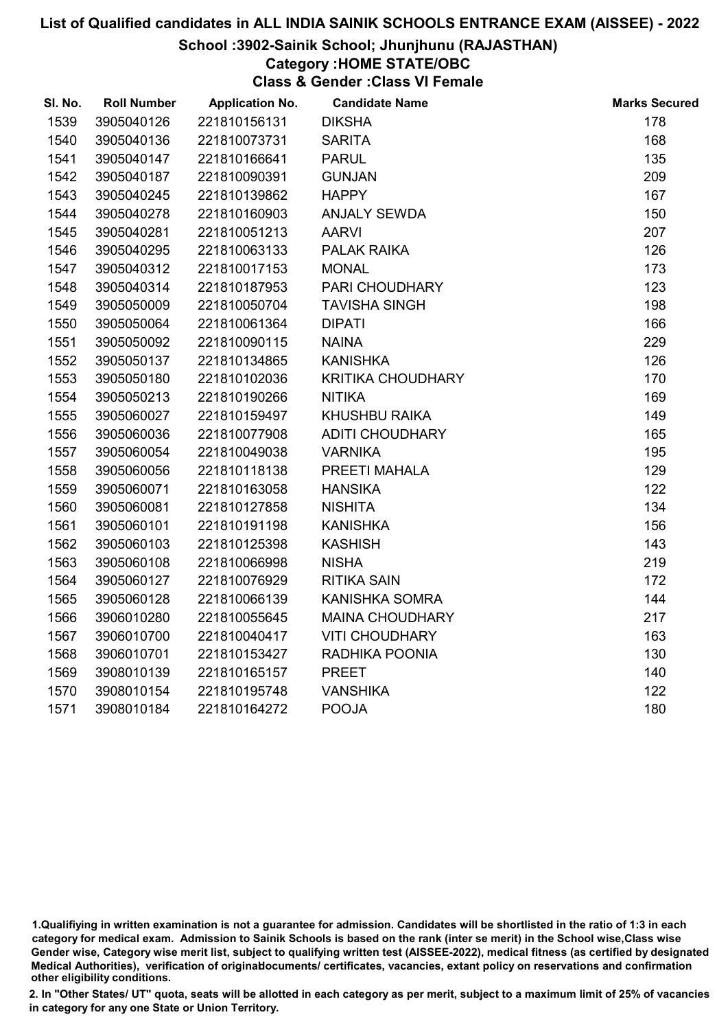# List of Qualified candidates in ALL INDIA SAINIK SCHOOLS ENTRANCE EXAM (AISSEE) - 2022

## School :3902-Sainik School; Jhunjhunu (RAJASTHAN)

### Category :HOME STATE/OBC

### Class & Gender :Class VI Female

| Sl. No. | Roll Number | Application No. | Candidate Name | Marks Secured |
|---|---|---|---|---|
| 1539 | 3905040126 | 221810156131 | DIKSHA | 178 |
| 1540 | 3905040136 | 221810073731 | SARITA | 168 |
| 1541 | 3905040147 | 221810166641 | PARUL | 135 |
| 1542 | 3905040187 | 221810090391 | GUNJAN | 209 |
| 1543 | 3905040245 | 221810139862 | HAPPY | 167 |
| 1544 | 3905040278 | 221810160903 | ANJALY SEWDA | 150 |
| 1545 | 3905040281 | 221810051213 | AARVI | 207 |
| 1546 | 3905040295 | 221810063133 | PALAK RAIKA | 126 |
| 1547 | 3905040312 | 221810017153 | MONAL | 173 |
| 1548 | 3905040314 | 221810187953 | PARI CHOUDHARY | 123 |
| 1549 | 3905050009 | 221810050704 | TAVISHA SINGH | 198 |
| 1550 | 3905050064 | 221810061364 | DIPATI | 166 |
| 1551 | 3905050092 | 221810090115 | NAINA | 229 |
| 1552 | 3905050137 | 221810134865 | KANISHKA | 126 |
| 1553 | 3905050180 | 221810102036 | KRITIKA CHOUDHARY | 170 |
| 1554 | 3905050213 | 221810190266 | NITIKA | 169 |
| 1555 | 3905060027 | 221810159497 | KHUSHBU RAIKA | 149 |
| 1556 | 3905060036 | 221810077908 | ADITI CHOUDHARY | 165 |
| 1557 | 3905060054 | 221810049038 | VARNIKA | 195 |
| 1558 | 3905060056 | 221810118138 | PREETI MAHALA | 129 |
| 1559 | 3905060071 | 221810163058 | HANSIKA | 122 |
| 1560 | 3905060081 | 221810127858 | NISHITA | 134 |
| 1561 | 3905060101 | 221810191198 | KANISHKA | 156 |
| 1562 | 3905060103 | 221810125398 | KASHISH | 143 |
| 1563 | 3905060108 | 221810066998 | NISHA | 219 |
| 1564 | 3905060127 | 221810076929 | RITIKA SAIN | 172 |
| 1565 | 3905060128 | 221810066139 | KANISHKA SOMRA | 144 |
| 1566 | 3906010280 | 221810055645 | MAINA CHOUDHARY | 217 |
| 1567 | 3906010700 | 221810040417 | VITI CHOUDHARY | 163 |
| 1568 | 3906010701 | 221810153427 | RADHIKA POONIA | 130 |
| 1569 | 3908010139 | 221810165157 | PREET | 140 |
| 1570 | 3908010154 | 221810195748 | VANSHIKA | 122 |
| 1571 | 3908010184 | 221810164272 | POOJA | 180 |

1.Qualifiying in written examination is not a guarantee for admission. Candidates will be shortlisted in the ratio of 1:3 in each category for medical exam. Admission to Sainik Schools is based on the rank (inter se merit) in the School wise,Class wise Gender wise, Category wise merit list, subject to qualifying written test (AISSEE-2022), medical fitness (as certified by designated Medical Authorities), verification of originaldocuments/ certificates, vacancies, extant policy on reservations and confirmation other eligibility conditions.

2. In "Other States/ UT" quota, seats will be allotted in each category as per merit, subject to a maximum limit of 25% of vacancies in category for any one State or Union Territory.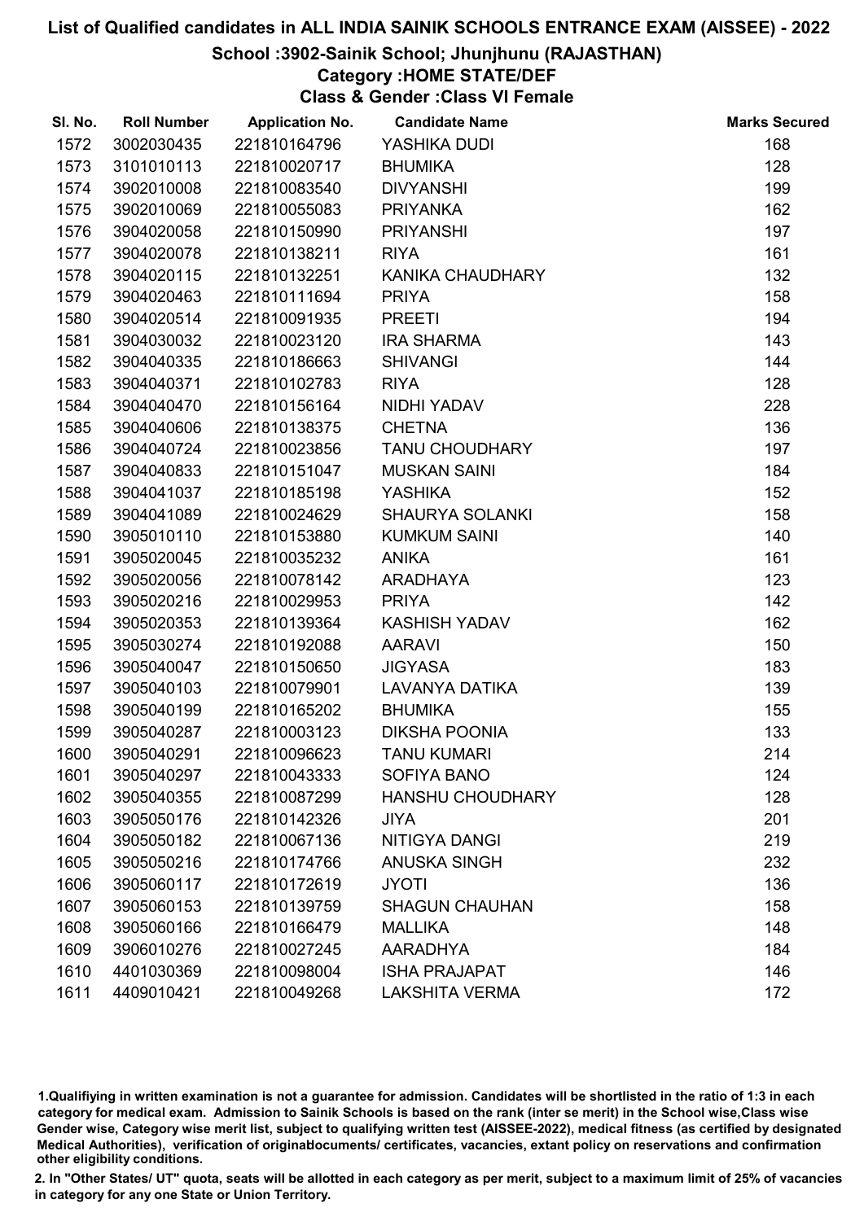# List of Qualified candidates in ALL INDIA SAINIK SCHOOLS ENTRANCE EXAM (AISSEE) - 2022

## School :3902-Sainik School; Jhunjhunu (RAJASTHAN)

### Category :HOME STATE/DEF

### Class & Gender :Class VI Female

| Sl. No. | Roll Number | Application No. | Candidate Name | Marks Secured |
|---|---|---|---|---|
| 1572 | 3002030435 | 221810164796 | YASHIKA DUDI | 168 |
| 1573 | 3101010113 | 221810020717 | BHUMIKA | 128 |
| 1574 | 3902010008 | 221810083540 | DIVYANSHI | 199 |
| 1575 | 3902010069 | 221810055083 | PRIYANKA | 162 |
| 1576 | 3904020058 | 221810150990 | PRIYANSHI | 197 |
| 1577 | 3904020078 | 221810138211 | RIYA | 161 |
| 1578 | 3904020115 | 221810132251 | KANIKA CHAUDHARY | 132 |
| 1579 | 3904020463 | 221810111694 | PRIYA | 158 |
| 1580 | 3904020514 | 221810091935 | PREETI | 194 |
| 1581 | 3904030032 | 221810023120 | IRA SHARMA | 143 |
| 1582 | 3904040335 | 221810186663 | SHIVANGI | 144 |
| 1583 | 3904040371 | 221810102783 | RIYA | 128 |
| 1584 | 3904040470 | 221810156164 | NIDHI YADAV | 228 |
| 1585 | 3904040606 | 221810138375 | CHETNA | 136 |
| 1586 | 3904040724 | 221810023856 | TANU CHOUDHARY | 197 |
| 1587 | 3904040833 | 221810151047 | MUSKAN SAINI | 184 |
| 1588 | 3904041037 | 221810185198 | YASHIKA | 152 |
| 1589 | 3904041089 | 221810024629 | SHAURYA SOLANKI | 158 |
| 1590 | 3905010110 | 221810153880 | KUMKUM SAINI | 140 |
| 1591 | 3905020045 | 221810035232 | ANIKA | 161 |
| 1592 | 3905020056 | 221810078142 | ARADHAYA | 123 |
| 1593 | 3905020216 | 221810029953 | PRIYA | 142 |
| 1594 | 3905020353 | 221810139364 | KASHISH YADAV | 162 |
| 1595 | 3905030274 | 221810192088 | AARAVI | 150 |
| 1596 | 3905040047 | 221810150650 | JIGYASA | 183 |
| 1597 | 3905040103 | 221810079901 | LAVANYA DATIKA | 139 |
| 1598 | 3905040199 | 221810165202 | BHUMIKA | 155 |
| 1599 | 3905040287 | 221810003123 | DIKSHA POONIA | 133 |
| 1600 | 3905040291 | 221810096623 | TANU KUMARI | 214 |
| 1601 | 3905040297 | 221810043333 | SOFIYA BANO | 124 |
| 1602 | 3905040355 | 221810087299 | HANSHU CHOUDHARY | 128 |
| 1603 | 3905050176 | 221810142326 | JIYA | 201 |
| 1604 | 3905050182 | 221810067136 | NITIGYA DANGI | 219 |
| 1605 | 3905050216 | 221810174766 | ANUSKA SINGH | 232 |
| 1606 | 3905060117 | 221810172619 | JYOTI | 136 |
| 1607 | 3905060153 | 221810139759 | SHAGUN CHAUHAN | 158 |
| 1608 | 3905060166 | 221810166479 | MALLIKA | 148 |
| 1609 | 3906010276 | 221810027245 | AARADHYA | 184 |
| 1610 | 4401030369 | 221810098004 | ISHA PRAJAPAT | 146 |
| 1611 | 4409010421 | 221810049268 | LAKSHITA VERMA | 172 |

1.Qualifiying in written examination is not a guarantee for admission. Candidates will be shortlisted in the ratio of 1:3 in each category for medical exam. Admission to Sainik Schools is based on the rank (inter se merit) in the School wise,Class wise Gender wise, Category wise merit list, subject to qualifying written test (AISSEE-2022), medical fitness (as certified by designated Medical Authorities), verification of originaldocuments/ certificates, vacancies, extant policy on reservations and confirmation other eligibility conditions.

2. In "Other States/ UT" quota, seats will be allotted in each category as per merit, subject to a maximum limit of 25% of vacancies in category for any one State or Union Territory.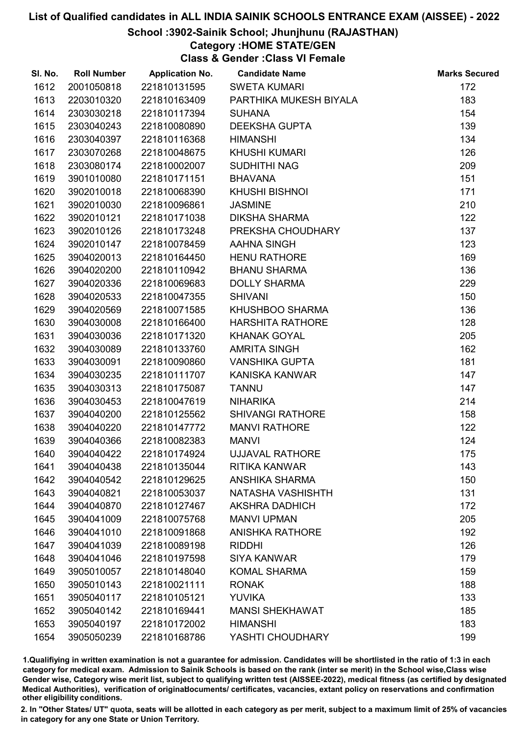# List of Qualified candidates in ALL INDIA SAINIK SCHOOLS ENTRANCE EXAM (AISSEE) - 2022

## School :3902-Sainik School; Jhunjhunu (RAJASTHAN)

### Category :HOME STATE/GEN

### Class & Gender :Class VI Female

| Sl. No. | Roll Number | Application No. | Candidate Name | Marks Secured |
|---|---|---|---|---|
| 1612 | 2001050818 | 221810131595 | SWETA KUMARI | 172 |
| 1613 | 2203010320 | 221810163409 | PARTHIKA MUKESH BIYALA | 183 |
| 1614 | 2303030218 | 221810117394 | SUHANA | 154 |
| 1615 | 2303040243 | 221810080890 | DEEKSHA GUPTA | 139 |
| 1616 | 2303040397 | 221810116368 | HIMANSHI | 134 |
| 1617 | 2303070268 | 221810048675 | KHUSHI KUMARI | 126 |
| 1618 | 2303080174 | 221810002007 | SUDHITHI NAG | 209 |
| 1619 | 3901010080 | 221810171151 | BHAVANA | 151 |
| 1620 | 3902010018 | 221810068390 | KHUSHI BISHNOI | 171 |
| 1621 | 3902010030 | 221810096861 | JASMINE | 210 |
| 1622 | 3902010121 | 221810171038 | DIKSHA SHARMA | 122 |
| 1623 | 3902010126 | 221810173248 | PREKSHA CHOUDHARY | 137 |
| 1624 | 3902010147 | 221810078459 | AAHNA SINGH | 123 |
| 1625 | 3904020013 | 221810164450 | HENU RATHORE | 169 |
| 1626 | 3904020200 | 221810110942 | BHANU SHARMA | 136 |
| 1627 | 3904020336 | 221810069683 | DOLLY SHARMA | 229 |
| 1628 | 3904020533 | 221810047355 | SHIVANI | 150 |
| 1629 | 3904020569 | 221810071585 | KHUSHBOO SHARMA | 136 |
| 1630 | 3904030008 | 221810166400 | HARSHITA RATHORE | 128 |
| 1631 | 3904030036 | 221810171320 | KHANAK GOYAL | 205 |
| 1632 | 3904030089 | 221810133760 | AMRITA SINGH | 162 |
| 1633 | 3904030091 | 221810090860 | VANSHIKA GUPTA | 181 |
| 1634 | 3904030235 | 221810111707 | KANISKA KANWAR | 147 |
| 1635 | 3904030313 | 221810175087 | TANNU | 147 |
| 1636 | 3904030453 | 221810047619 | NIHARIKA | 214 |
| 1637 | 3904040200 | 221810125562 | SHIVANGI RATHORE | 158 |
| 1638 | 3904040220 | 221810147772 | MANVI RATHORE | 122 |
| 1639 | 3904040366 | 221810082383 | MANVI | 124 |
| 1640 | 3904040422 | 221810174924 | UJJAVAL RATHORE | 175 |
| 1641 | 3904040438 | 221810135044 | RITIKA KANWAR | 143 |
| 1642 | 3904040542 | 221810129625 | ANSHIKA SHARMA | 150 |
| 1643 | 3904040821 | 221810053037 | NATASHA VASHISHTH | 131 |
| 1644 | 3904040870 | 221810127467 | AKSHRA DADHICH | 172 |
| 1645 | 3904041009 | 221810075768 | MANVI UPMAN | 205 |
| 1646 | 3904041010 | 221810091868 | ANISHKA RATHORE | 192 |
| 1647 | 3904041039 | 221810089198 | RIDDHI | 126 |
| 1648 | 3904041046 | 221810197598 | SIYA KANWAR | 179 |
| 1649 | 3905010057 | 221810148040 | KOMAL SHARMA | 159 |
| 1650 | 3905010143 | 221810021111 | RONAK | 188 |
| 1651 | 3905040117 | 221810105121 | YUVIKA | 133 |
| 1652 | 3905040142 | 221810169441 | MANSI SHEKHAWAT | 185 |
| 1653 | 3905040197 | 221810172002 | HIMANSHI | 183 |
| 1654 | 3905050239 | 221810168786 | YASHTI CHOUDHARY | 199 |

1.Qualifiying in written examination is not a guarantee for admission. Candidates will be shortlisted in the ratio of 1:3 in each category for medical exam. Admission to Sainik Schools is based on the rank (inter se merit) in the School wise,Class wise Gender wise, Category wise merit list, subject to qualifying written test (AISSEE-2022), medical fitness (as certified by designated Medical Authorities), verification of originaldocuments/ certificates, vacancies, extant policy on reservations and confirmation other eligibility conditions.

2. In "Other States/ UT" quota, seats will be allotted in each category as per merit, subject to a maximum limit of 25% of vacancies in category for any one State or Union Territory.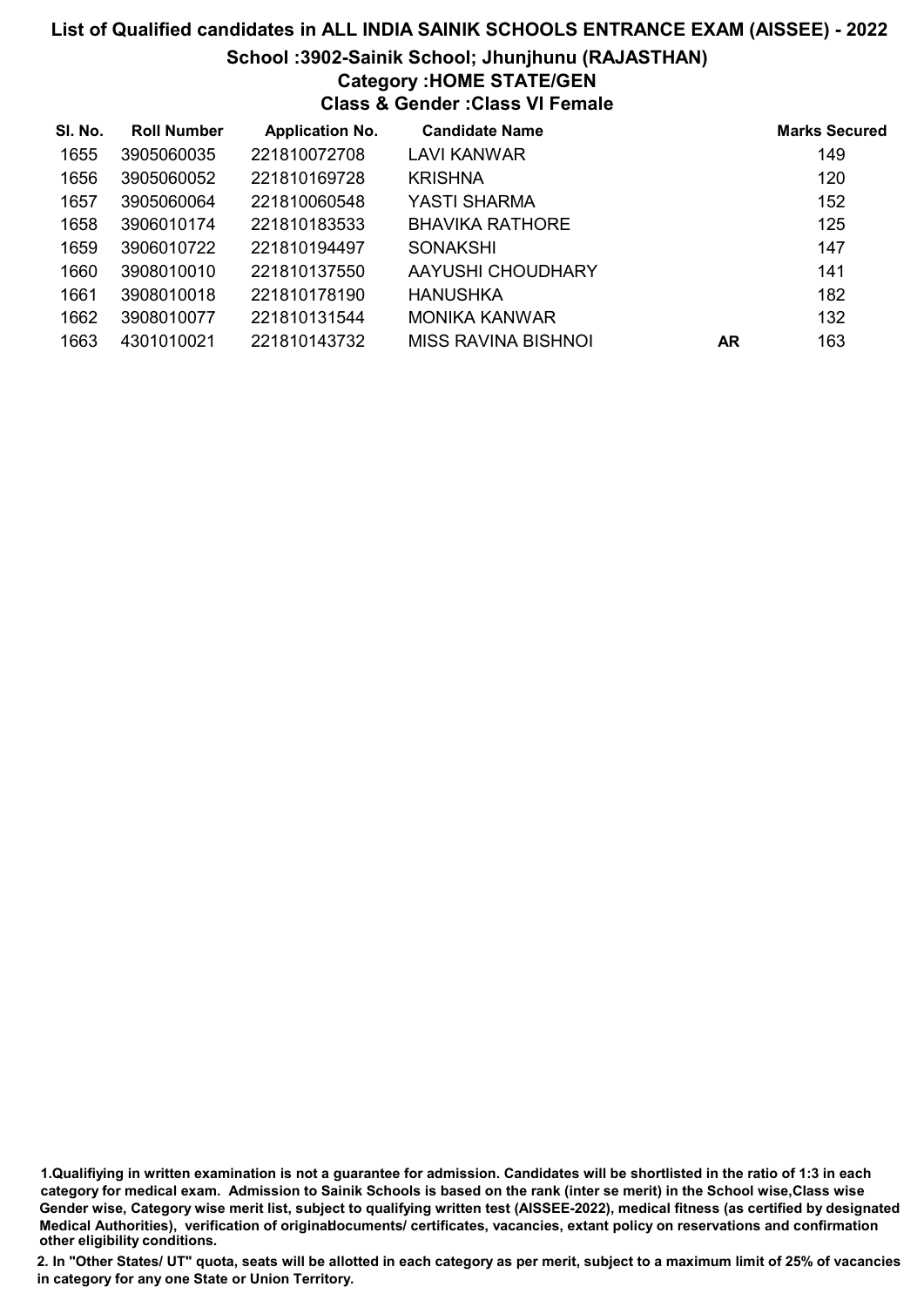# List of Qualified candidates in ALL INDIA SAINIK SCHOOLS ENTRANCE EXAM (AISSEE) - 2022

## School :3902-Sainik School; Jhunjhunu (RAJASTHAN)

### Category :HOME STATE/GEN

### Class & Gender :Class VI Female

| Sl. No. | Roll Number | Application No. | Candidate Name | | Marks Secured |
|---|---|---|---|---|---|
| 1655 | 3905060035 | 221810072708 | LAVI KANWAR | | 149 |
| 1656 | 3905060052 | 221810169728 | KRISHNA | | 120 |
| 1657 | 3905060064 | 221810060548 | YASTI SHARMA | | 152 |
| 1658 | 3906010174 | 221810183533 | BHAVIKA RATHORE | | 125 |
| 1659 | 3906010722 | 221810194497 | SONAKSHI | | 147 |
| 1660 | 3908010010 | 221810137550 | AAYUSHI CHOUDHARY | | 141 |
| 1661 | 3908010018 | 221810178190 | HANUSHKA | | 182 |
| 1662 | 3908010077 | 221810131544 | MONIKA KANWAR | | 132 |
| 1663 | 4301010021 | 221810143732 | MISS RAVINA BISHNOI | AR | 163 |

1.Qualifiying in written examination is not a guarantee for admission. Candidates will be shortlisted in the ratio of 1:3 in each category for medical exam. Admission to Sainik Schools is based on the rank (inter se merit) in the School wise,Class wise Gender wise, Category wise merit list, subject to qualifying written test (AISSEE-2022), medical fitness (as certified by designated Medical Authorities), verification of originaldocuments/ certificates, vacancies, extant policy on reservations and confirmation other eligibility conditions.

2. In "Other States/ UT" quota, seats will be allotted in each category as per merit, subject to a maximum limit of 25% of vacancies in category for any one State or Union Territory.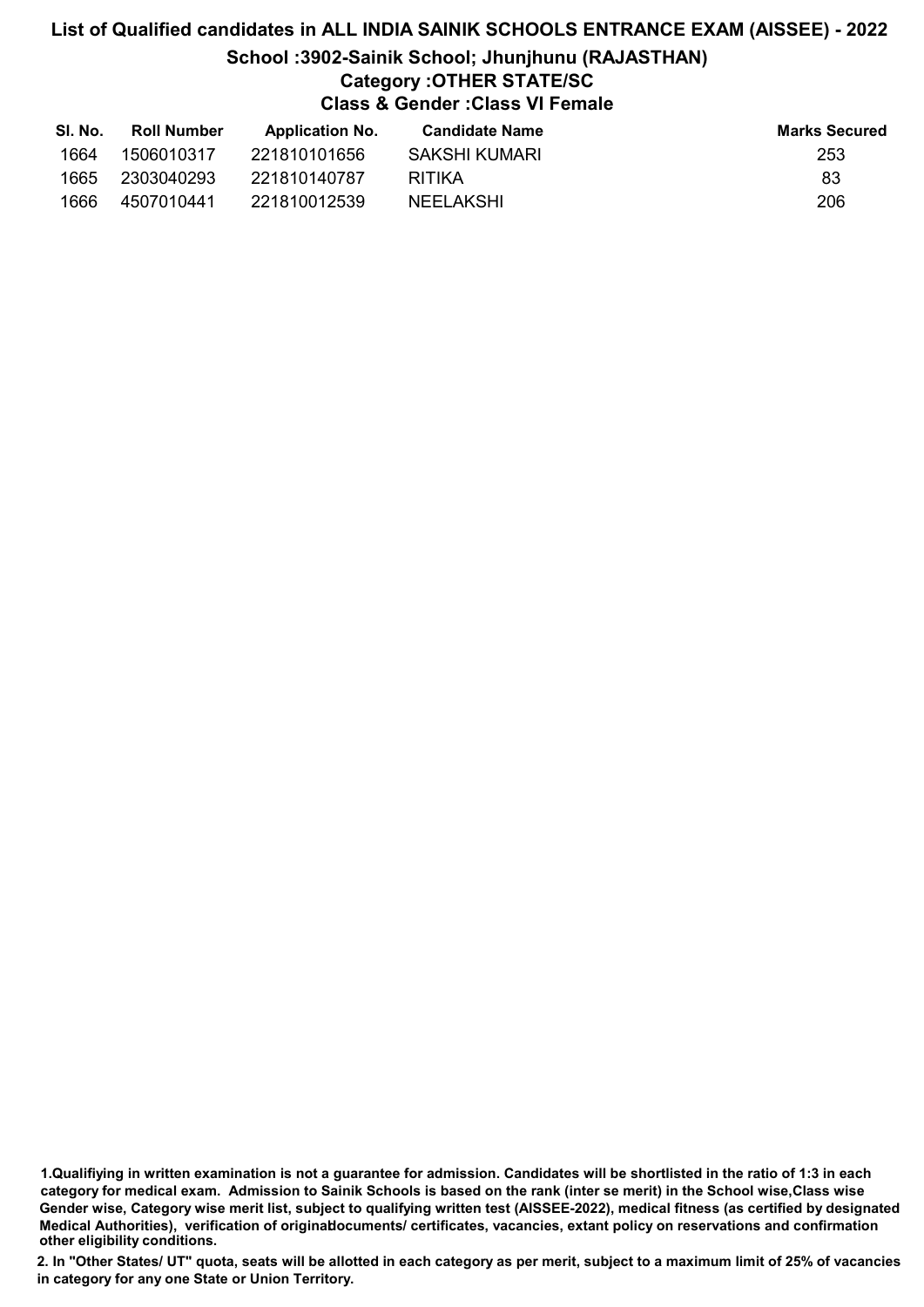# List of Qualified candidates in ALL INDIA SAINIK SCHOOLS ENTRANCE EXAM (AISSEE) - 2022

## School :3902-Sainik School; Jhunjhunu (RAJASTHAN)

### Category :OTHER STATE/SC

### Class & Gender :Class VI Female

| Sl. No. | Roll Number | Application No. | Candidate Name | Marks Secured |
|---|---|---|---|---|
| 1664 | 1506010317 | 221810101656 | SAKSHI KUMARI | 253 |
| 1665 | 2303040293 | 221810140787 | RITIKA | 83 |
| 1666 | 4507010441 | 221810012539 | NEELAKSHI | 206 |

**1.Qualifiying in written examination is not a guarantee for admission. Candidates will be shortlisted in the ratio of 1:3 in each category for medical exam. Admission to Sainik Schools is based on the rank (inter se merit) in the School wise,Class wise Gender wise, Category wise merit list, subject to qualifying written test (AISSEE-2022), medical fitness (as certified by designated Medical Authorities), verification of originaldocuments/ certificates, vacancies, extant policy on reservations and confirmation other eligibility conditions.**

**2. In "Other States/ UT" quota, seats will be allotted in each category as per merit, subject to a maximum limit of 25% of vacancies in category for any one State or Union Territory.**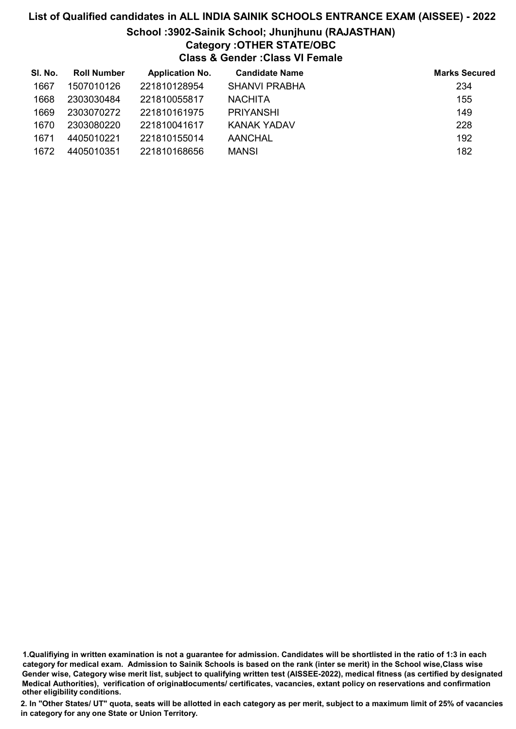# List of Qualified candidates in ALL INDIA SAINIK SCHOOLS ENTRANCE EXAM (AISSEE) - 2022

## School :3902-Sainik School; Jhunjhunu (RAJASTHAN)

### Category :OTHER STATE/OBC

### Class & Gender :Class VI Female

| Sl. No. | Roll Number | Application No. | Candidate Name | Marks Secured |
|---|---|---|---|---|
| 1667 | 1507010126 | 221810128954 | SHANVI PRABHA | 234 |
| 1668 | 2303030484 | 221810055817 | NACHITA | 155 |
| 1669 | 2303070272 | 221810161975 | PRIYANSHI | 149 |
| 1670 | 2303080220 | 221810041617 | KANAK YADAV | 228 |
| 1671 | 4405010221 | 221810155014 | AANCHAL | 192 |
| 1672 | 4405010351 | 221810168656 | MANSI | 182 |

1.Qualifiying in written examination is not a guarantee for admission. Candidates will be shortlisted in the ratio of 1:3 in each category for medical exam. Admission to Sainik Schools is based on the rank (inter se merit) in the School wise,Class wise Gender wise, Category wise merit list, subject to qualifying written test (AISSEE-2022), medical fitness (as certified by designated Medical Authorities), verification of originaldocuments/ certificates, vacancies, extant policy on reservations and confirmation other eligibility conditions.

2. In "Other States/ UT" quota, seats will be allotted in each category as per merit, subject to a maximum limit of 25% of vacancies in category for any one State or Union Territory.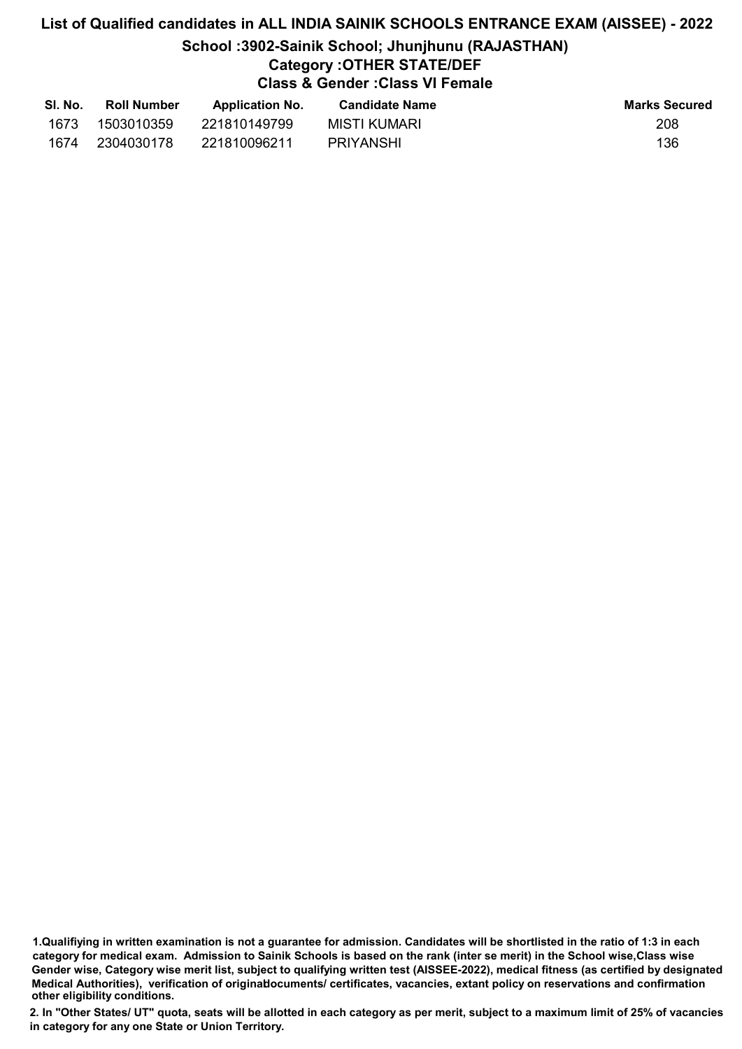# List of Qualified candidates in ALL INDIA SAINIK SCHOOLS ENTRANCE EXAM (AISSEE) - 2022

## School :3902-Sainik School; Jhunjhunu (RAJASTHAN)

### Category :OTHER STATE/DEF

### Class & Gender :Class VI Female

| Sl. No. | Roll Number | Application No. | Candidate Name | Marks Secured |
|---|---|---|---|---|
| 1673 | 1503010359 | 221810149799 | MISTI KUMARI | 208 |
| 1674 | 2304030178 | 221810096211 | PRIYANSHI | 136 |

**1.Qualifiying in written examination is not a guarantee for admission. Candidates will be shortlisted in the ratio of 1:3 in each category for medical exam. Admission to Sainik Schools is based on the rank (inter se merit) in the School wise,Class wise Gender wise, Category wise merit list, subject to qualifying written test (AISSEE-2022), medical fitness (as certified by designated Medical Authorities), verification of originaldocuments/ certificates, vacancies, extant policy on reservations and confirmation other eligibility conditions.**

**2. In "Other States/ UT" quota, seats will be allotted in each category as per merit, subject to a maximum limit of 25% of vacancies in category for any one State or Union Territory.**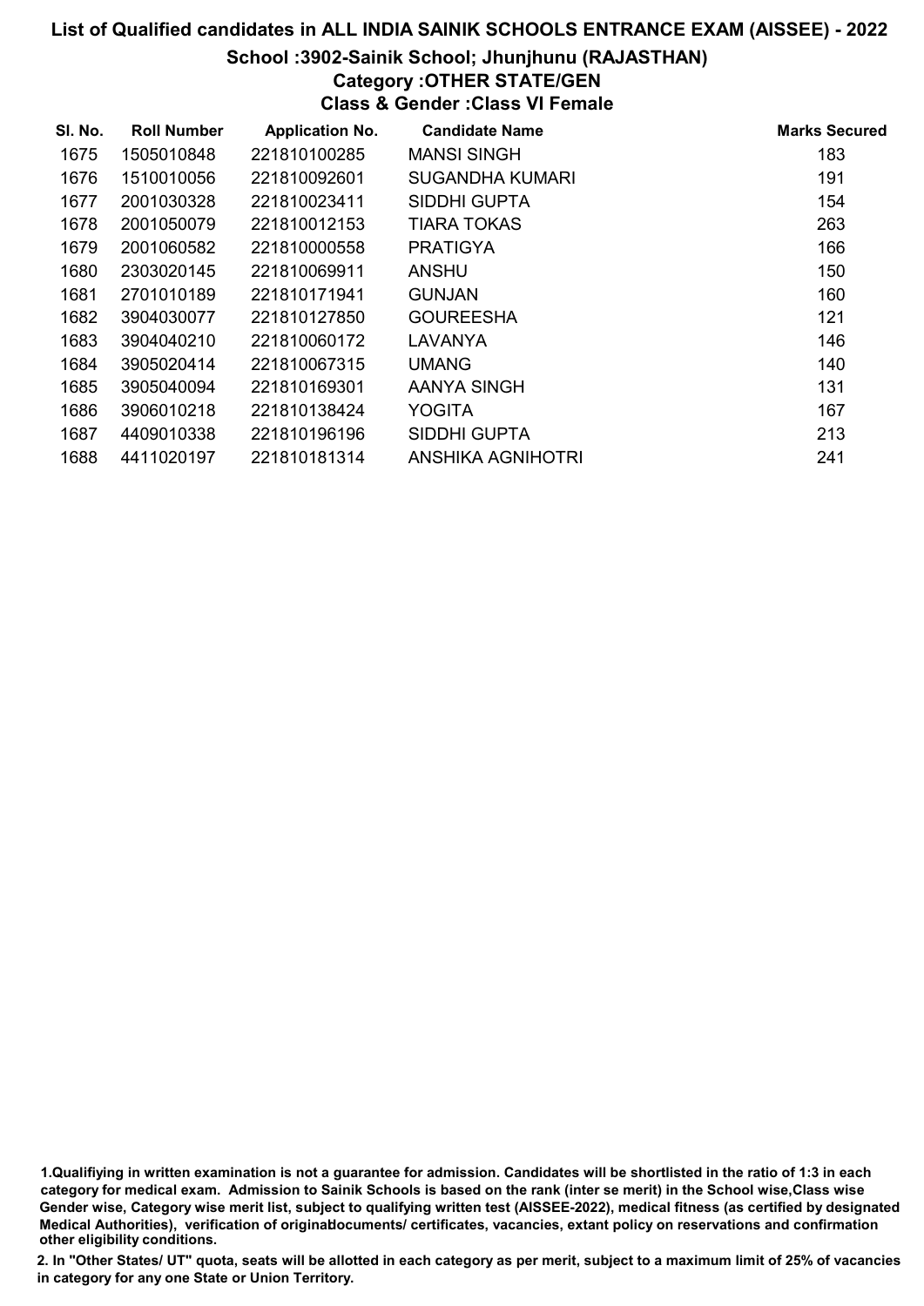# List of Qualified candidates in ALL INDIA SAINIK SCHOOLS ENTRANCE EXAM (AISSEE) - 2022

## School :3902-Sainik School; Jhunjhunu (RAJASTHAN)

### Category :OTHER STATE/GEN

### Class & Gender :Class VI Female

| Sl. No. | Roll Number | Application No. | Candidate Name | Marks Secured |
|---|---|---|---|---|
| 1675 | 1505010848 | 221810100285 | MANSI SINGH | 183 |
| 1676 | 1510010056 | 221810092601 | SUGANDHA KUMARI | 191 |
| 1677 | 2001030328 | 221810023411 | SIDDHI GUPTA | 154 |
| 1678 | 2001050079 | 221810012153 | TIARA TOKAS | 263 |
| 1679 | 2001060582 | 221810000558 | PRATIGYA | 166 |
| 1680 | 2303020145 | 221810069911 | ANSHU | 150 |
| 1681 | 2701010189 | 221810171941 | GUNJAN | 160 |
| 1682 | 3904030077 | 221810127850 | GOUREESHA | 121 |
| 1683 | 3904040210 | 221810060172 | LAVANYA | 146 |
| 1684 | 3905020414 | 221810067315 | UMANG | 140 |
| 1685 | 3905040094 | 221810169301 | AANYA SINGH | 131 |
| 1686 | 3906010218 | 221810138424 | YOGITA | 167 |
| 1687 | 4409010338 | 221810196196 | SIDDHI GUPTA | 213 |
| 1688 | 4411020197 | 221810181314 | ANSHIKA AGNIHOTRI | 241 |

1.Qualifiying in written examination is not a guarantee for admission. Candidates will be shortlisted in the ratio of 1:3 in each category for medical exam. Admission to Sainik Schools is based on the rank (inter se merit) in the School wise,Class wise Gender wise, Category wise merit list, subject to qualifying written test (AISSEE-2022), medical fitness (as certified by designated Medical Authorities), verification of originaldocuments/ certificates, vacancies, extant policy on reservations and confirmation other eligibility conditions.

2. In "Other States/ UT" quota, seats will be allotted in each category as per merit, subject to a maximum limit of 25% of vacancies in category for any one State or Union Territory.